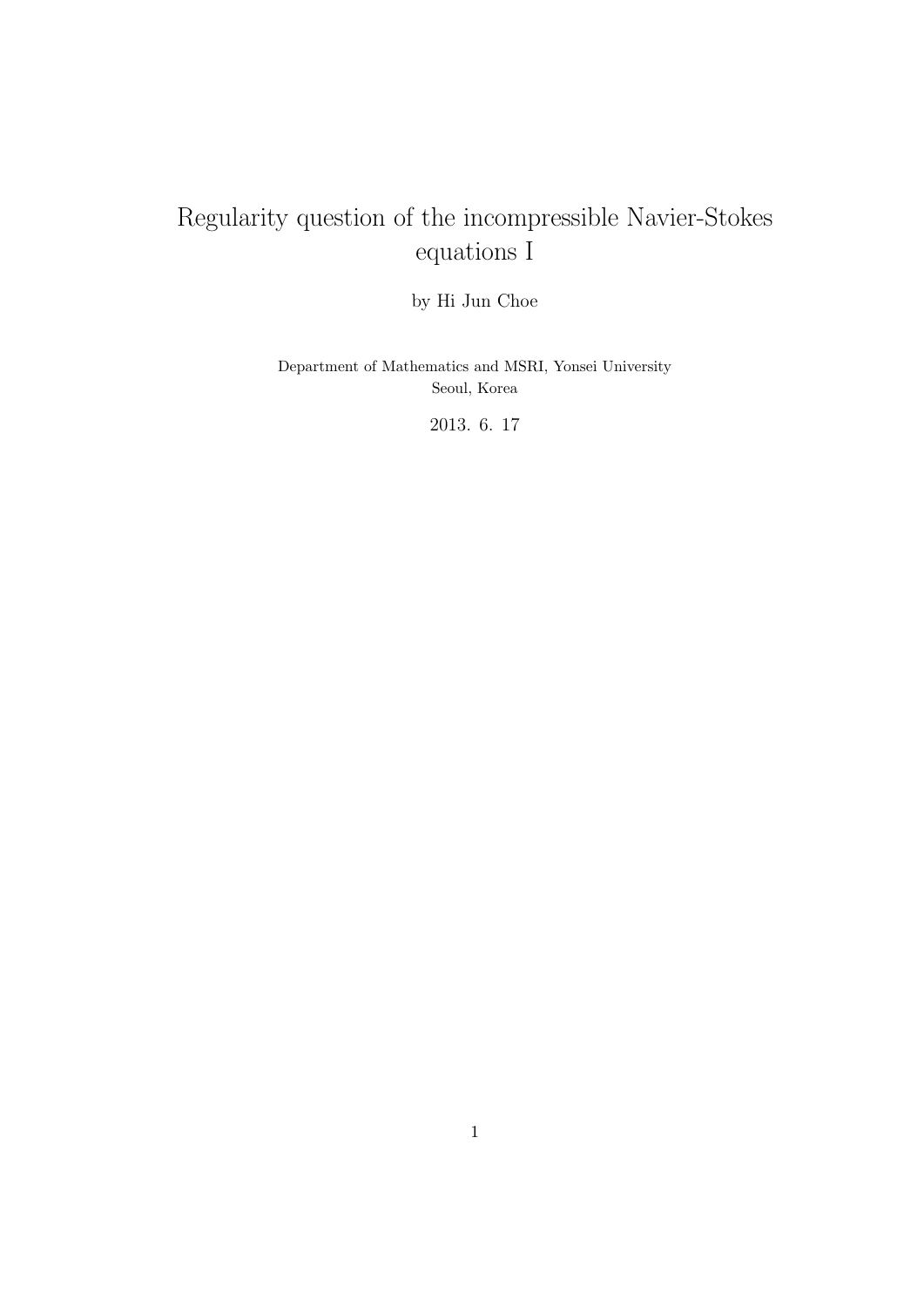# Regularity question of the incompressible Navier-Stokes equations I

by Hi Jun Choe

Department of Mathematics and MSRI, Yonsei University
Seoul, Korea

2013. 6. 17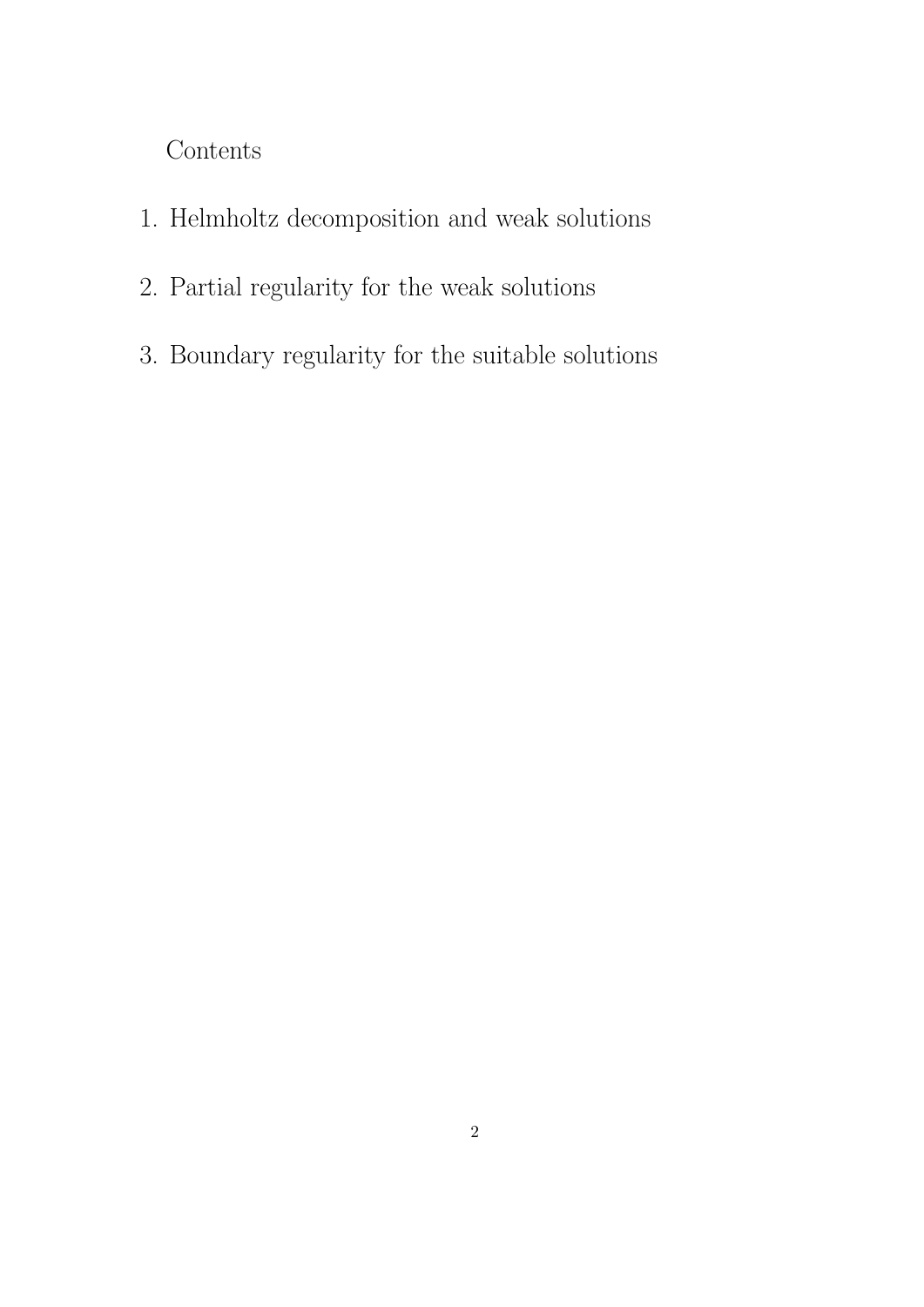# Contents

1. Helmholtz decomposition and weak solutions
2. Partial regularity for the weak solutions
3. Boundary regularity for the suitable solutions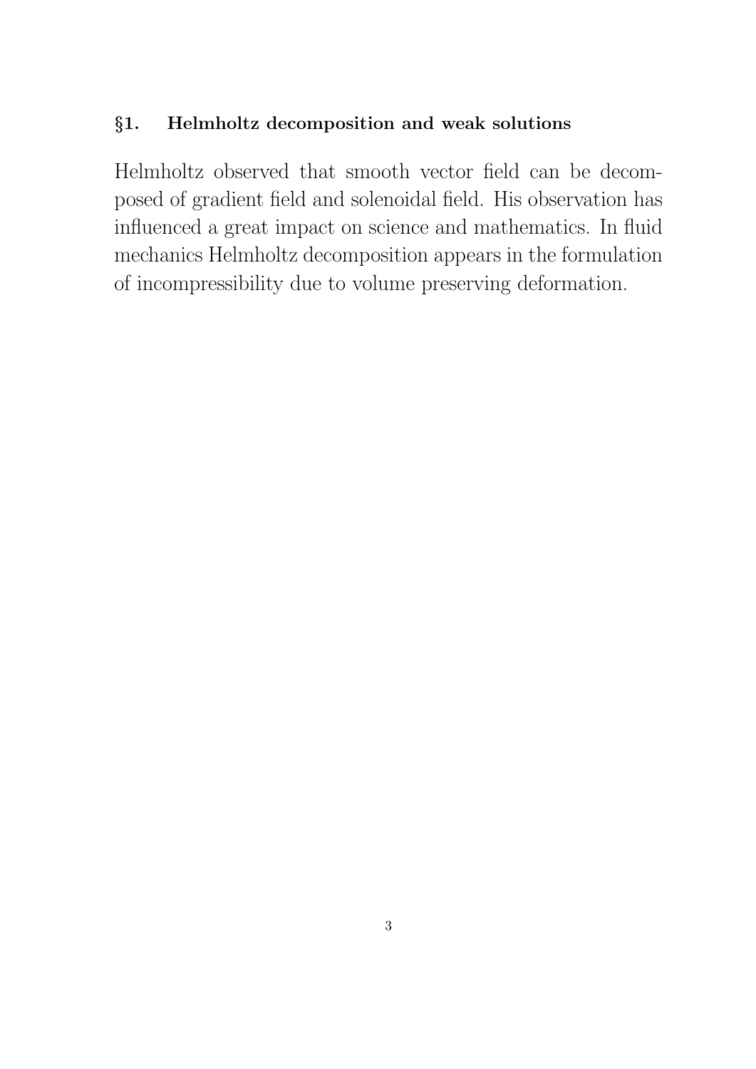## §1. Helmholtz decomposition and weak solutions

Helmholtz observed that smooth vector field can be decomposed of gradient field and solenoidal field. His observation has influenced a great impact on science and mathematics. In fluid mechanics Helmholtz decomposition appears in the formulation of incompressibility due to volume preserving deformation.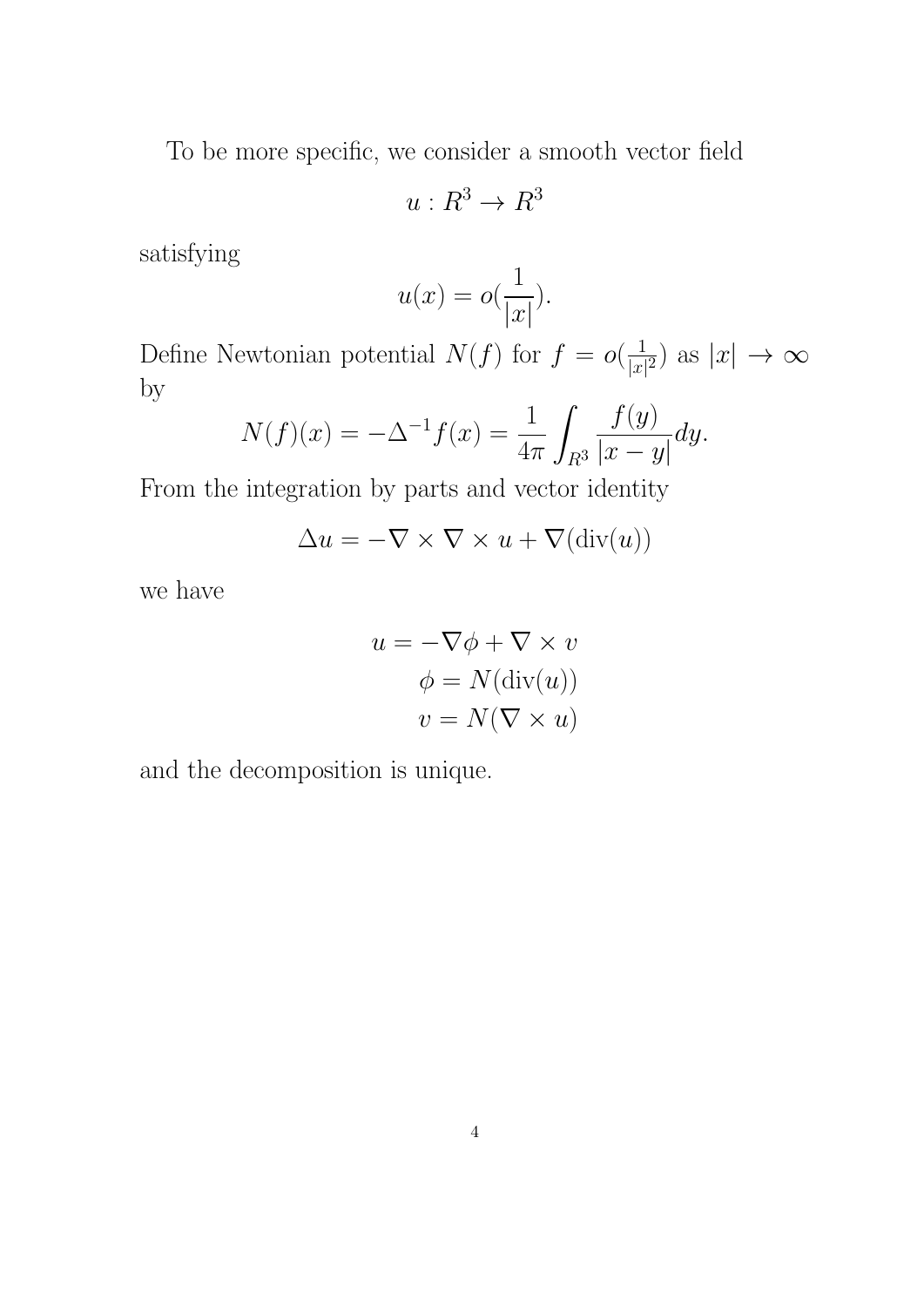To be more specific, we consider a smooth vector field

$$u : R^3 \to R^3$$

satisfying

$$u(x) = o(\frac{1}{|x|}).$$

Define Newtonian potential $N(f)$ for $f = o(\frac{1}{|x|^2})$ as $|x| \to \infty$ by

$$N(f)(x) = -\Delta^{-1} f(x) = \frac{1}{4\pi} \int_{R^3} \frac{f(y)}{|x-y|} dy.$$

From the integration by parts and vector identity

$$\Delta u = -\nabla \times \nabla \times u + \nabla(\mathrm{div}(u))$$

we have

$$\begin{aligned} u &= -\nabla \phi + \nabla \times v \\ \phi &= N(\mathrm{div}(u)) \\ v &= N(\nabla \times u) \end{aligned}$$

and the decomposition is unique.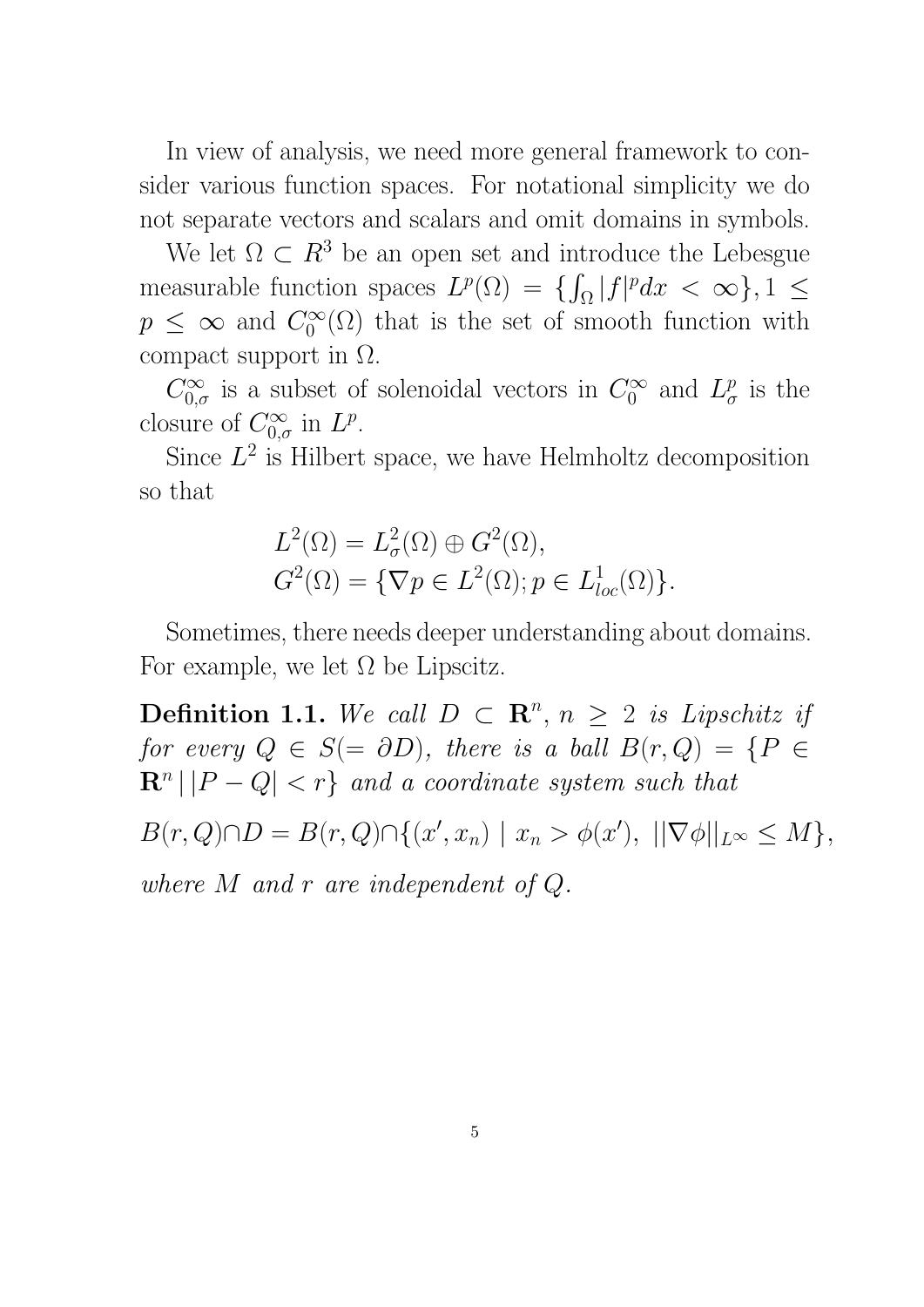In view of analysis, we need more general framework to consider various function spaces. For notational simplicity we do not separate vectors and scalars and omit domains in symbols.

We let $\Omega \subset R^3$ be an open set and introduce the Lebesgue measurable function spaces $L^p(\Omega) = \{\int_\Omega |f|^p dx < \infty\}, 1 \leq p \leq \infty$ and $C_0^\infty(\Omega)$ that is the set of smooth function with compact support in $\Omega$.

$C_{0,\sigma}^\infty$ is a subset of solenoidal vectors in $C_0^\infty$ and $L_\sigma^p$ is the closure of $C_{0,\sigma}^\infty$ in $L^p$.

Since $L^2$ is Hilbert space, we have Helmholtz decomposition so that

$$
\begin{aligned}
&L^2(\Omega) = L_\sigma^2(\Omega) \oplus G^2(\Omega), \\
&G^2(\Omega) = \{\nabla p \in L^2(\Omega); p \in L_{loc}^1(\Omega)\}.
\end{aligned}
$$

Sometimes, there needs deeper understanding about domains. For example, we let $\Omega$ be Lipscitz.

**Definition 1.1.** *We call $D \subset \mathbf{R}^n$, $n \geq 2$ is Lipschitz if for every $Q \in S(= \partial D)$, there is a ball $B(r, Q) = \{P \in \mathbf{R}^n \,|\, |P - Q| < r\}$ and a coordinate system such that*

$$
B(r, Q) \cap D = B(r, Q) \cap \{(x', x_n) \mid x_n > \phi(x'),\ ||\nabla \phi||_{L^\infty} \leq M\},
$$

*where $M$ and $r$ are independent of $Q$.*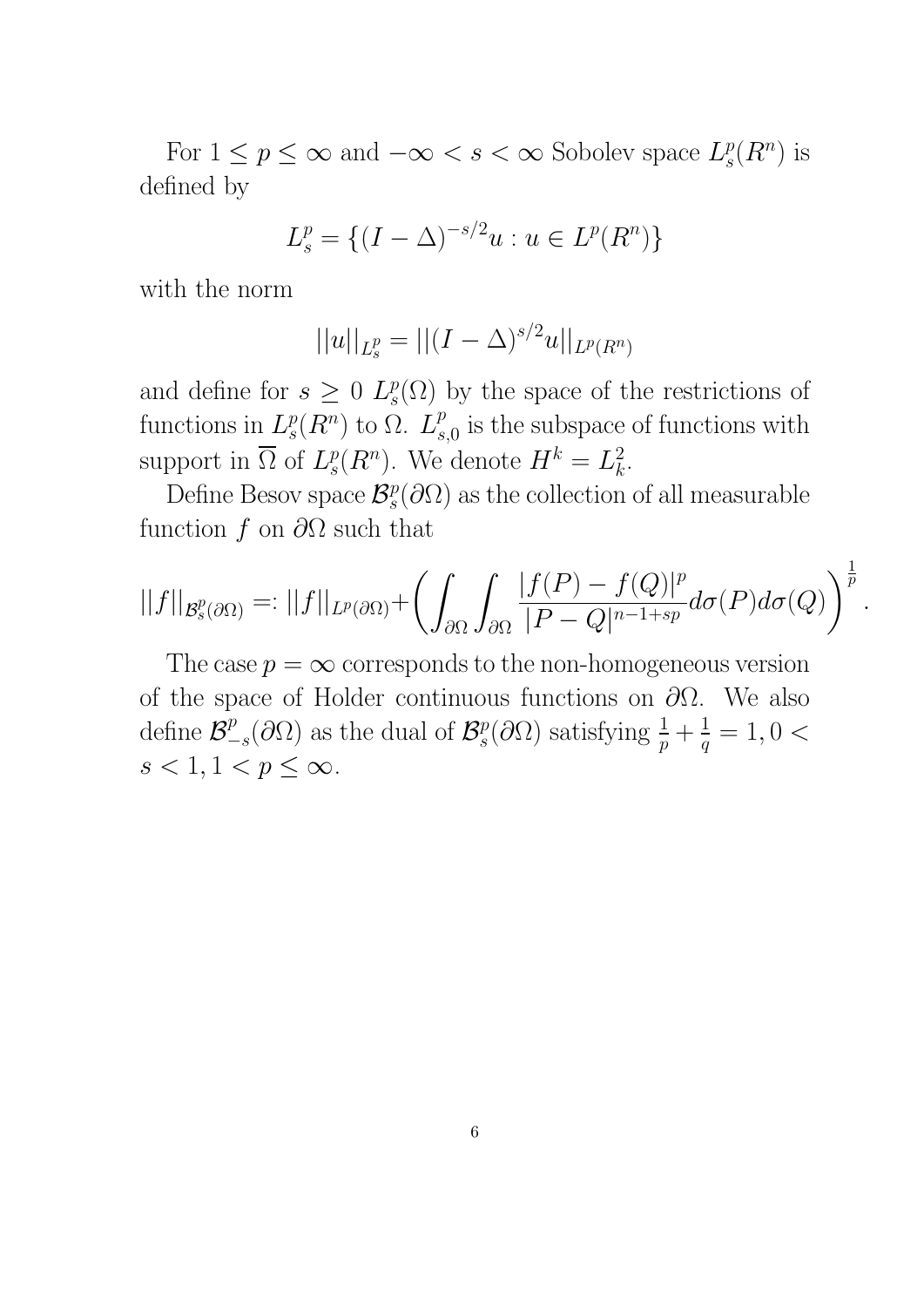For $1 \le p \le \infty$ and $-\infty < s < \infty$ Sobolev space $L^p_s(R^n)$ is defined by

$$L^p_s = \{(I - \Delta)^{-s/2} u : u \in L^p(R^n)\}$$

with the norm

$$||u||_{L^p_s} = ||(I - \Delta)^{s/2} u||_{L^p(R^n)}$$

and define for $s \ge 0$ $L^p_s(\Omega)$ by the space of the restrictions of functions in $L^p_s(R^n)$ to $\Omega$. $L^p_{s,0}$ is the subspace of functions with support in $\overline{\Omega}$ of $L^p_s(R^n)$. We denote $H^k = L^2_k$.

Define Besov space $\mathcal{B}^p_s(\partial\Omega)$ as the collection of all measurable function $f$ on $\partial\Omega$ such that

$$||f||_{\mathcal{B}^p_s(\partial\Omega)} =: ||f||_{L^p(\partial\Omega)} + \left( \int_{\partial\Omega} \int_{\partial\Omega} \frac{|f(P) - f(Q)|^p}{|P - Q|^{n-1+sp}} d\sigma(P) d\sigma(Q) \right)^{\frac{1}{p}}.$$

The case $p = \infty$ corresponds to the non-homogeneous version of the space of Holder continuous functions on $\partial\Omega$. We also define $\mathcal{B}^p_{-s}(\partial\Omega)$ as the dual of $\mathcal{B}^p_s(\partial\Omega)$ satisfying $\frac{1}{p} + \frac{1}{q} = 1, 0 < s < 1, 1 < p \le \infty$.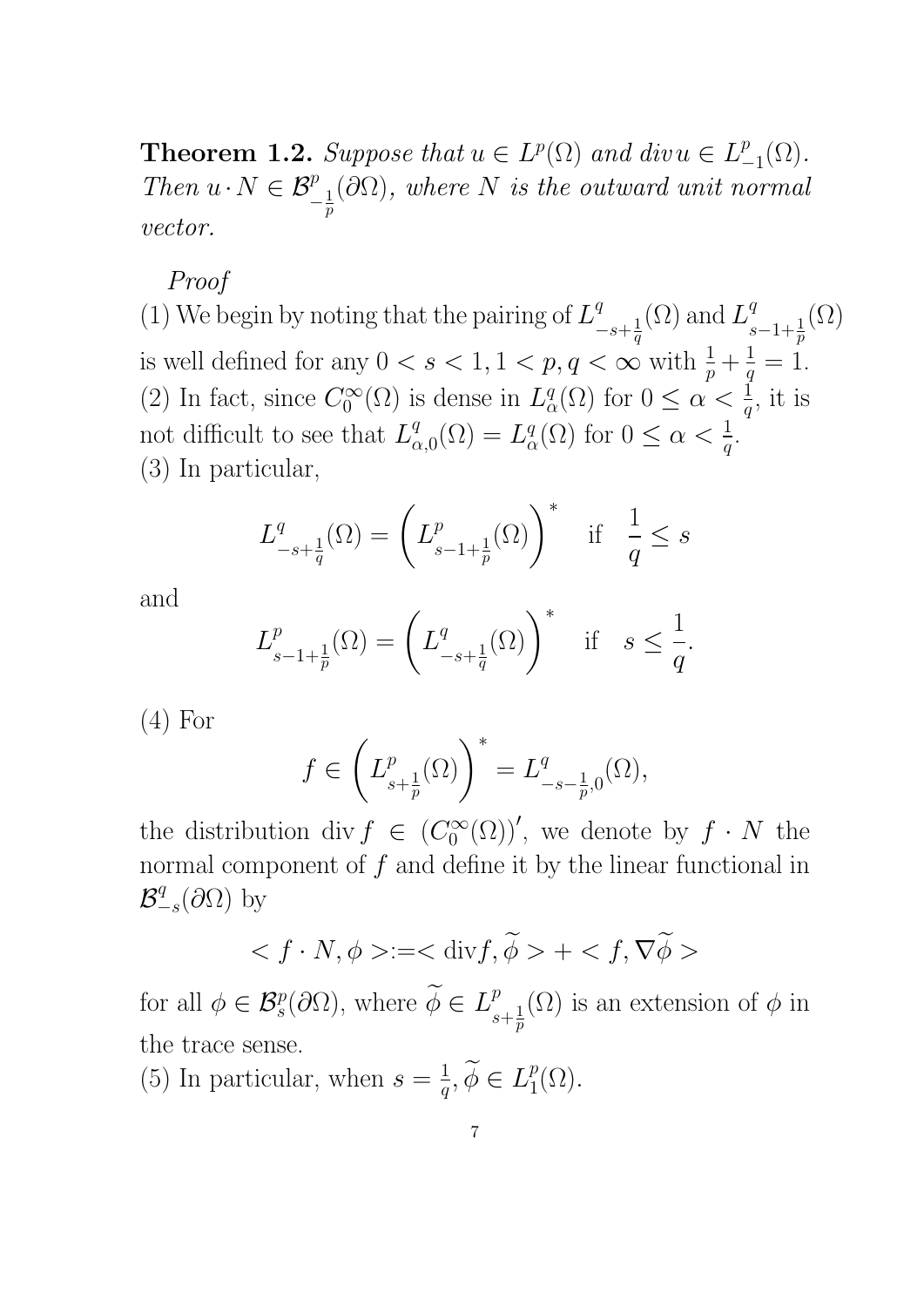**Theorem 1.2.** *Suppose that $u \in L^p(\Omega)$ and $div\, u \in L^p_{-1}(\Omega)$. Then $u \cdot N \in \mathcal{B}^p_{-\frac{1}{p}}(\partial\Omega)$, where $N$ is the outward unit normal vector.*

*Proof*
(1) We begin by noting that the pairing of $L^q_{-s+\frac{1}{q}}(\Omega)$ and $L^q_{s-1+\frac{1}{p}}(\Omega)$ is well defined for any $0 < s < 1, 1 < p, q < \infty$ with $\frac{1}{p} + \frac{1}{q} = 1$.
(2) In fact, since $C_0^\infty(\Omega)$ is dense in $L^q_\alpha(\Omega)$ for $0 \leq \alpha < \frac{1}{q}$, it is not difficult to see that $L^q_{\alpha,0}(\Omega) = L^q_\alpha(\Omega)$ for $0 \leq \alpha < \frac{1}{q}$.
(3) In particular,

$$L^q_{-s+\frac{1}{q}}(\Omega) = \left(L^p_{s-1+\frac{1}{p}}(\Omega)\right)^* \quad \text{if} \quad \frac{1}{q} \leq s$$

and

$$L^p_{s-1+\frac{1}{p}}(\Omega) = \left(L^q_{-s+\frac{1}{q}}(\Omega)\right)^* \quad \text{if} \quad s \leq \frac{1}{q}.$$

(4) For

$$f \in \left(L^p_{s+\frac{1}{p}}(\Omega)\right)^* = L^q_{-s-\frac{1}{p},0}(\Omega),$$

the distribution $\operatorname{div} f \in (C_0^\infty(\Omega))'$, we denote by $f \cdot N$ the normal component of $f$ and define it by the linear functional in $\mathcal{B}^q_{-s}(\partial\Omega)$ by

$$< f \cdot N, \phi > := < \operatorname{div} f, \widetilde{\phi} > + < f, \nabla\widetilde{\phi} >$$

for all $\phi \in \mathcal{B}^p_s(\partial\Omega)$, where $\widetilde{\phi} \in L^p_{s+\frac{1}{p}}(\Omega)$ is an extension of $\phi$ in the trace sense.
(5) In particular, when $s = \frac{1}{q}, \widetilde{\phi} \in L^p_1(\Omega)$.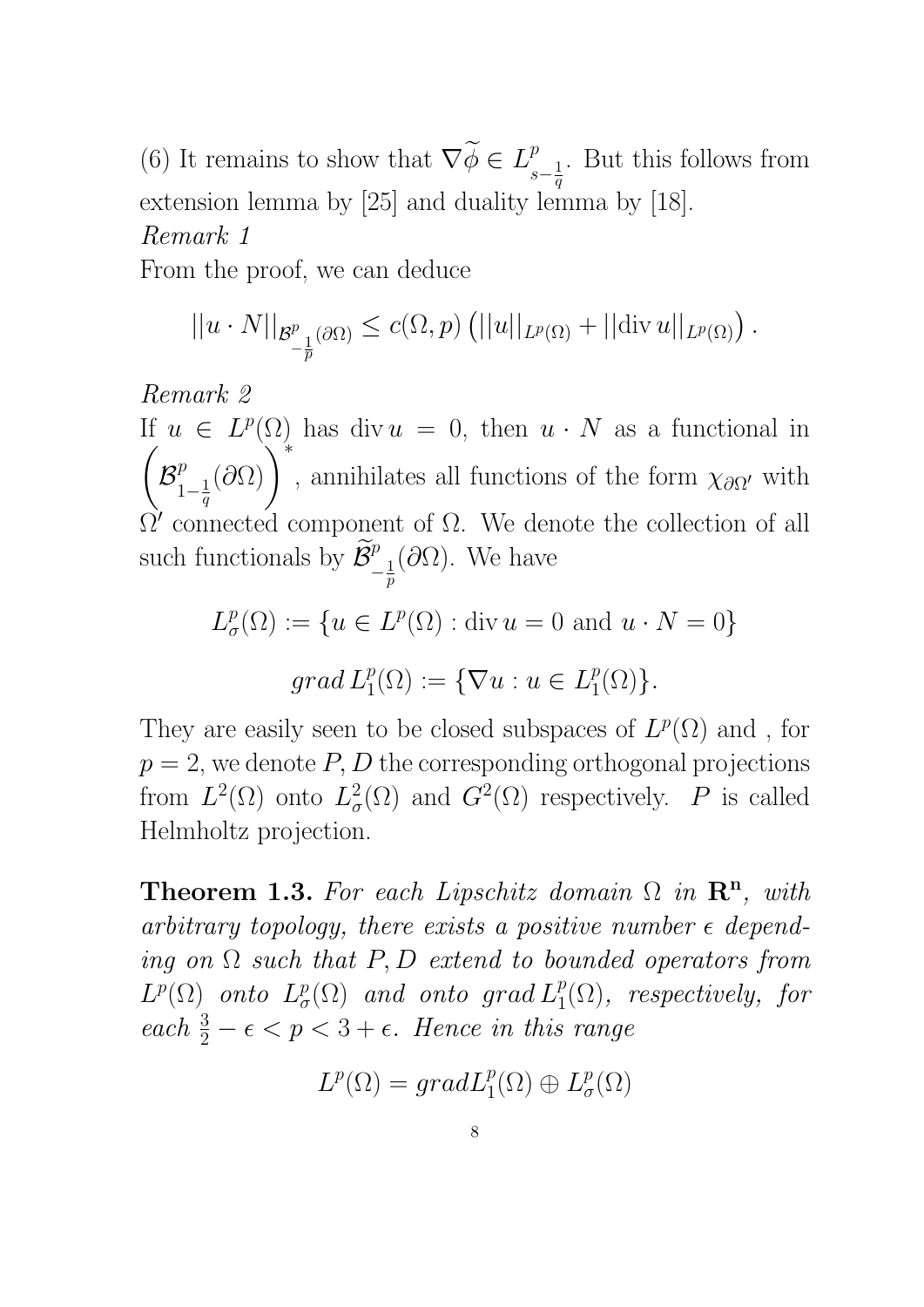(6) It remains to show that $\nabla\widetilde{\phi} \in L^p_{s-\frac{1}{q}}$. But this follows from extension lemma by [25] and duality lemma by [18].

*Remark 1*

From the proof, we can deduce

$$||u \cdot N||_{\mathcal{B}^p_{-\frac{1}{p}}(\partial\Omega)} \leq c(\Omega, p)\left(||u||_{L^p(\Omega)} + ||\mathrm{div}\, u||_{L^p(\Omega)}\right).$$

*Remark 2*

If $u \in L^p(\Omega)$ has $\mathrm{div}\, u = 0$, then $u \cdot N$ as a functional in $\left(\mathcal{B}^p_{1-\frac{1}{q}}(\partial\Omega)\right)^*$, annihilates all functions of the form $\chi_{\partial\Omega'}$ with $\Omega'$ connected component of $\Omega$. We denote the collection of all such functionals by $\widetilde{\mathcal{B}}^p_{-\frac{1}{p}}(\partial\Omega)$. We have

$$L^p_\sigma(\Omega) := \{u \in L^p(\Omega) : \mathrm{div}\, u = 0 \text{ and } u \cdot N = 0\}$$

$$grad\, L^p_1(\Omega) := \{\nabla u : u \in L^p_1(\Omega)\}.$$

They are easily seen to be closed subspaces of $L^p(\Omega)$ and , for $p = 2$, we denote $P, D$ the corresponding orthogonal projections from $L^2(\Omega)$ onto $L^2_\sigma(\Omega)$ and $G^2(\Omega)$ respectively. $P$ is called Helmholtz projection.

**Theorem 1.3.** *For each Lipschitz domain $\Omega$ in $\mathbf{R^n}$, with arbitrary topology, there exists a positive number $\epsilon$ depending on $\Omega$ such that $P, D$ extend to bounded operators from $L^p(\Omega)$ onto $L^p_\sigma(\Omega)$ and onto $grad\, L^p_1(\Omega)$, respectively, for each $\frac{3}{2} - \epsilon < p < 3 + \epsilon$. Hence in this range*

$$L^p(\Omega) = gradL^p_1(\Omega) \oplus L^p_\sigma(\Omega)$$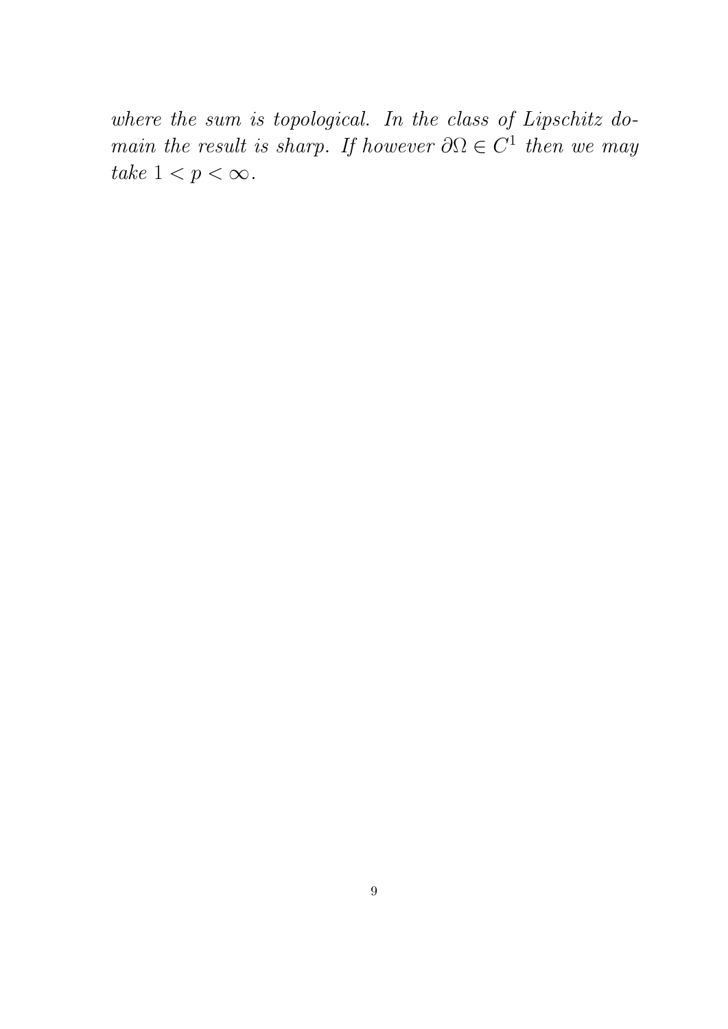*where the sum is topological. In the class of Lipschitz domain the result is sharp. If however $\partial\Omega \in C^1$ then we may take $1 < p < \infty$.*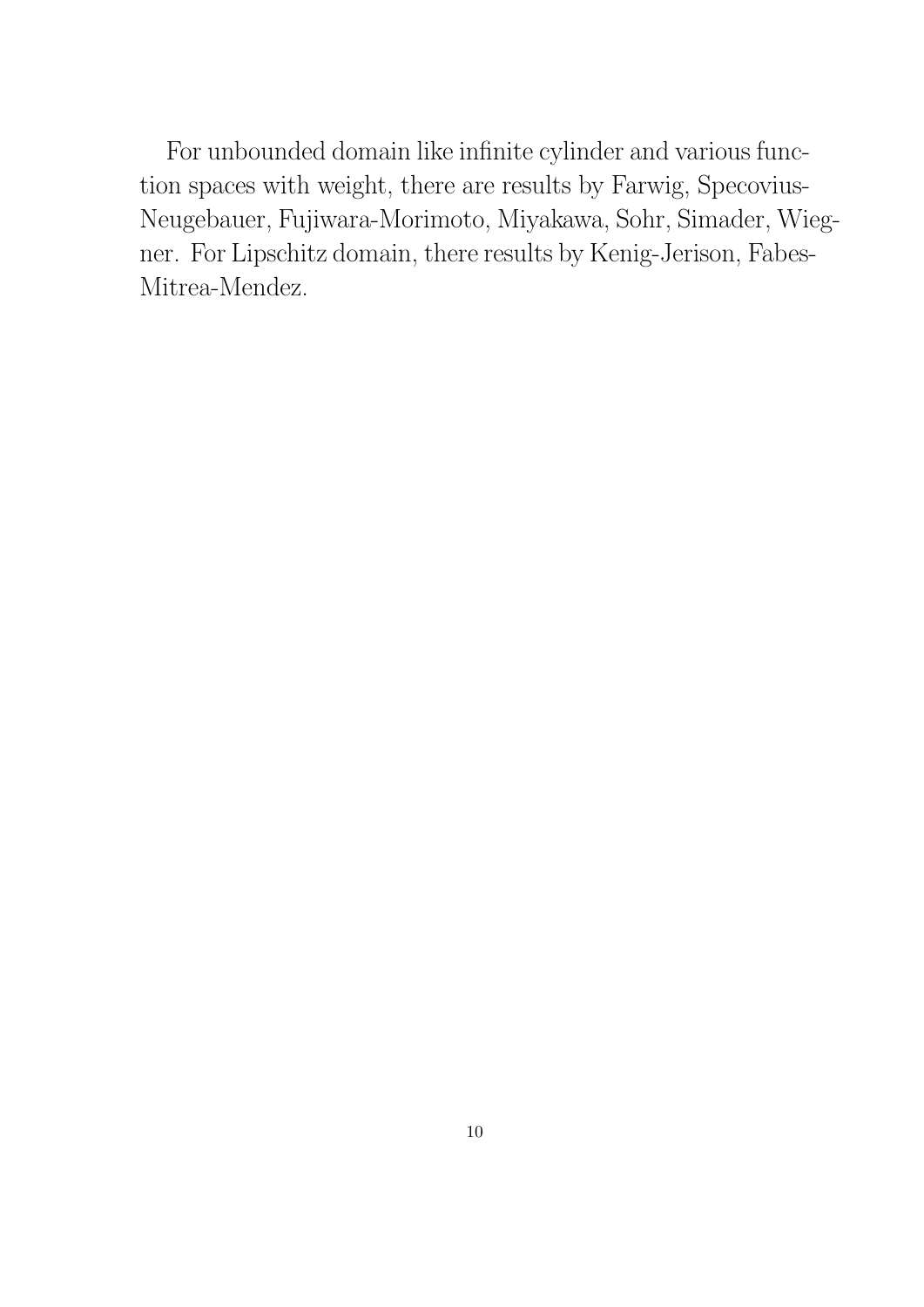For unbounded domain like infinite cylinder and various function spaces with weight, there are results by Farwig, Specovius-Neugebauer, Fujiwara-Morimoto, Miyakawa, Sohr, Simader, Wiegner. For Lipschitz domain, there results by Kenig-Jerison, Fabes-Mitrea-Mendez.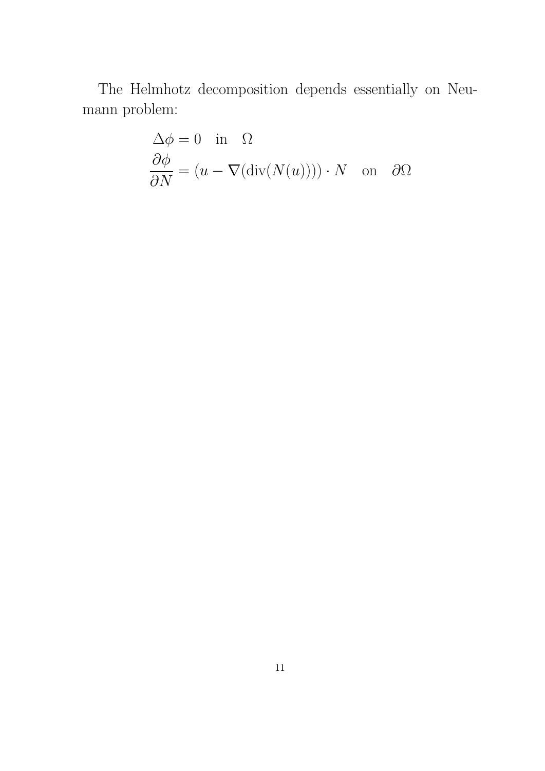The Helmhotz decomposition depends essentially on Neumann problem:

$$
\begin{aligned}
&\Delta\phi = 0 \quad \text{in} \quad \Omega \\
&\frac{\partial \phi}{\partial N} = (u - \nabla(\operatorname{div}(N(u)))) \cdot N \quad \text{on} \quad \partial\Omega
\end{aligned}
$$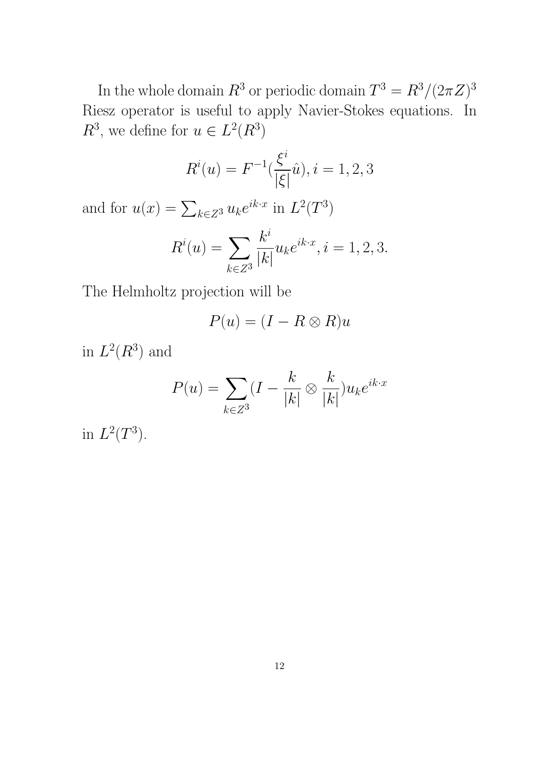In the whole domain $R^3$ or periodic domain $T^3 = R^3/(2\pi Z)^3$ Riesz operator is useful to apply Navier-Stokes equations. In $R^3$, we define for $u \in L^2(R^3)$

$$R^i(u) = F^{-1}(\frac{\xi^i}{|\xi|}\hat{u}), i = 1, 2, 3$$

and for $u(x) = \sum_{k \in Z^3} u_k e^{ik \cdot x}$ in $L^2(T^3)$

$$R^i(u) = \sum_{k \in Z^3} \frac{k^i}{|k|} u_k e^{ik \cdot x}, i = 1, 2, 3.$$

The Helmholtz projection will be

$$P(u) = (I - R \otimes R)u$$

in $L^2(R^3)$ and

$$P(u) = \sum_{k \in Z^3} (I - \frac{k}{|k|} \otimes \frac{k}{|k|}) u_k e^{ik \cdot x}$$

in $L^2(T^3)$.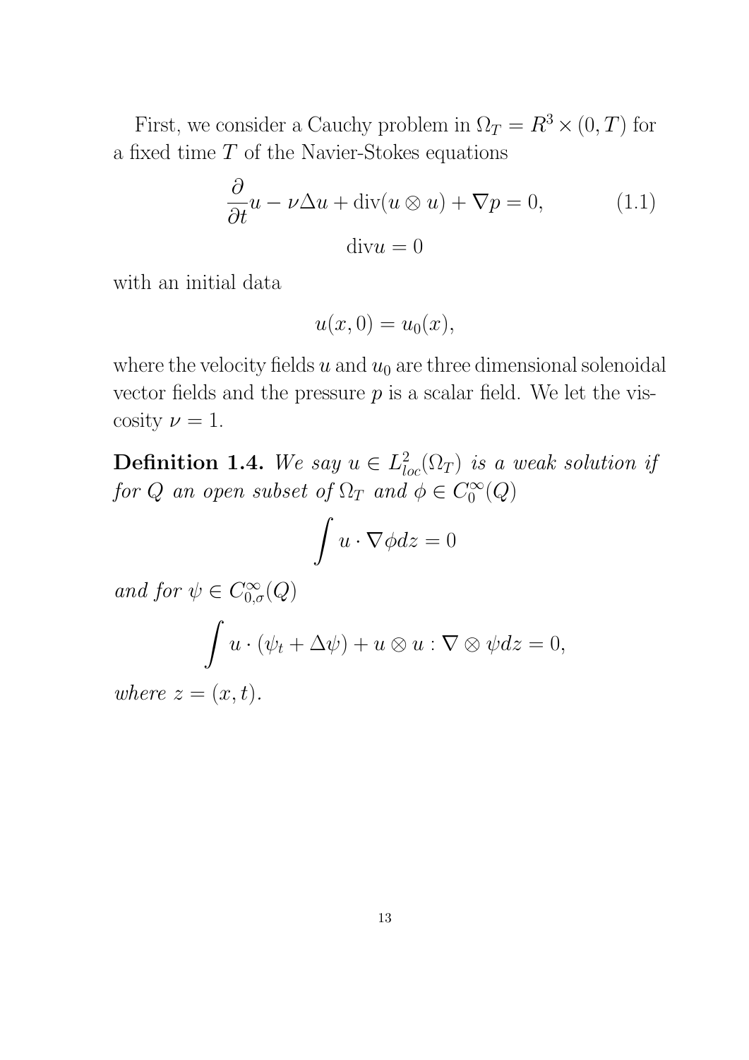First, we consider a Cauchy problem in $\Omega_T = R^3 \times (0, T)$ for a fixed time $T$ of the Navier-Stokes equations

$$\frac{\partial}{\partial t}u - \nu \Delta u + \mathrm{div}(u \otimes u) + \nabla p = 0, \tag{1.1}$$

$$\mathrm{div} u = 0$$

with an initial data

$$u(x, 0) = u_0(x),$$

where the velocity fields $u$ and $u_0$ are three dimensional solenoidal vector fields and the pressure $p$ is a scalar field. We let the viscosity $\nu = 1$.

**Definition 1.4.** *We say $u \in L^2_{loc}(\Omega_T)$ is a weak solution if for $Q$ an open subset of $\Omega_T$ and $\phi \in C_0^\infty(Q)$*

$$\int u \cdot \nabla \phi dz = 0$$

*and for $\psi \in C_{0,\sigma}^\infty(Q)$*

$$\int u \cdot (\psi_t + \Delta \psi) + u \otimes u : \nabla \otimes \psi dz = 0,$$

*where $z = (x, t)$.*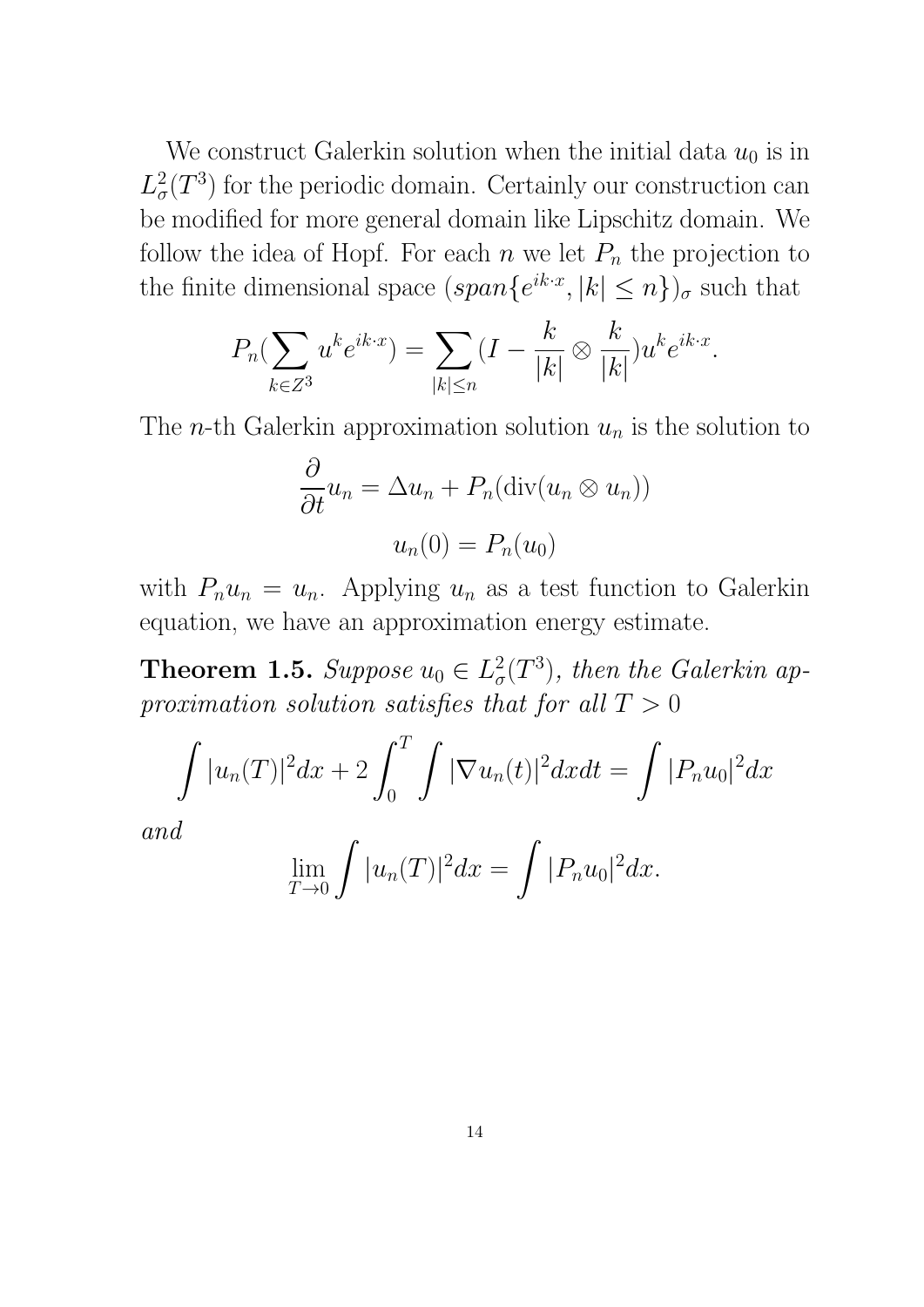We construct Galerkin solution when the initial data $u_0$ is in $L^2_\sigma(T^3)$ for the periodic domain. Certainly our construction can be modified for more general domain like Lipschitz domain. We follow the idea of Hopf. For each $n$ we let $P_n$ the projection to the finite dimensional space $(span\{e^{ik\cdot x}, |k| \leq n\})_\sigma$ such that

$$P_n(\sum_{k\in Z^3} u^k e^{ik\cdot x}) = \sum_{|k|\leq n}(I - \frac{k}{|k|}\otimes\frac{k}{|k|})u^k e^{ik\cdot x}.$$

The $n$-th Galerkin approximation solution $u_n$ is the solution to

$$\frac{\partial}{\partial t}u_n = \Delta u_n + P_n(\mathrm{div}(u_n \otimes u_n))$$

$$u_n(0) = P_n(u_0)$$

with $P_n u_n = u_n$. Applying $u_n$ as a test function to Galerkin equation, we have an approximation energy estimate.

**Theorem 1.5.** *Suppose $u_0 \in L^2_\sigma(T^3)$, then the Galerkin approximation solution satisfies that for all $T > 0$*

$$\int |u_n(T)|^2 dx + 2\int_0^T \int |\nabla u_n(t)|^2 dx dt = \int |P_n u_0|^2 dx$$

*and*

$$\lim_{T\to 0}\int |u_n(T)|^2 dx = \int |P_n u_0|^2 dx.$$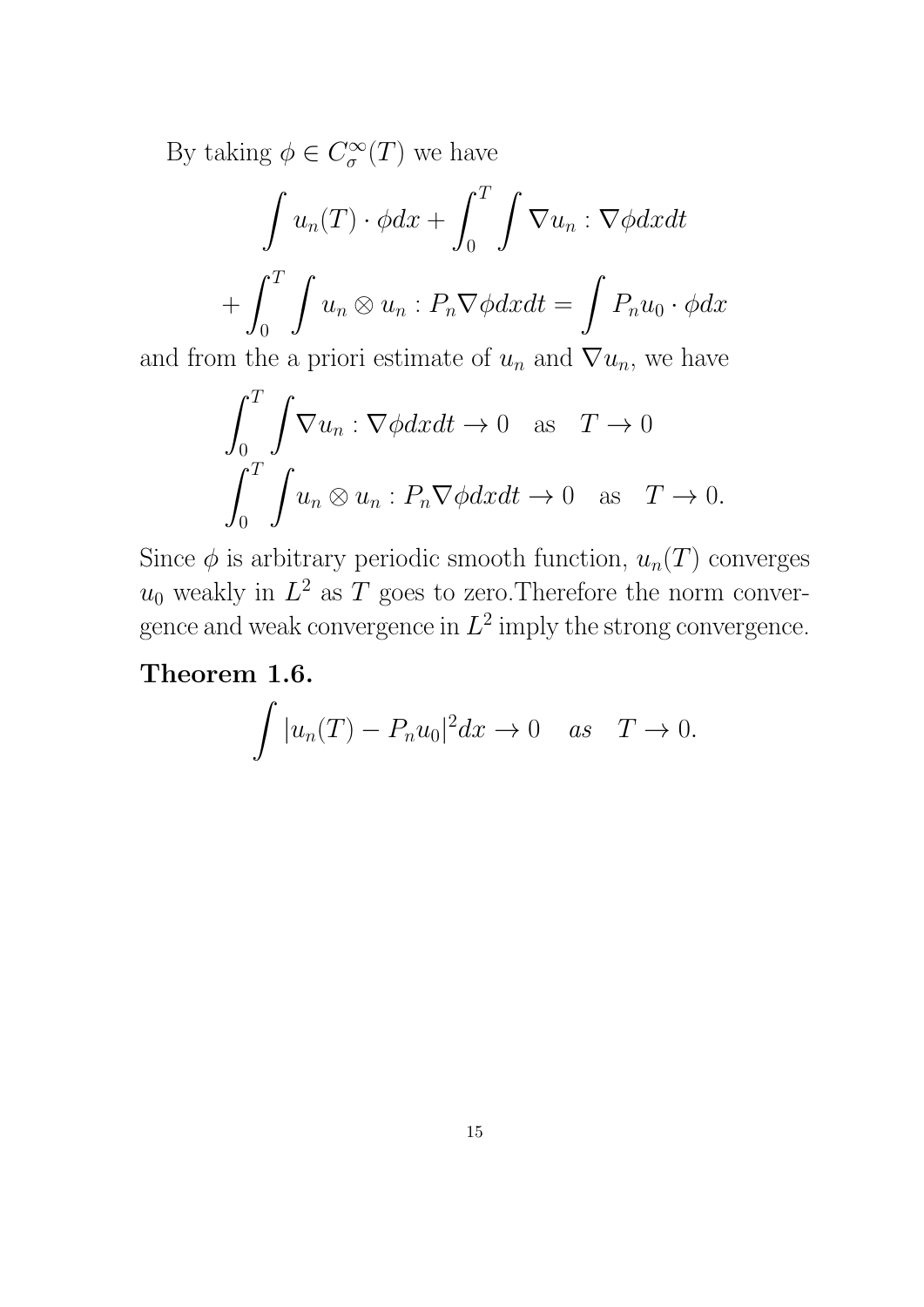By taking $\phi \in C_\sigma^\infty(T)$ we have

$$\int u_n(T) \cdot \phi dx + \int_0^T \int \nabla u_n : \nabla \phi dx dt$$

$$+ \int_0^T \int u_n \otimes u_n : P_n \nabla \phi dx dt = \int P_n u_0 \cdot \phi dx$$

and from the a priori estimate of $u_n$ and $\nabla u_n$, we have

$$\int_0^T \int \nabla u_n : \nabla \phi dx dt \to 0 \quad \text{as} \quad T \to 0$$

$$\int_0^T \int u_n \otimes u_n : P_n \nabla \phi dx dt \to 0 \quad \text{as} \quad T \to 0.$$

Since $\phi$ is arbitrary periodic smooth function, $u_n(T)$ converges $u_0$ weakly in $L^2$ as $T$ goes to zero.Therefore the norm convergence and weak convergence in $L^2$ imply the strong convergence.

**Theorem 1.6.**

$$\int |u_n(T) - P_n u_0|^2 dx \to 0 \quad as \quad T \to 0.$$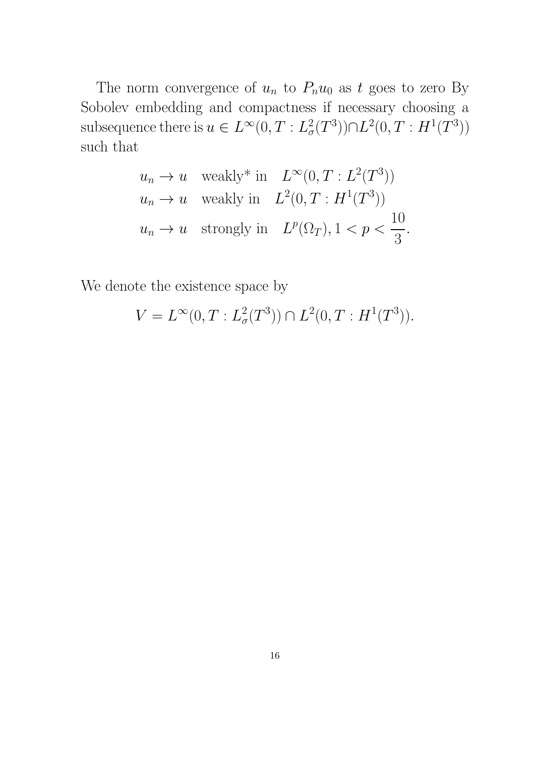The norm convergence of $u_n$ to $P_n u_0$ as $t$ goes to zero By Sobolev embedding and compactness if necessary choosing a subsequence there is $u \in L^\infty(0, T : L^2_\sigma(T^3)) \cap L^2(0, T : H^1(T^3))$ such that

$$
\begin{aligned}
&u_n \to u \quad \text{weakly* in} \quad L^\infty(0, T : L^2(T^3)) \\
&u_n \to u \quad \text{weakly in} \quad L^2(0, T : H^1(T^3)) \\
&u_n \to u \quad \text{strongly in} \quad L^p(\Omega_T), 1 < p < \frac{10}{3}.
\end{aligned}
$$

We denote the existence space by

$$
V = L^\infty(0, T : L^2_\sigma(T^3)) \cap L^2(0, T : H^1(T^3)).
$$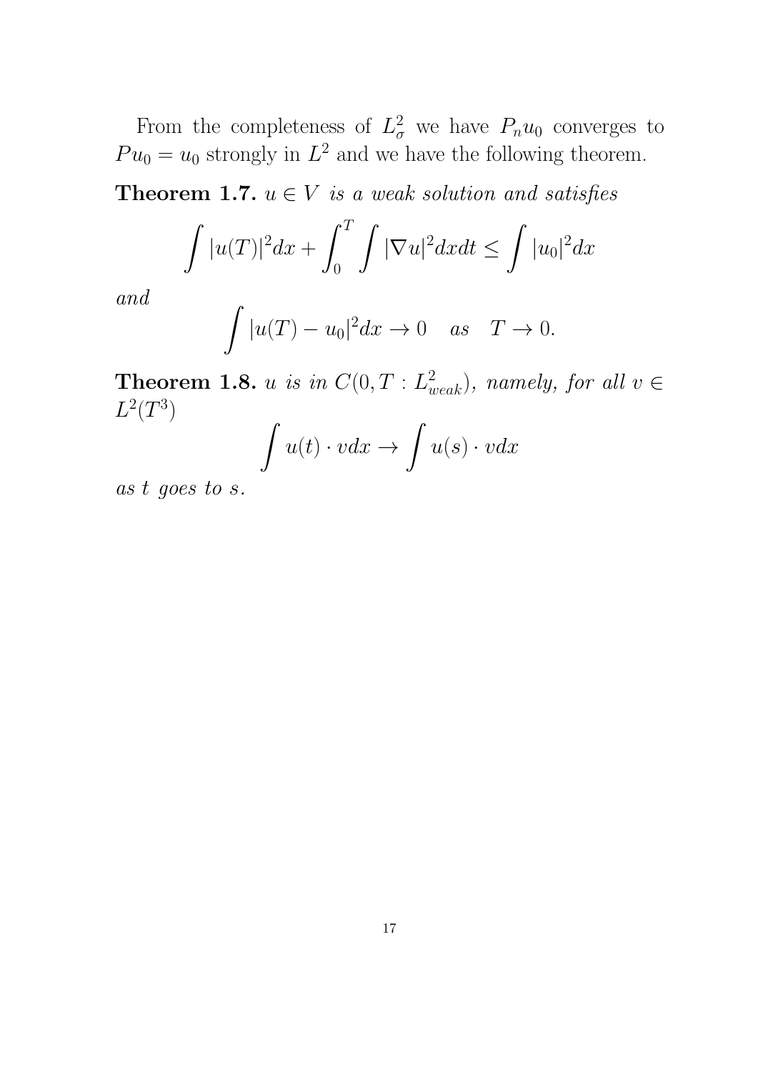From the completeness of $L^2_\sigma$ we have $P_n u_0$ converges to $Pu_0 = u_0$ strongly in $L^2$ and we have the following theorem.

**Theorem 1.7.** *$u \in V$ is a weak solution and satisfies*

$$\int |u(T)|^2 dx + \int_0^T \int |\nabla u|^2 dx dt \leq \int |u_0|^2 dx$$

*and*

$$\int |u(T) - u_0|^2 dx \to 0 \quad as \quad T \to 0.$$

**Theorem 1.8.** *$u$ is in $C(0, T : L^2_{weak})$, namely, for all $v \in L^2(T^3)$*

$$\int u(t) \cdot v dx \to \int u(s) \cdot v dx$$

*as $t$ goes to $s$.*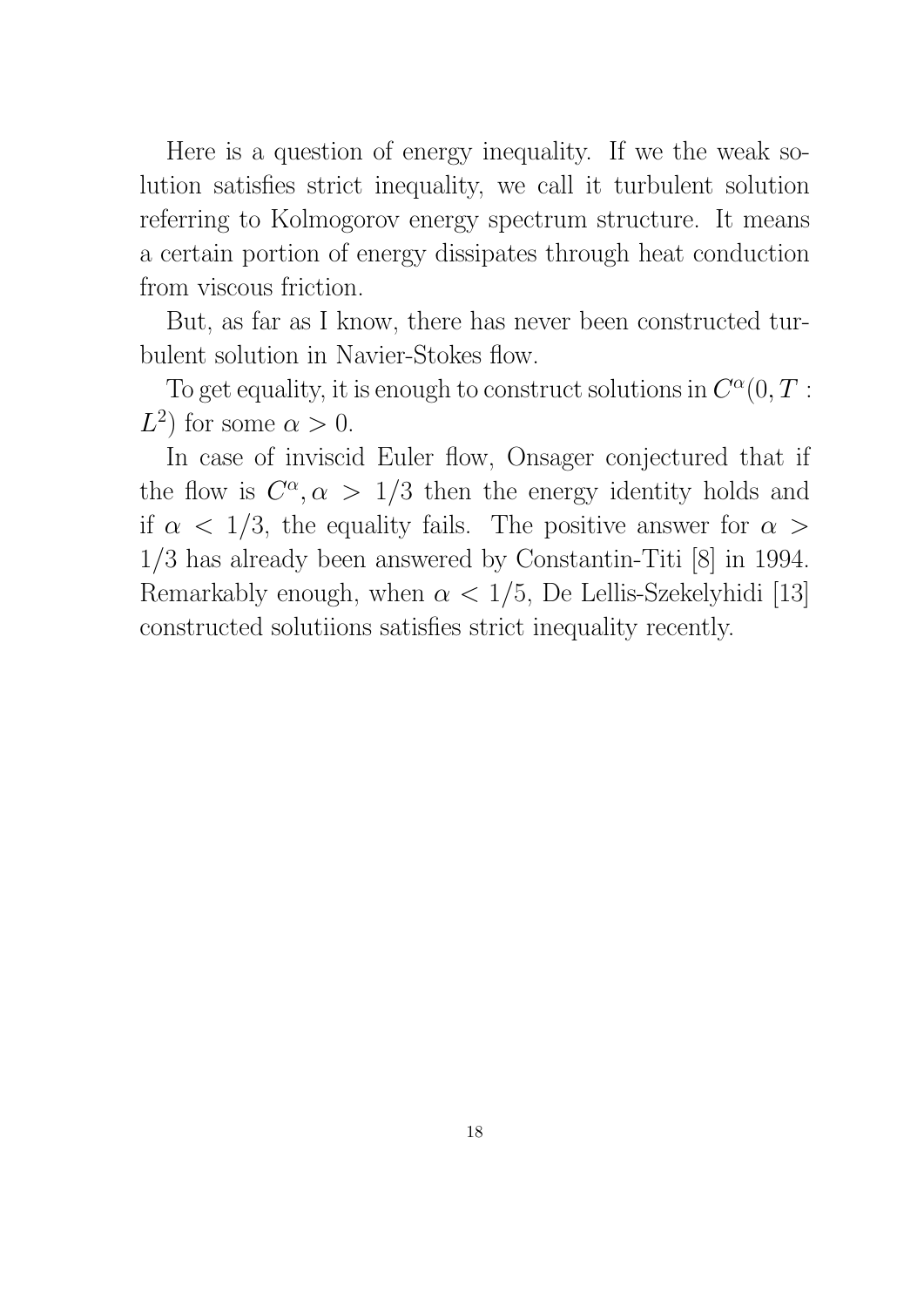Here is a question of energy inequality. If we the weak solution satisfies strict inequality, we call it turbulent solution referring to Kolmogorov energy spectrum structure. It means a certain portion of energy dissipates through heat conduction from viscous friction.

But, as far as I know, there has never been constructed turbulent solution in Navier-Stokes flow.

To get equality, it is enough to construct solutions in $C^\alpha(0, T : L^2)$ for some $\alpha > 0$.

In case of inviscid Euler flow, Onsager conjectured that if the flow is $C^\alpha, \alpha > 1/3$ then the energy identity holds and if $\alpha < 1/3$, the equality fails. The positive answer for $\alpha > 1/3$ has already been answered by Constantin-Titi [8] in 1994. Remarkably enough, when $\alpha < 1/5$, De Lellis-Szekelyhidi [13] constructed solutiions satisfies strict inequality recently.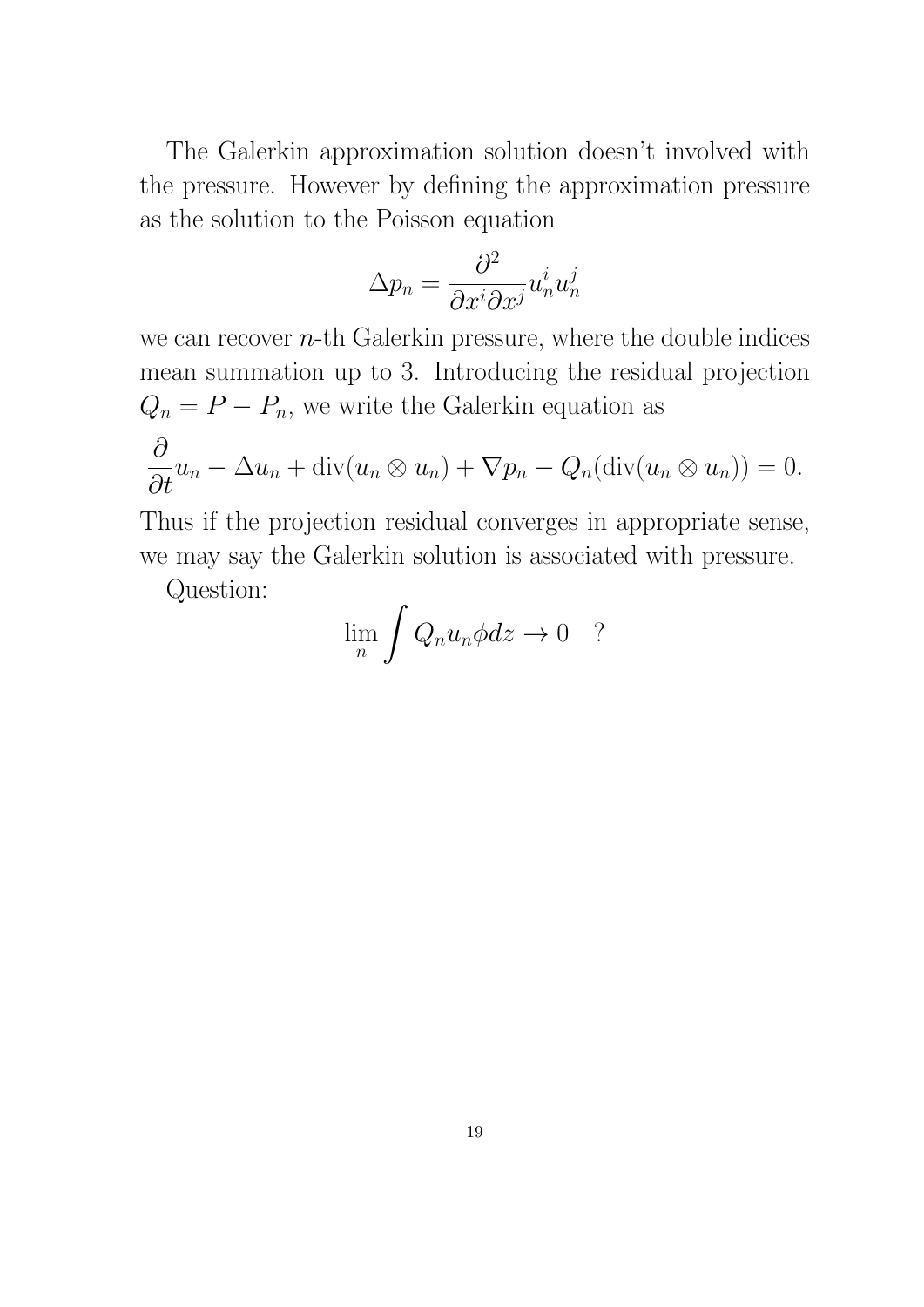The Galerkin approximation solution doesn't involved with the pressure. However by defining the approximation pressure as the solution to the Poisson equation

$$\Delta p_n = \frac{\partial^2}{\partial x^i \partial x^j} u_n^i u_n^j$$

we can recover $n$-th Galerkin pressure, where the double indices mean summation up to 3. Introducing the residual projection $Q_n = P - P_n$, we write the Galerkin equation as

$$\frac{\partial}{\partial t} u_n - \Delta u_n + \operatorname{div}(u_n \otimes u_n) + \nabla p_n - Q_n(\operatorname{div}(u_n \otimes u_n)) = 0.$$

Thus if the projection residual converges in appropriate sense, we may say the Galerkin solution is associated with pressure.

Question:

$$\lim_n \int Q_n u_n \phi dz \to 0 \quad ?$$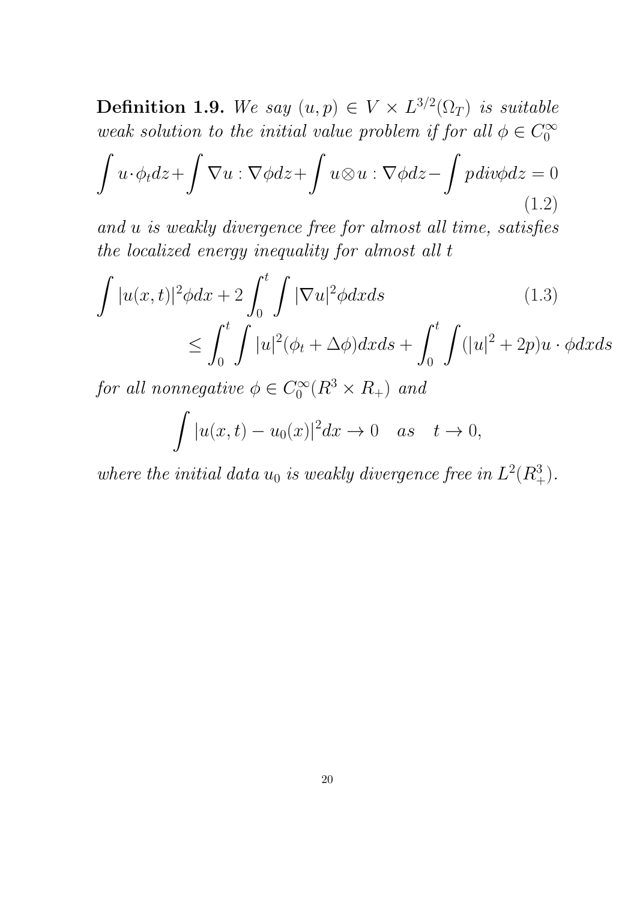**Definition 1.9.** *We say $(u,p) \in V \times L^{3/2}(\Omega_T)$ is suitable weak solution to the initial value problem if for all $\phi \in C_0^\infty$*

$$\int u \cdot \phi_t dz + \int \nabla u : \nabla \phi dz + \int u \otimes u : \nabla \phi dz - \int p div \phi dz = 0 \tag{1.2}$$

*and $u$ is weakly divergence free for almost all time, satisfies the localized energy inequality for almost all $t$*

$$\begin{aligned} \int |u(x,t)|^2 \phi dx + 2 \int_0^t \int |\nabla u|^2 \phi dx ds \qquad\qquad\qquad\qquad (1.3) \\ \leq \int_0^t \int |u|^2 (\phi_t + \Delta \phi) dx ds + \int_0^t \int (|u|^2 + 2p) u \cdot \phi dx ds \end{aligned}$$

*for all nonnegative $\phi \in C_0^\infty(R^3 \times R_+)$ and*

$$\int |u(x,t) - u_0(x)|^2 dx \to 0 \quad as \quad t \to 0,$$

*where the initial data $u_0$ is weakly divergence free in $L^2(R_+^3)$.*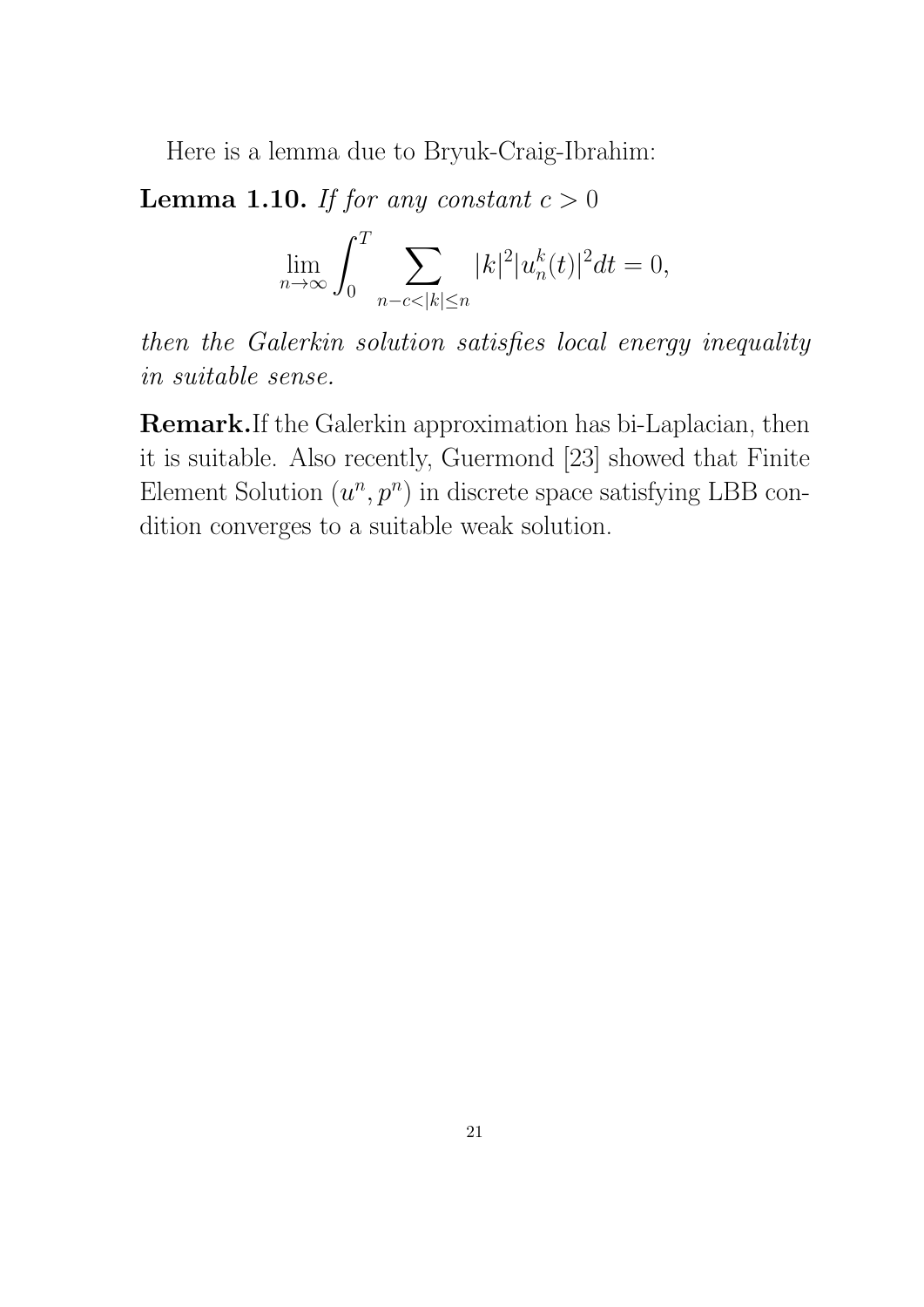Here is a lemma due to Bryuk-Craig-Ibrahim:

**Lemma 1.10.** *If for any constant $c > 0$*

$$\lim_{n\to\infty} \int_0^T \sum_{n-c<|k|\leq n} |k|^2 |u_n^k(t)|^2 dt = 0,$$

*then the Galerkin solution satisfies local energy inequality in suitable sense.*

**Remark.** If the Galerkin approximation has bi-Laplacian, then it is suitable. Also recently, Guermond [23] showed that Finite Element Solution $(u^n, p^n)$ in discrete space satisfying LBB condition converges to a suitable weak solution.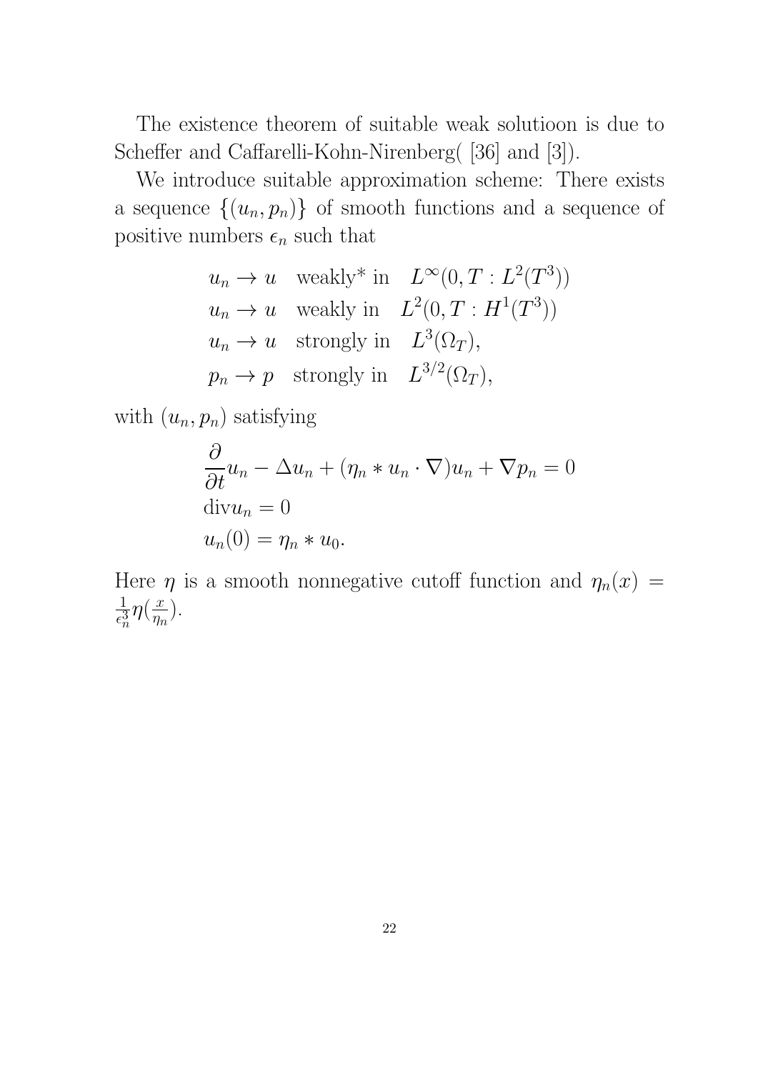The existence theorem of suitable weak solutioon is due to Scheffer and Caffarelli-Kohn-Nirenberg( [36] and [3]).

We introduce suitable approximation scheme: There exists a sequence $\{(u_n, p_n)\}$ of smooth functions and a sequence of positive numbers $\epsilon_n$ such that

$$
\begin{aligned}
&u_n \to u \quad \text{weakly* in} \quad L^\infty(0, T : L^2(T^3)) \\
&u_n \to u \quad \text{weakly in} \quad L^2(0, T : H^1(T^3)) \\
&u_n \to u \quad \text{strongly in} \quad L^3(\Omega_T), \\
&p_n \to p \quad \text{strongly in} \quad L^{3/2}(\Omega_T),
\end{aligned}
$$

with $(u_n, p_n)$ satisfying

$$
\begin{aligned}
&\frac{\partial}{\partial t} u_n - \Delta u_n + (\eta_n * u_n \cdot \nabla) u_n + \nabla p_n = 0 \\
&\mathrm{div} u_n = 0 \\
&u_n(0) = \eta_n * u_0.
\end{aligned}
$$

Here $\eta$ is a smooth nonnegative cutoff function and $\eta_n(x) = \frac{1}{\epsilon_n^3} \eta(\frac{x}{\eta_n})$.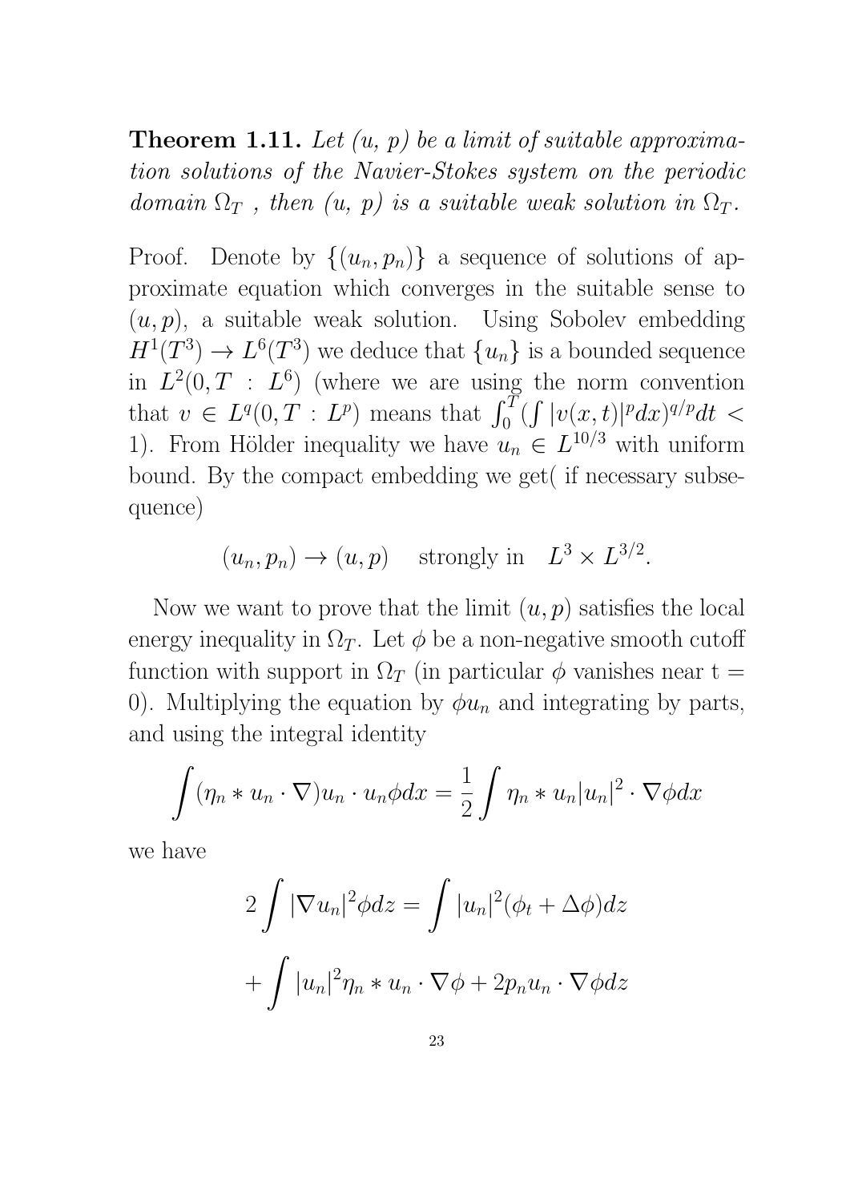**Theorem 1.11.** *Let (u, p) be a limit of suitable approximation solutions of the Navier-Stokes system on the periodic domain $\Omega_T$ , then (u, p) is a suitable weak solution in $\Omega_T$.*

Proof. Denote by $\{(u_n, p_n)\}$ a sequence of solutions of approximate equation which converges in the suitable sense to $(u, p)$, a suitable weak solution. Using Sobolev embedding $H^1(T^3) \to L^6(T^3)$ we deduce that $\{u_n\}$ is a bounded sequence in $L^2(0, T : L^6)$ (where we are using the norm convention that $v \in L^q(0, T : L^p)$ means that $\int_0^T (\int |v(x, t)|^p dx)^{q/p} dt < 1$). From Hölder inequality we have $u_n \in L^{10/3}$ with uniform bound. By the compact embedding we get( if necessary subsequence)

$$(u_n, p_n) \to (u, p) \quad \text{strongly in} \quad L^3 \times L^{3/2}.$$

Now we want to prove that the limit $(u, p)$ satisfies the local energy inequality in $\Omega_T$. Let $\phi$ be a non-negative smooth cutoff function with support in $\Omega_T$ (in particular $\phi$ vanishes near t = 0). Multiplying the equation by $\phi u_n$ and integrating by parts, and using the integral identity

$$\int (\eta_n * u_n \cdot \nabla) u_n \cdot u_n \phi dx = \frac{1}{2} \int \eta_n * u_n |u_n|^2 \cdot \nabla \phi dx$$

we have

$$2 \int |\nabla u_n|^2 \phi dz = \int |u_n|^2 (\phi_t + \Delta \phi) dz$$

$$+ \int |u_n|^2 \eta_n * u_n \cdot \nabla \phi + 2 p_n u_n \cdot \nabla \phi dz$$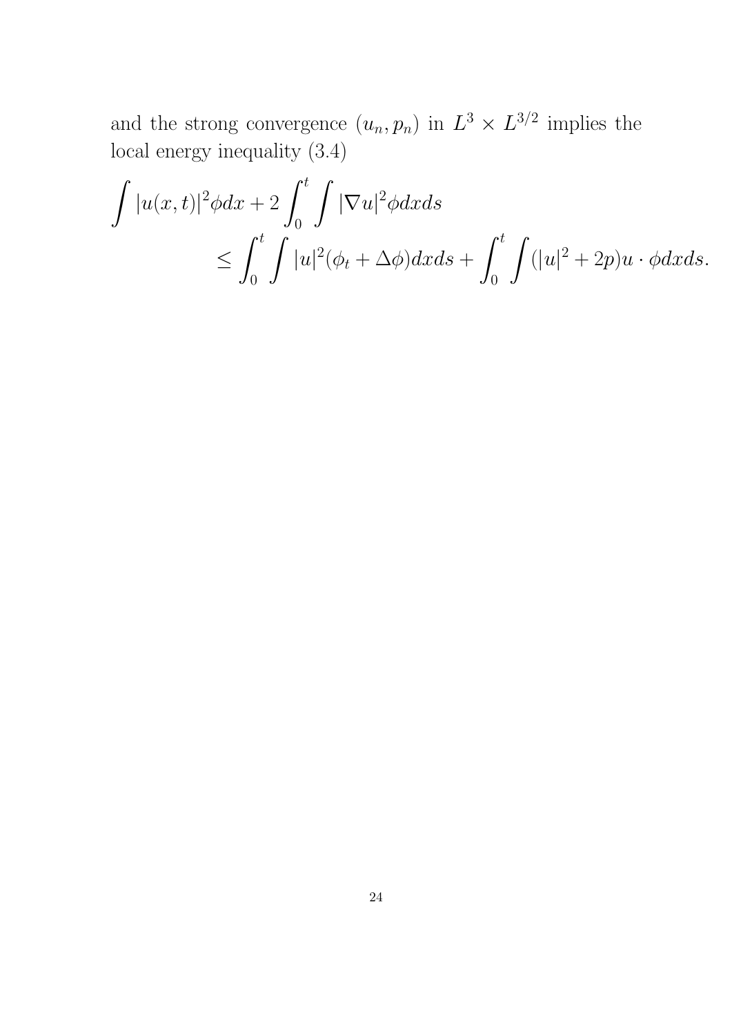and the strong convergence $(u_n, p_n)$ in $L^3 \times L^{3/2}$ implies the local energy inequality (3.4)

$$
\begin{aligned}
\int |u(x,t)|^2 \phi dx &+ 2\int_0^t \int |\nabla u|^2 \phi dx ds \\
&\leq \int_0^t \int |u|^2 (\phi_t + \Delta\phi) dx ds + \int_0^t \int (|u|^2 + 2p) u \cdot \phi dx ds.
\end{aligned}
$$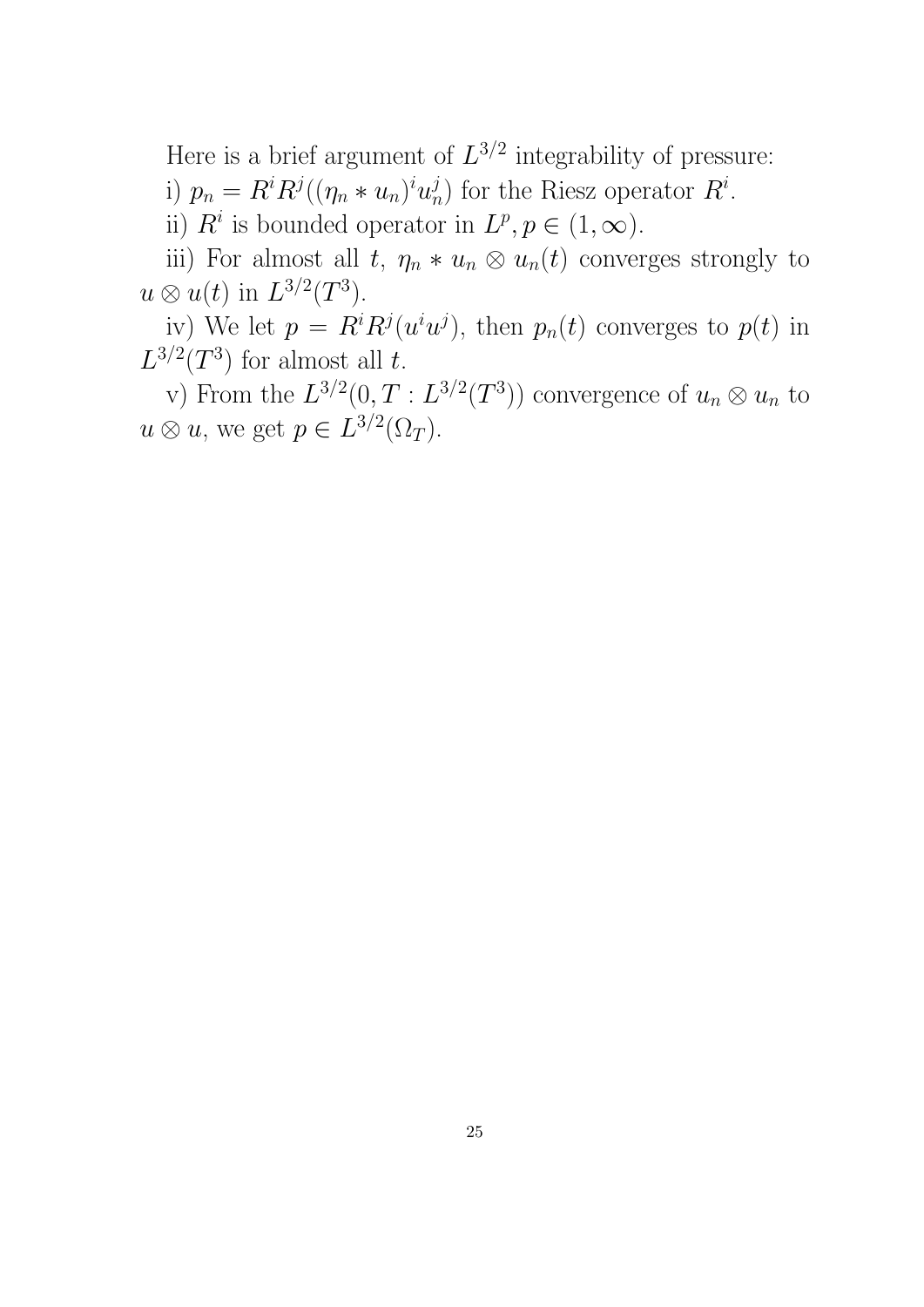Here is a brief argument of $L^{3/2}$ integrability of pressure:

i) $p_n = R^i R^j ((\eta_n * u_n)^i u_n^j)$ for the Riesz operator $R^i$.

ii) $R^i$ is bounded operator in $L^p, p \in (1, \infty)$.

iii) For almost all $t$, $\eta_n * u_n \otimes u_n(t)$ converges strongly to $u \otimes u(t)$ in $L^{3/2}(T^3)$.

iv) We let $p = R^i R^j (u^i u^j)$, then $p_n(t)$ converges to $p(t)$ in $L^{3/2}(T^3)$ for almost all $t$.

v) From the $L^{3/2}(0, T : L^{3/2}(T^3))$ convergence of $u_n \otimes u_n$ to $u \otimes u$, we get $p \in L^{3/2}(\Omega_T)$.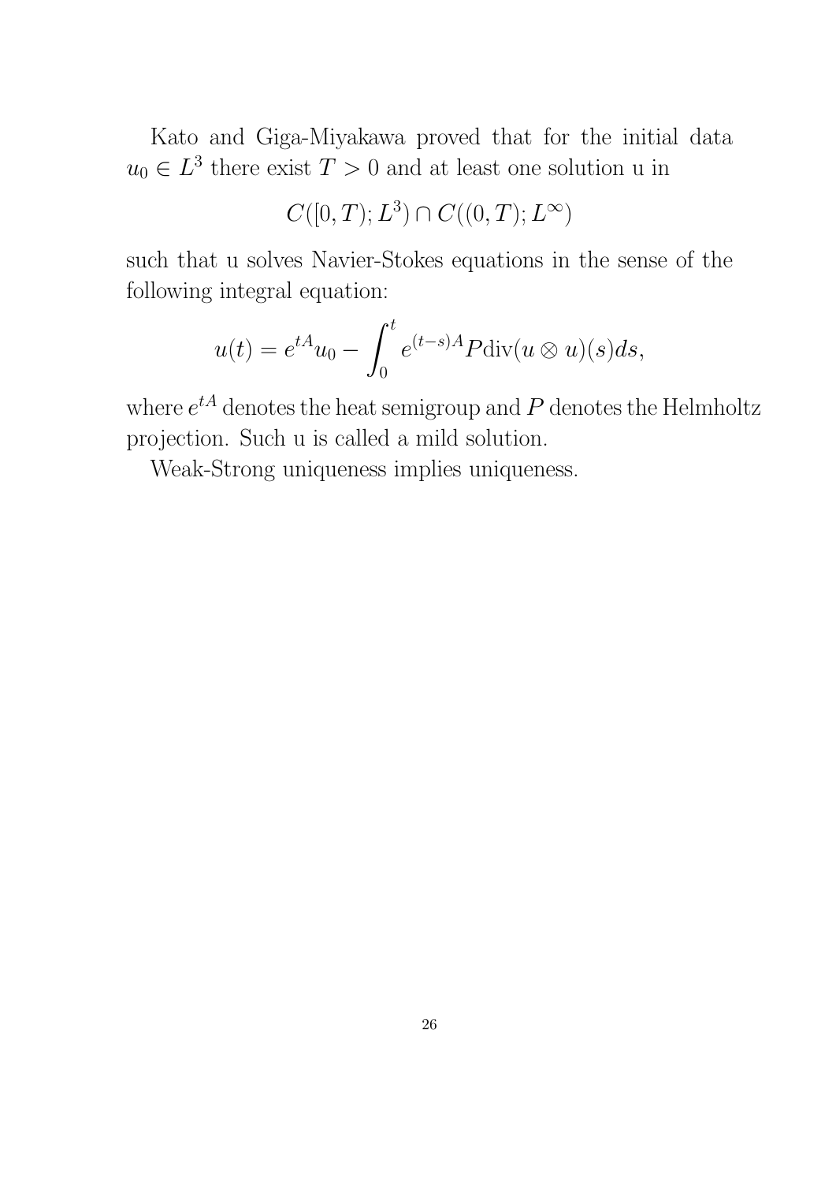Kato and Giga-Miyakawa proved that for the initial data $u_0 \in L^3$ there exist $T > 0$ and at least one solution u in

$$C([0,T); L^3) \cap C((0,T); L^\infty)$$

such that u solves Navier-Stokes equations in the sense of the following integral equation:

$$u(t) = e^{tA}u_0 - \int_0^t e^{(t-s)A} P \mathrm{div}(u \otimes u)(s) ds,$$

where $e^{tA}$ denotes the heat semigroup and $P$ denotes the Helmholtz projection. Such u is called a mild solution.

Weak-Strong uniqueness implies uniqueness.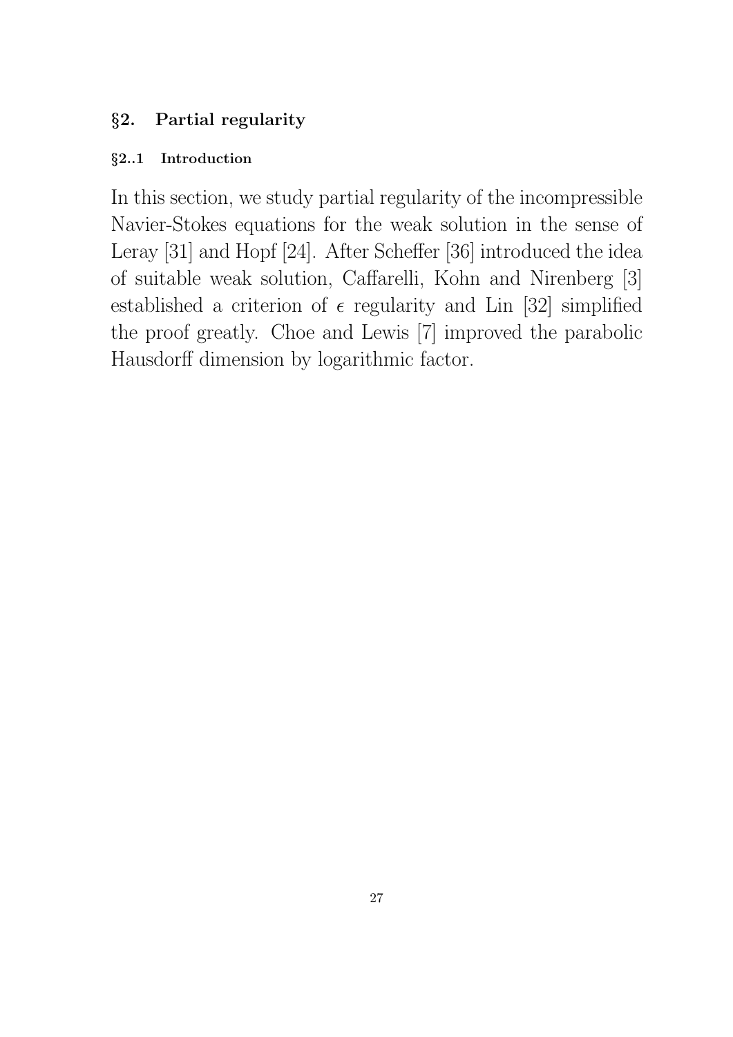## §2. Partial regularity

### §2..1 Introduction

In this section, we study partial regularity of the incompressible Navier-Stokes equations for the weak solution in the sense of Leray [31] and Hopf [24]. After Scheffer [36] introduced the idea of suitable weak solution, Caffarelli, Kohn and Nirenberg [3] established a criterion of $\epsilon$ regularity and Lin [32] simplified the proof greatly. Choe and Lewis [7] improved the parabolic Hausdorff dimension by logarithmic factor.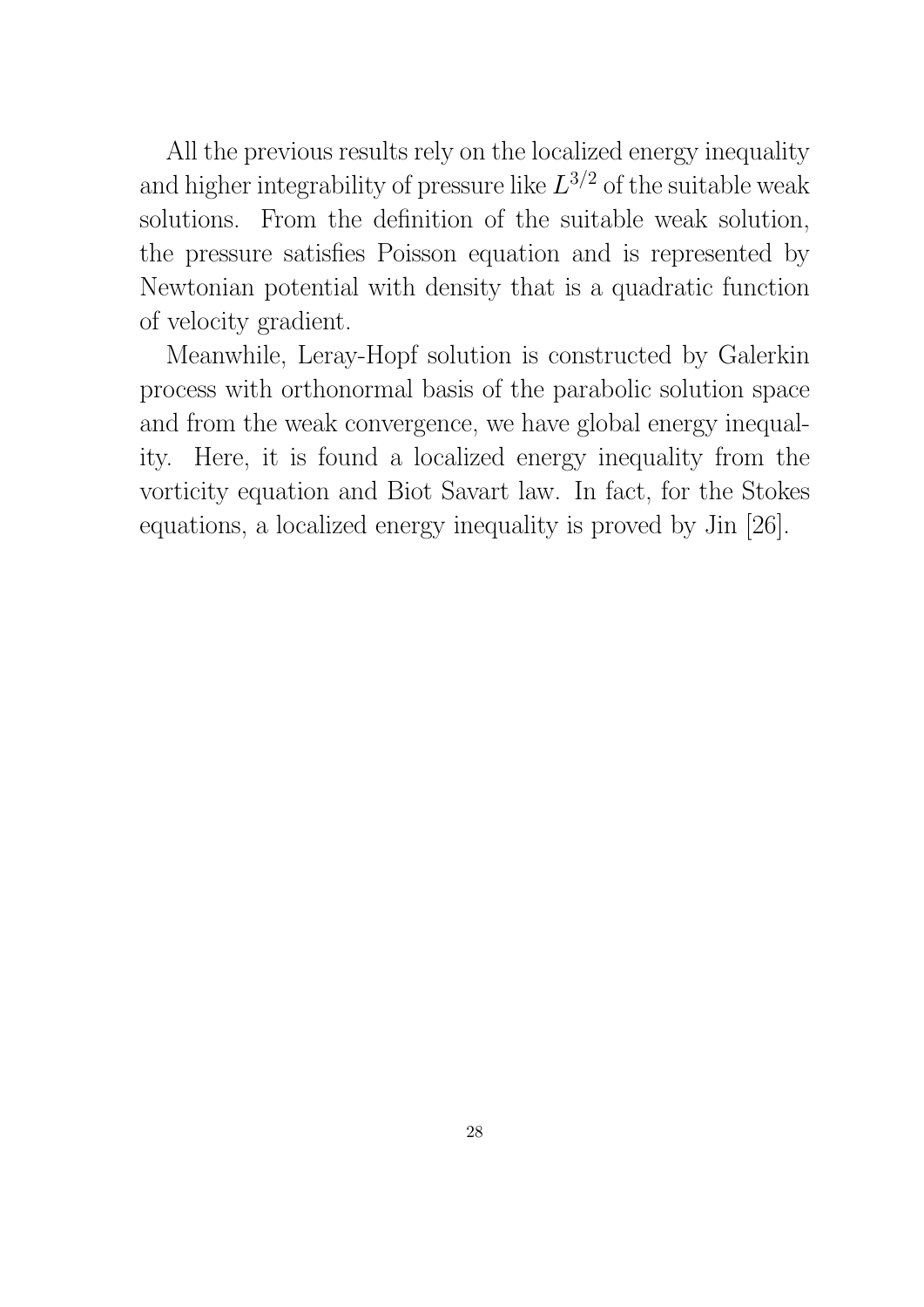All the previous results rely on the localized energy inequality and higher integrability of pressure like $L^{3/2}$ of the suitable weak solutions. From the definition of the suitable weak solution, the pressure satisfies Poisson equation and is represented by Newtonian potential with density that is a quadratic function of velocity gradient.

Meanwhile, Leray-Hopf solution is constructed by Galerkin process with orthonormal basis of the parabolic solution space and from the weak convergence, we have global energy inequality. Here, it is found a localized energy inequality from the vorticity equation and Biot Savart law. In fact, for the Stokes equations, a localized energy inequality is proved by Jin [26].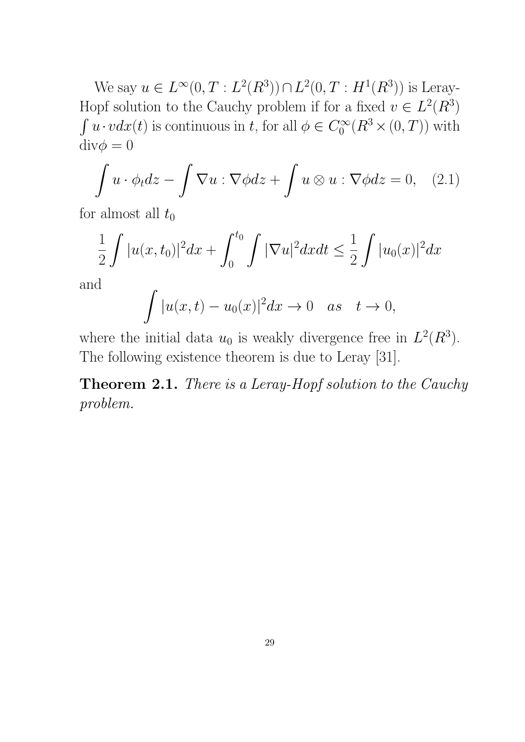We say $u \in L^\infty(0, T : L^2(R^3)) \cap L^2(0, T : H^1(R^3))$ is Leray-Hopf solution to the Cauchy problem if for a fixed $v \in L^2(R^3)$ $\int u \cdot v dx(t)$ is continuous in $t$, for all $\phi \in C_0^\infty(R^3 \times (0, T))$ with $\mathrm{div}\phi = 0$

$$\int u \cdot \phi_t dz - \int \nabla u : \nabla \phi dz + \int u \otimes u : \nabla \phi dz = 0, \quad (2.1)$$

for almost all $t_0$

$$\frac{1}{2} \int |u(x, t_0)|^2 dx + \int_0^{t_0} \int |\nabla u|^2 dx dt \leq \frac{1}{2} \int |u_0(x)|^2 dx$$

and

$$\int |u(x, t) - u_0(x)|^2 dx \to 0 \quad as \quad t \to 0,$$

where the initial data $u_0$ is weakly divergence free in $L^2(R^3)$. The following existence theorem is due to Leray [31].

**Theorem 2.1.** *There is a Leray-Hopf solution to the Cauchy problem.*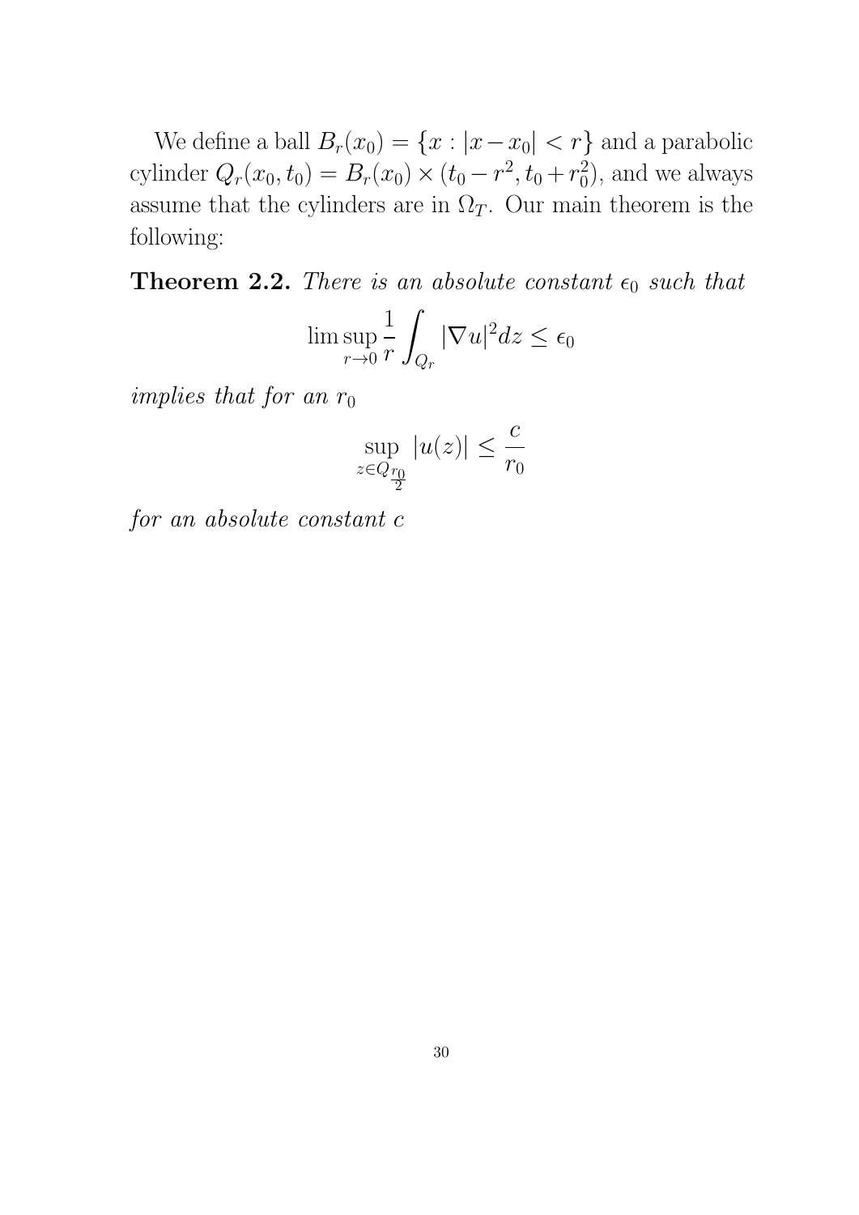We define a ball $B_r(x_0) = \{x : |x - x_0| < r\}$ and a parabolic cylinder $Q_r(x_0, t_0) = B_r(x_0) \times (t_0 - r^2, t_0 + r_0^2)$, and we always assume that the cylinders are in $\Omega_T$. Our main theorem is the following:

**Theorem 2.2.** *There is an absolute constant* $\epsilon_0$ *such that*

$$\limsup_{r \to 0} \frac{1}{r} \int_{Q_r} |\nabla u|^2 dz \leq \epsilon_0$$

*implies that for an* $r_0$

$$\sup_{z \in Q_{\frac{r_0}{2}}} |u(z)| \leq \frac{c}{r_0}$$

*for an absolute constant* $c$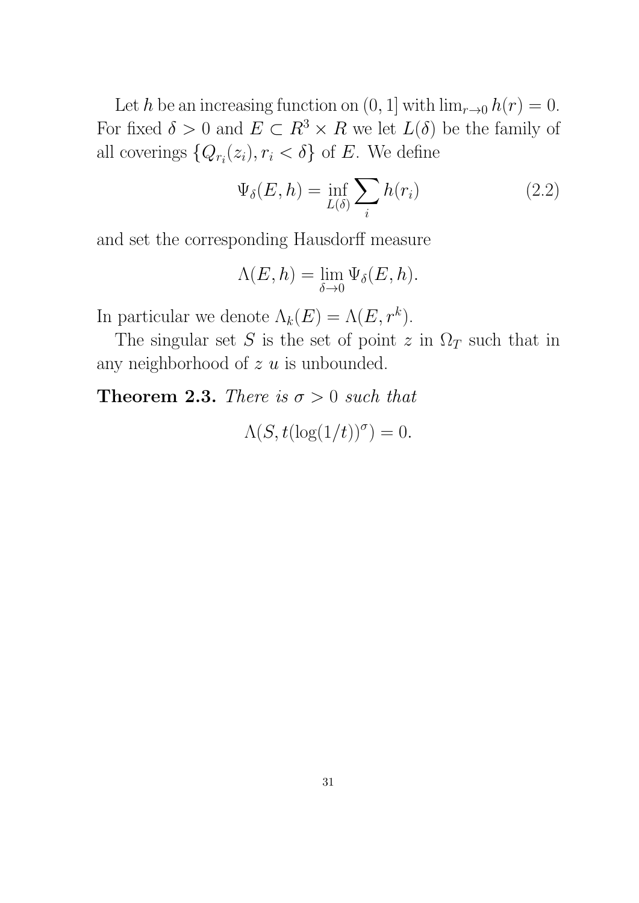Let $h$ be an increasing function on $(0, 1]$ with $\lim_{r\to 0} h(r) = 0$. For fixed $\delta > 0$ and $E \subset R^3 \times R$ we let $L(\delta)$ be the family of all coverings $\{Q_{r_i}(z_i), r_i < \delta\}$ of $E$. We define

$$\Psi_\delta(E, h) = \inf_{L(\delta)} \sum_i h(r_i) \tag{2.2}$$

and set the corresponding Hausdorff measure

$$\Lambda(E, h) = \lim_{\delta\to 0} \Psi_\delta(E, h).$$

In particular we denote $\Lambda_k(E) = \Lambda(E, r^k)$.

The singular set $S$ is the set of point $z$ in $\Omega_T$ such that in any neighborhood of $z$ $u$ is unbounded.

**Theorem 2.3.** *There is $\sigma > 0$ such that*

$$\Lambda(S, t(\log(1/t))^\sigma) = 0.$$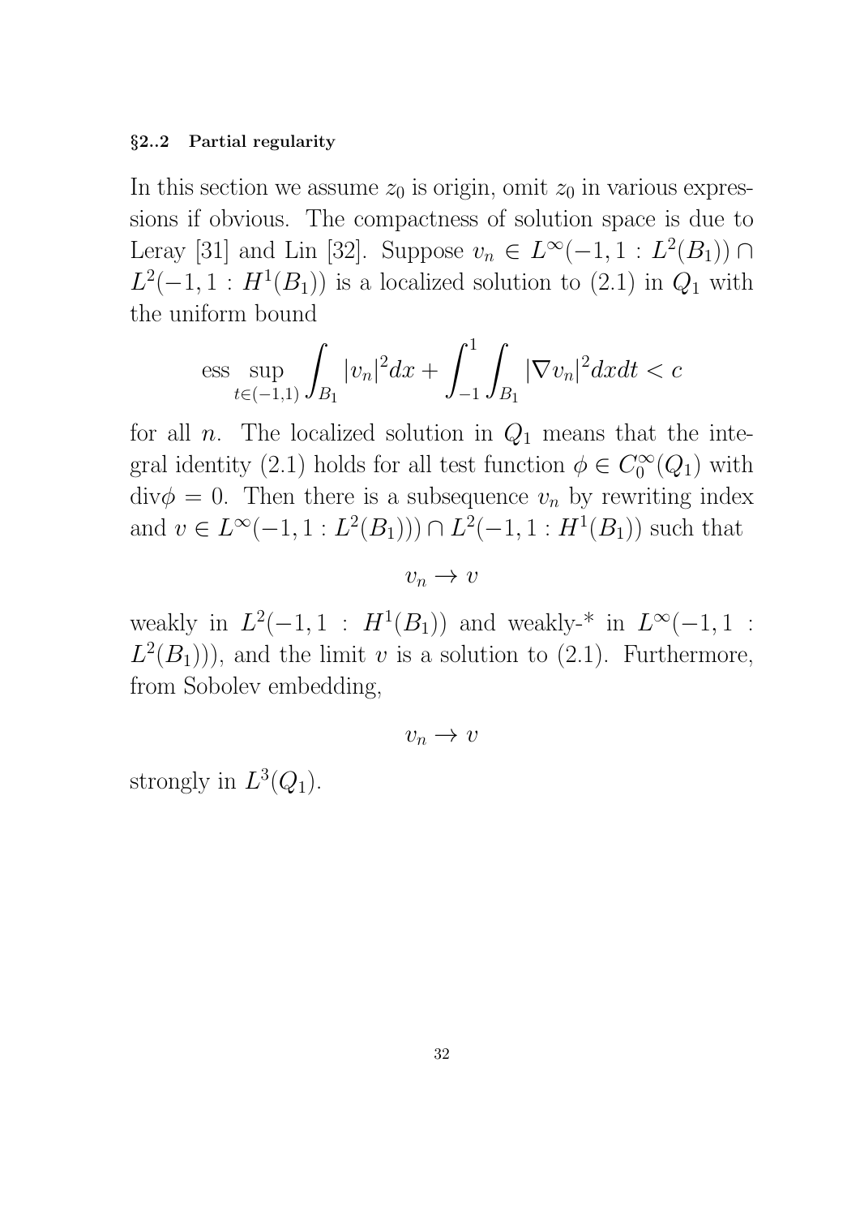### §2..2 Partial regularity

In this section we assume $z_0$ is origin, omit $z_0$ in various expressions if obvious. The compactness of solution space is due to Leray [31] and Lin [32]. Suppose $v_n \in L^\infty(-1,1 : L^2(B_1)) \cap L^2(-1,1 : H^1(B_1))$ is a localized solution to (2.1) in $Q_1$ with the uniform bound

$$\text{ess} \sup_{t\in(-1,1)} \int_{B_1} |v_n|^2 dx + \int_{-1}^{1} \int_{B_1} |\nabla v_n|^2 dx dt < c$$

for all $n$. The localized solution in $Q_1$ means that the integral identity (2.1) holds for all test function $\phi \in C_0^\infty(Q_1)$ with $\text{div}\phi = 0$. Then there is a subsequence $v_n$ by rewriting index and $v \in L^\infty(-1,1 : L^2(B_1))) \cap L^2(-1,1 : H^1(B_1))$ such that

$$v_n \to v$$

weakly in $L^2(-1,1 : H^1(B_1))$ and weakly-* in $L^\infty(-1,1 : L^2(B_1)))$, and the limit $v$ is a solution to (2.1). Furthermore, from Sobolev embedding,

$$v_n \to v$$

strongly in $L^3(Q_1)$.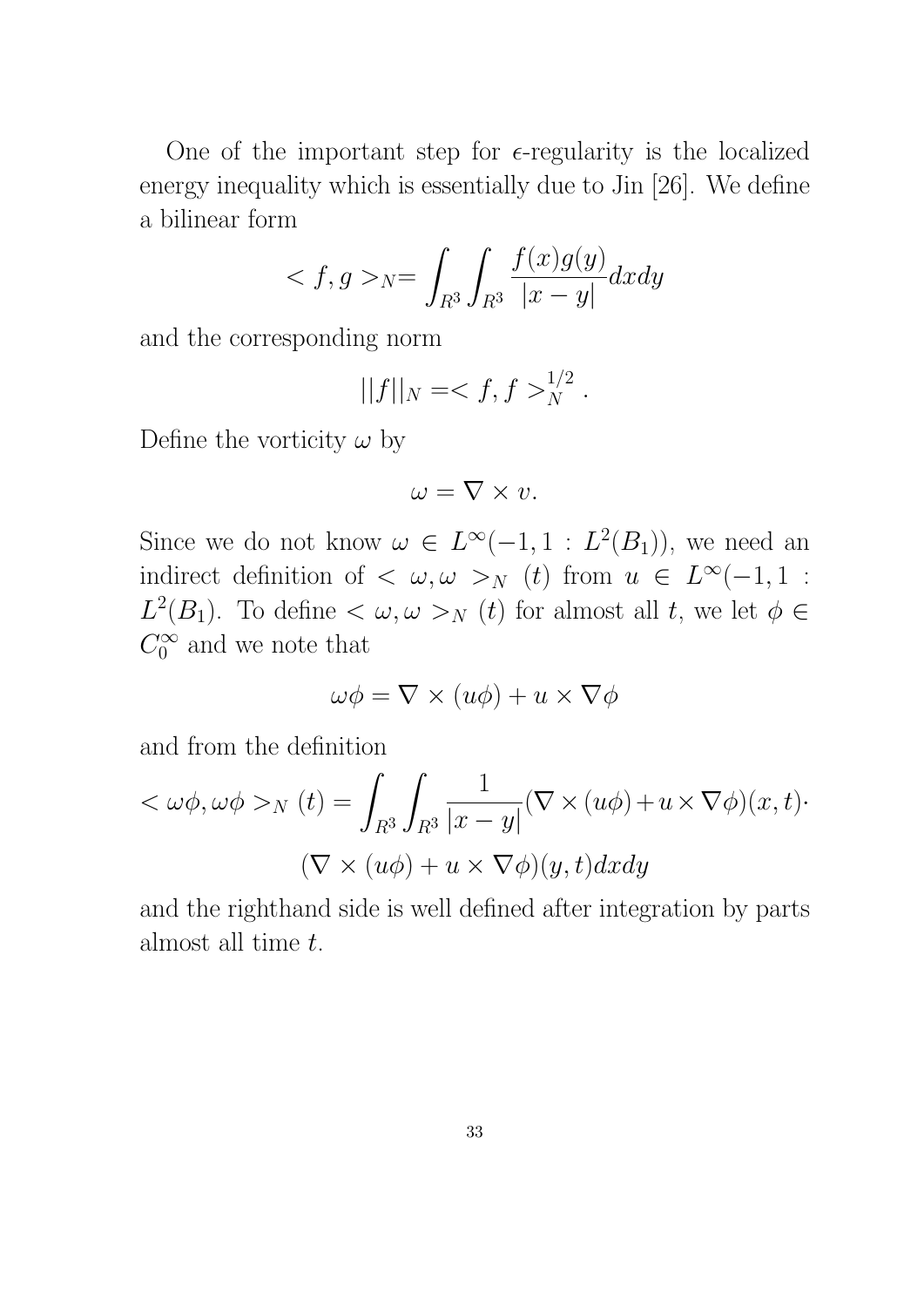One of the important step for $\epsilon$-regularity is the localized energy inequality which is essentially due to Jin [26]. We define a bilinear form

$$< f, g >_N = \int_{R^3}\int_{R^3} \frac{f(x)g(y)}{|x-y|} dxdy$$

and the corresponding norm

$$||f||_N = < f, f >_N^{1/2} .$$

Define the vorticity $\omega$ by

$$\omega = \nabla \times v.$$

Since we do not know $\omega \in L^\infty(-1, 1 : L^2(B_1))$, we need an indirect definition of $< \omega, \omega >_N (t)$ from $u \in L^\infty(-1, 1 : L^2(B_1)$. To define $< \omega, \omega >_N (t)$ for almost all $t$, we let $\phi \in C_0^\infty$ and we note that

$$\omega\phi = \nabla \times (u\phi) + u \times \nabla\phi$$

and from the definition

$$< \omega\phi, \omega\phi >_N (t) = \int_{R^3}\int_{R^3} \frac{1}{|x-y|}(\nabla \times (u\phi) + u \times \nabla\phi)(x, t) \cdot$$

$$(\nabla \times (u\phi) + u \times \nabla\phi)(y, t)dxdy$$

and the righthand side is well defined after integration by parts almost all time $t$.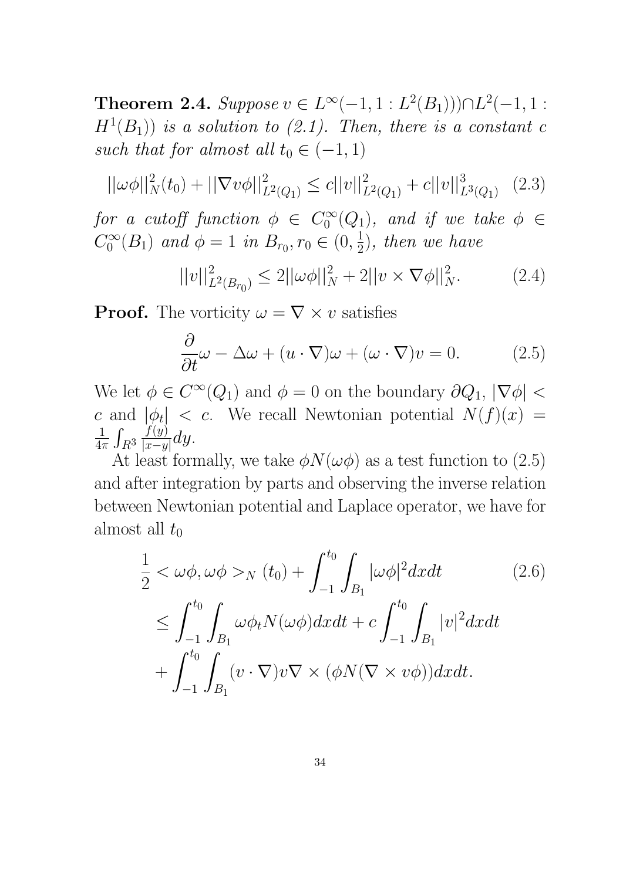**Theorem 2.4.** *Suppose $v \in L^\infty(-1,1 : L^2(B_1))) \cap L^2(-1,1 : H^1(B_1))$ is a solution to (2.1). Then, there is a constant $c$ such that for almost all $t_0 \in (-1,1)$*

$$||\omega\phi||_N^2(t_0) + ||\nabla v\phi||^2_{L^2(Q_1)} \leq c||v||^2_{L^2(Q_1)} + c||v||^3_{L^3(Q_1)} \quad (2.3)$$

*for a cutoff function $\phi \in C_0^\infty(Q_1)$, and if we take $\phi \in C_0^\infty(B_1)$ and $\phi = 1$ in $B_{r_0}, r_0 \in (0, \frac{1}{2})$, then we have*

$$||v||^2_{L^2(B_{r_0})} \leq 2||\omega\phi||^2_N + 2||v \times \nabla\phi||^2_N. \quad (2.4)$$

**Proof.** The vorticity $\omega = \nabla \times v$ satisfies

$$\frac{\partial}{\partial t}\omega - \Delta\omega + (u \cdot \nabla)\omega + (\omega \cdot \nabla)v = 0. \quad (2.5)$$

We let $\phi \in C^\infty(Q_1)$ and $\phi = 0$ on the boundary $\partial Q_1$, $|\nabla\phi| < c$ and $|\phi_t| < c$. We recall Newtonian potential $N(f)(x) = \frac{1}{4\pi}\int_{R^3} \frac{f(y)}{|x-y|}dy$.

At least formally, we take $\phi N(\omega\phi)$ as a test function to (2.5) and after integration by parts and observing the inverse relation between Newtonian potential and Laplace operator, we have for almost all $t_0$

$$\begin{aligned} \frac{1}{2} &< \omega\phi, \omega\phi >_N (t_0) + \int_{-1}^{t_0}\int_{B_1} |\omega\phi|^2 dxdt \quad (2.6)\\ &\leq \int_{-1}^{t_0}\int_{B_1} \omega\phi_t N(\omega\phi)dxdt + c\int_{-1}^{t_0}\int_{B_1} |v|^2 dxdt \\ &+ \int_{-1}^{t_0}\int_{B_1} (v \cdot \nabla)v\nabla \times (\phi N(\nabla \times v\phi))dxdt. \end{aligned}$$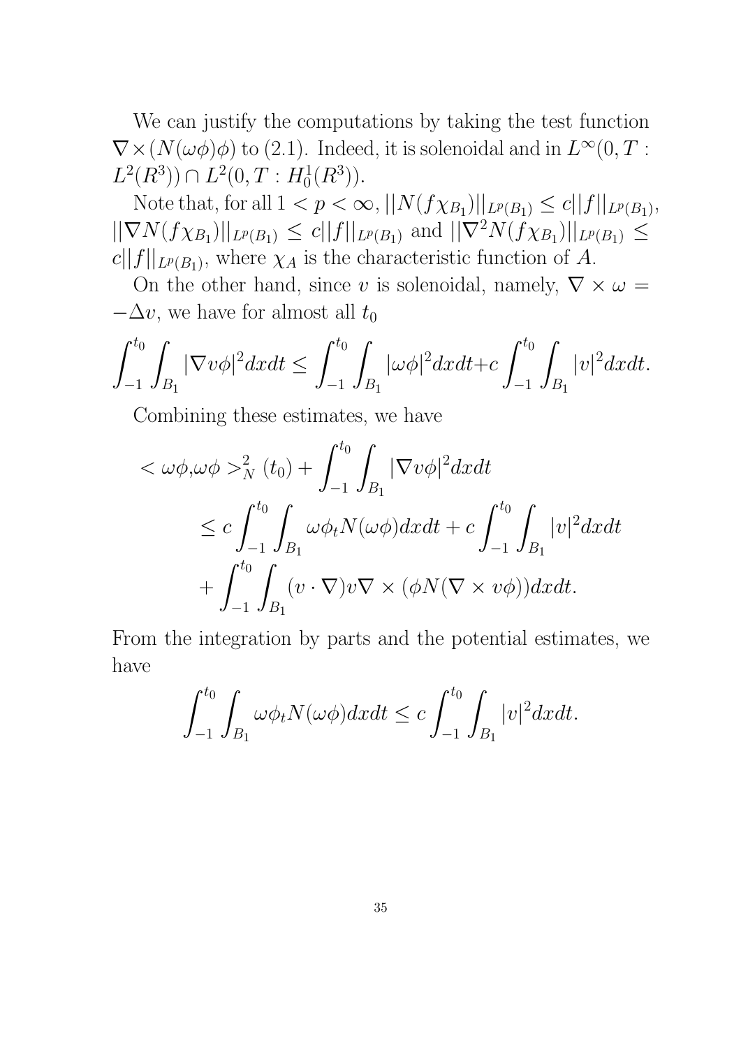We can justify the computations by taking the test function $\nabla\times(N(\omega\phi)\phi)$ to (2.1). Indeed, it is solenoidal and in $L^\infty(0,T: L^2(R^3))\cap L^2(0,T:H_0^1(R^3))$.

Note that, for all $1<p<\infty$, $||N(f\chi_{B_1})||_{L^p(B_1)}\le c||f||_{L^p(B_1)}$, $||\nabla N(f\chi_{B_1})||_{L^p(B_1)}\le c||f||_{L^p(B_1)}$ and $||\nabla^2 N(f\chi_{B_1})||_{L^p(B_1)}\le c||f||_{L^p(B_1)}$, where $\chi_A$ is the characteristic function of $A$.

On the other hand, since $v$ is solenoidal, namely, $\nabla\times\omega = -\Delta v$, we have for almost all $t_0$

$$\int_{-1}^{t_0}\int_{B_1}|\nabla v\phi|^2dxdt \le \int_{-1}^{t_0}\int_{B_1}|\omega\phi|^2dxdt + c\int_{-1}^{t_0}\int_{B_1}|v|^2dxdt.$$

Combining these estimates, we have

$$\begin{aligned}
&<\omega\phi,\omega\phi>_N^2(t_0)+\int_{-1}^{t_0}\int_{B_1}|\nabla v\phi|^2dxdt\\
&\quad\le c\int_{-1}^{t_0}\int_{B_1}\omega\phi_t N(\omega\phi)dxdt + c\int_{-1}^{t_0}\int_{B_1}|v|^2dxdt\\
&\quad+\int_{-1}^{t_0}\int_{B_1}(v\cdot\nabla)v\nabla\times(\phi N(\nabla\times v\phi))dxdt.
\end{aligned}$$

From the integration by parts and the potential estimates, we have

$$\int_{-1}^{t_0}\int_{B_1}\omega\phi_t N(\omega\phi)dxdt \le c\int_{-1}^{t_0}\int_{B_1}|v|^2dxdt.$$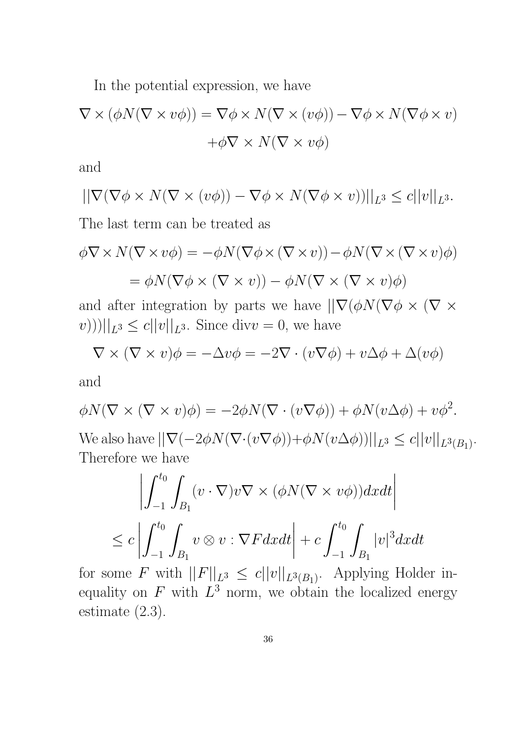In the potential expression, we have

$$\nabla \times (\phi N(\nabla \times v\phi)) = \nabla\phi \times N(\nabla \times (v\phi)) - \nabla\phi \times N(\nabla\phi \times v)$$
$$+\phi\nabla \times N(\nabla \times v\phi)$$

and

$$||\nabla(\nabla\phi \times N(\nabla \times (v\phi)) - \nabla\phi \times N(\nabla\phi \times v))||_{L^3} \leq c||v||_{L^3}.$$

The last term can be treated as

$$\phi\nabla \times N(\nabla \times v\phi) = -\phi N(\nabla\phi \times (\nabla \times v)) - \phi N(\nabla \times (\nabla \times v)\phi)$$
$$= \phi N(\nabla\phi \times (\nabla \times v)) - \phi N(\nabla \times (\nabla \times v)\phi)$$

and after integration by parts we have $||\nabla(\phi N(\nabla\phi \times (\nabla \times v)))||_{L^3} \leq c||v||_{L^3}$. Since $\text{div}v = 0$, we have

$$\nabla \times (\nabla \times v)\phi = -\Delta v\phi = -2\nabla \cdot (v\nabla\phi) + v\Delta\phi + \Delta(v\phi)$$

and

$$\phi N(\nabla \times (\nabla \times v)\phi) = -2\phi N(\nabla \cdot (v\nabla\phi)) + \phi N(v\Delta\phi) + v\phi^2.$$

We also have $||\nabla(-2\phi N(\nabla\cdot(v\nabla\phi))+\phi N(v\Delta\phi))||_{L^3} \leq c||v||_{L^3(B_1)}$. Therefore we have

$$\left|\int_{-1}^{t_0}\int_{B_1}(v\cdot\nabla)v\nabla \times (\phi N(\nabla \times v\phi))dxdt\right|$$
$$\leq c\left|\int_{-1}^{t_0}\int_{B_1} v\otimes v : \nabla F dxdt\right| + c\int_{-1}^{t_0}\int_{B_1}|v|^3 dxdt$$

for some $F$ with $||F||_{L^3} \leq c||v||_{L^3(B_1)}$. Applying Holder inequality on $F$ with $L^3$ norm, we obtain the localized energy estimate (2.3).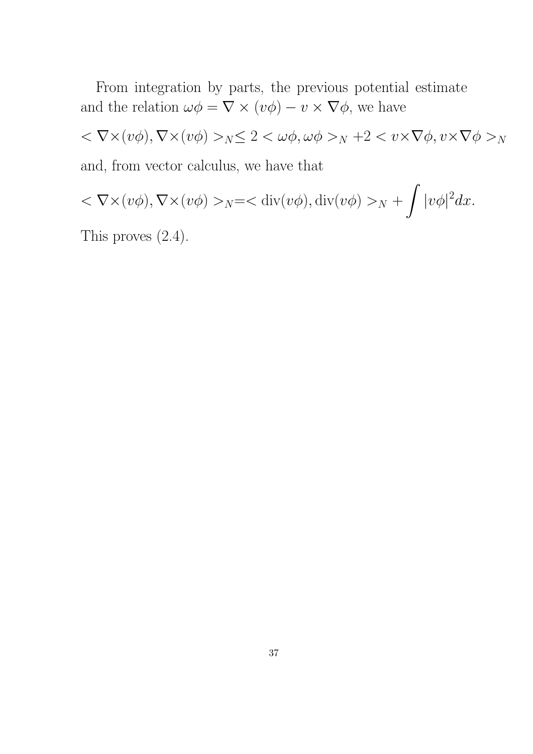From integration by parts, the previous potential estimate and the relation $\omega\phi = \nabla \times (v\phi) - v \times \nabla\phi$, we have

$$< \nabla\times(v\phi), \nabla\times(v\phi) >_N \leq 2 < \omega\phi, \omega\phi >_N + 2 < v\times\nabla\phi, v\times\nabla\phi >_N$$

and, from vector calculus, we have that

$$< \nabla\times(v\phi), \nabla\times(v\phi) >_N = < \mathrm{div}(v\phi), \mathrm{div}(v\phi) >_N + \int |v\phi|^2 dx.$$

This proves (2.4).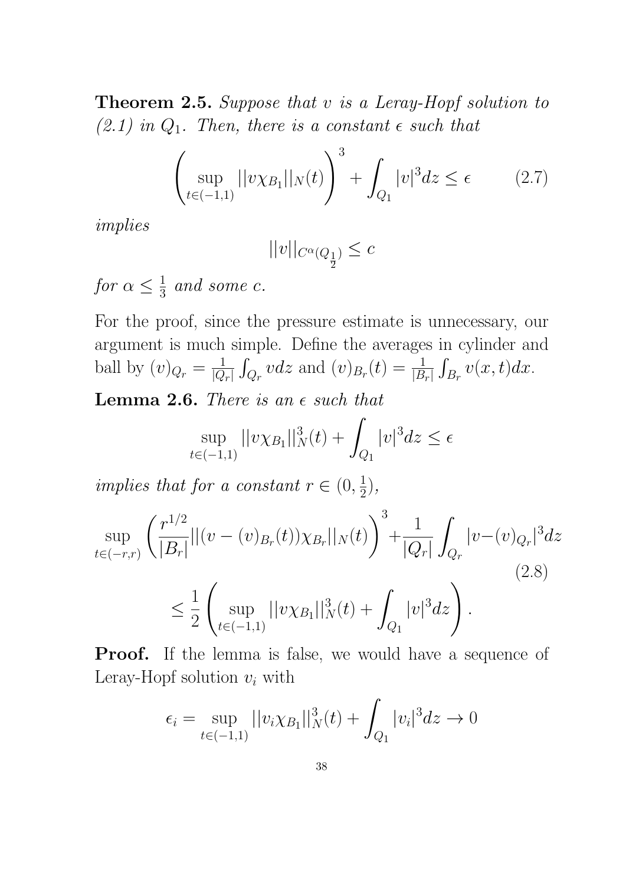**Theorem 2.5.** *Suppose that $v$ is a Leray-Hopf solution to (2.1) in $Q_1$. Then, there is a constant $\epsilon$ such that*

$$\left(\sup_{t\in(-1,1)} ||v\chi_{B_1}||_N(t)\right)^3 + \int_{Q_1} |v|^3 dz \le \epsilon \tag{2.7}$$

*implies*

$$||v||_{C^\alpha(Q_{\frac{1}{2}})} \le c$$

*for $\alpha \le \frac{1}{3}$ and some $c$.*

For the proof, since the pressure estimate is unnecessary, our argument is much simple. Define the averages in cylinder and ball by $(v)_{Q_r} = \frac{1}{|Q_r|}\int_{Q_r} v dz$ and $(v)_{B_r}(t) = \frac{1}{|B_r|}\int_{B_r} v(x,t)dx$.

**Lemma 2.6.** *There is an $\epsilon$ such that*

$$\sup_{t\in(-1,1)} ||v\chi_{B_1}||_N^3(t) + \int_{Q_1} |v|^3 dz \le \epsilon$$

*implies that for a constant $r \in (0, \frac{1}{2})$,*

$$\sup_{t\in(-r,r)} \left(\frac{r^{1/2}}{|B_r|}||(v-(v)_{B_r}(t))\chi_{B_r}||_N(t)\right)^3 + \frac{1}{|Q_r|}\int_{Q_r}|v-(v)_{Q_r}|^3 dz \tag{2.8}$$
$$\le \frac{1}{2}\left(\sup_{t\in(-1,1)} ||v\chi_{B_1}||_N^3(t) + \int_{Q_1}|v|^3 dz\right).$$

**Proof.** If the lemma is false, we would have a sequence of Leray-Hopf solution $v_i$ with

$$\epsilon_i = \sup_{t\in(-1,1)} ||v_i\chi_{B_1}||_N^3(t) + \int_{Q_1}|v_i|^3 dz \to 0$$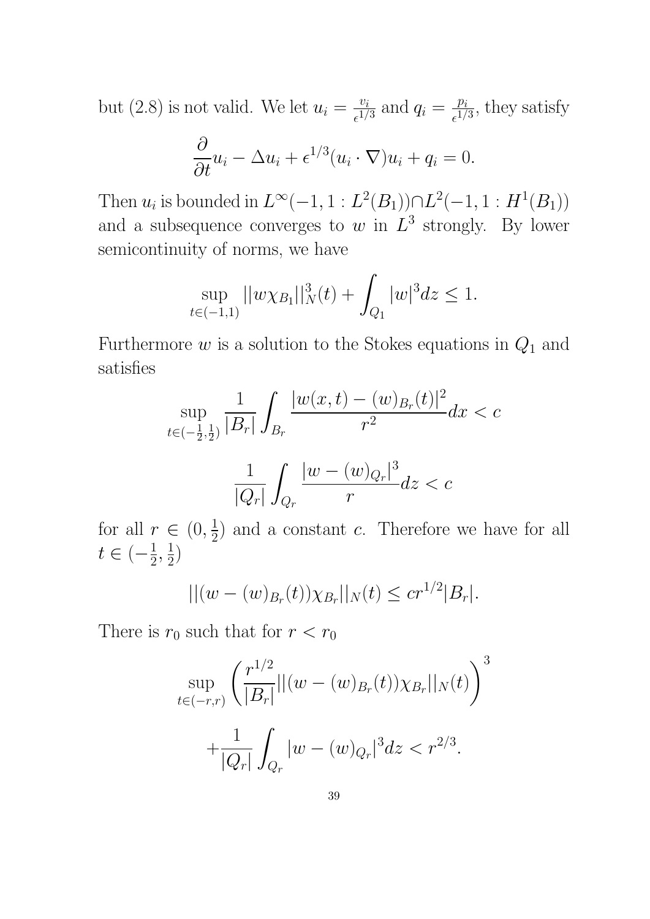but (2.8) is not valid. We let $u_i = \frac{v_i}{\epsilon^{1/3}}$ and $q_i = \frac{p_i}{\epsilon^{1/3}}$, they satisfy

$$\frac{\partial}{\partial t}u_i - \Delta u_i + \epsilon^{1/3}(u_i \cdot \nabla)u_i + q_i = 0.$$

Then $u_i$ is bounded in $L^\infty(-1, 1 : L^2(B_1)) \cap L^2(-1, 1 : H^1(B_1))$ and a subsequence converges to $w$ in $L^3$ strongly. By lower semicontinuity of norms, we have

$$\sup_{t \in (-1,1)} ||w\chi_{B_1}||_N^3(t) + \int_{Q_1} |w|^3 dz \leq 1.$$

Furthermore $w$ is a solution to the Stokes equations in $Q_1$ and satisfies

$$\sup_{t \in (-\frac{1}{2}, \frac{1}{2})} \frac{1}{|B_r|} \int_{B_r} \frac{|w(x,t) - (w)_{B_r}(t)|^2}{r^2} dx < c$$

$$\frac{1}{|Q_r|} \int_{Q_r} \frac{|w - (w)_{Q_r}|^3}{r} dz < c$$

for all $r \in (0, \frac{1}{2})$ and a constant $c$. Therefore we have for all $t \in (-\frac{1}{2}, \frac{1}{2})$

$$||(w - (w)_{B_r}(t))\chi_{B_r}||_N(t) \leq cr^{1/2}|B_r|.$$

There is $r_0$ such that for $r < r_0$

$$\sup_{t \in (-r,r)} \left( \frac{r^{1/2}}{|B_r|} ||(w - (w)_{B_r}(t))\chi_{B_r}||_N(t) \right)^3$$

$$+ \frac{1}{|Q_r|} \int_{Q_r} |w - (w)_{Q_r}|^3 dz < r^{2/3}.$$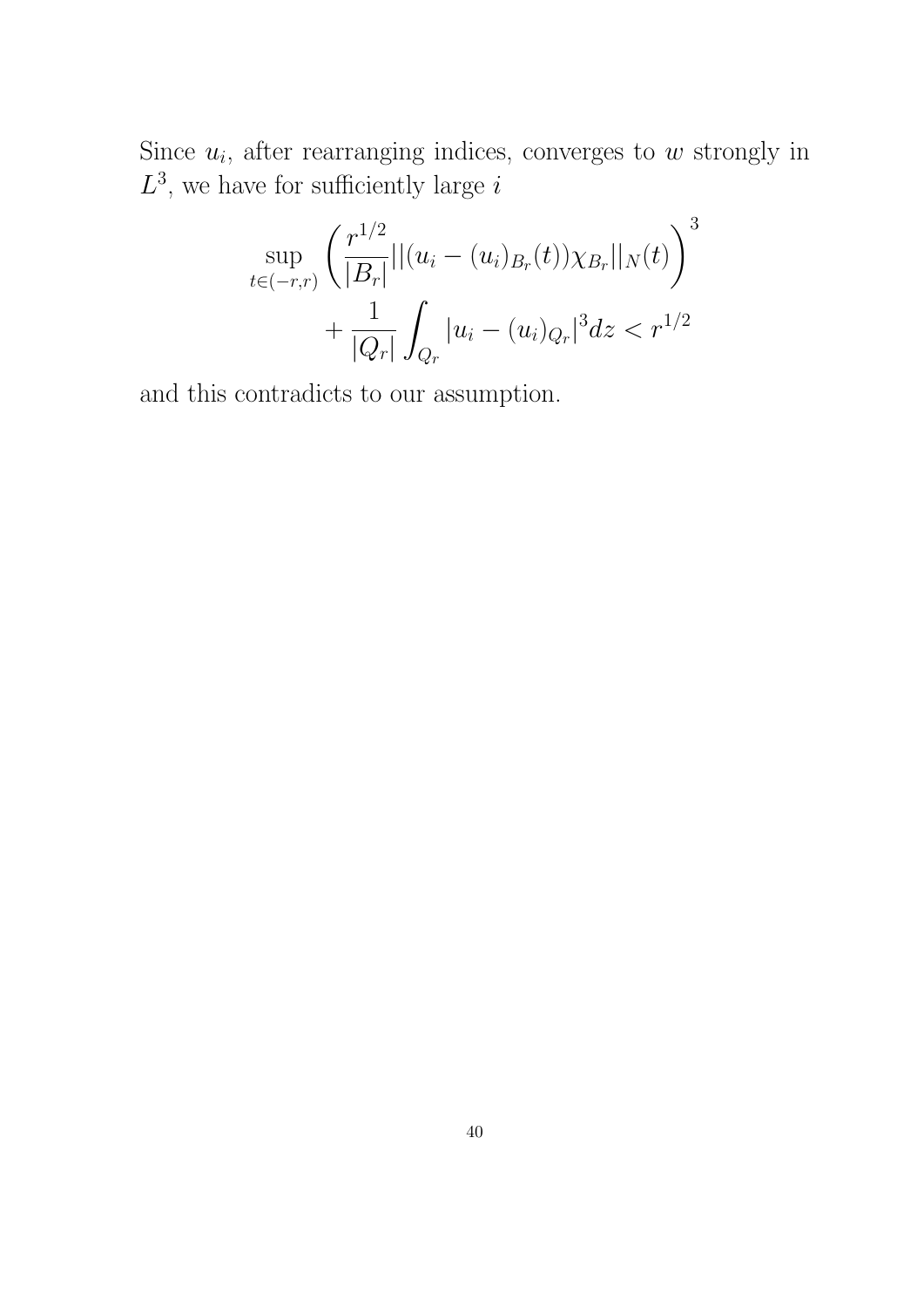Since $u_i$, after rearranging indices, converges to $w$ strongly in $L^3$, we have for sufficiently large $i$

$$
\sup_{t\in(-r,r)} \left( \frac{r^{1/2}}{|B_r|} ||(u_i - (u_i)_{B_r}(t))\chi_{B_r}||_N(t) \right)^3 + \frac{1}{|Q_r|} \int_{Q_r} |u_i - (u_i)_{Q_r}|^3 dz < r^{1/2}
$$

and this contradicts to our assumption.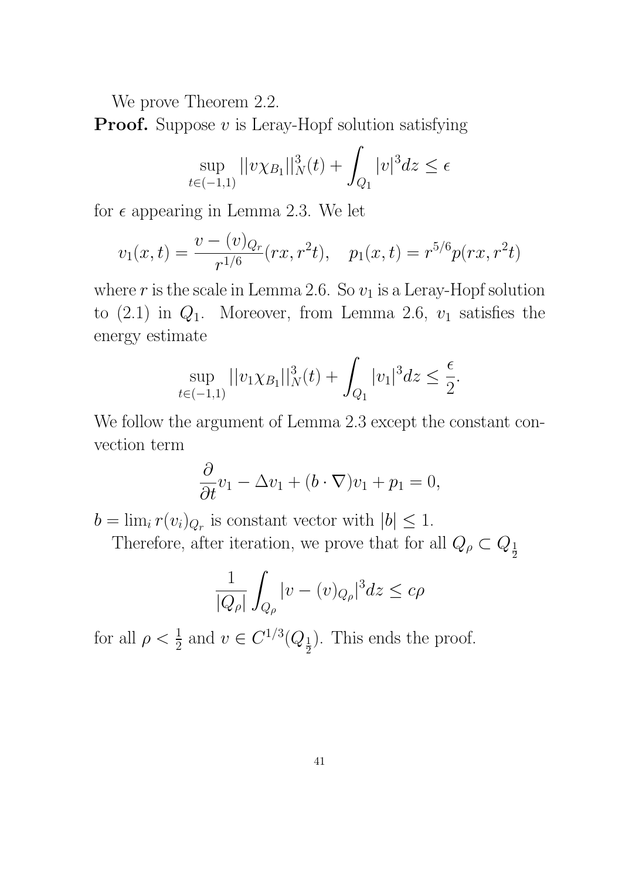We prove Theorem 2.2.

**Proof.** Suppose $v$ is Leray-Hopf solution satisfying

$$\sup_{t\in(-1,1)} ||v\chi_{B_1}||_N^3(t) + \int_{Q_1} |v|^3 dz \leq \epsilon$$

for $\epsilon$ appearing in Lemma 2.3. We let

$$v_1(x,t) = \frac{v - (v)_{Q_r}}{r^{1/6}}(rx, r^2 t), \quad p_1(x,t) = r^{5/6} p(rx, r^2 t)$$

where $r$ is the scale in Lemma 2.6. So $v_1$ is a Leray-Hopf solution to (2.1) in $Q_1$. Moreover, from Lemma 2.6, $v_1$ satisfies the energy estimate

$$\sup_{t\in(-1,1)} ||v_1\chi_{B_1}||_N^3(t) + \int_{Q_1} |v_1|^3 dz \leq \frac{\epsilon}{2}.$$

We follow the argument of Lemma 2.3 except the constant convection term

$$\frac{\partial}{\partial t} v_1 - \Delta v_1 + (b\cdot\nabla)v_1 + p_1 = 0,$$

$b = \lim_i r(v_i)_{Q_r}$ is constant vector with $|b| \leq 1$.

Therefore, after iteration, we prove that for all $Q_\rho \subset Q_{\frac{1}{2}}$

$$\frac{1}{|Q_\rho|}\int_{Q_\rho} |v - (v)_{Q_\rho}|^3 dz \leq c\rho$$

for all $\rho < \frac{1}{2}$ and $v \in C^{1/3}(Q_{\frac{1}{2}})$. This ends the proof.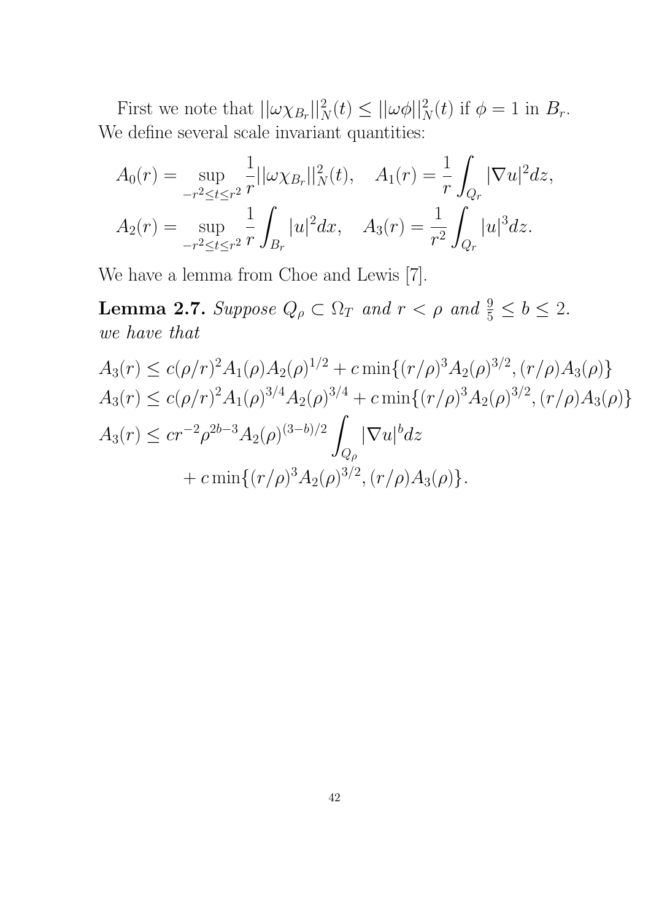First we note that $||\omega \chi_{B_r}||_N^2(t) \le ||\omega\phi||_N^2(t)$ if $\phi = 1$ in $B_r$. We define several scale invariant quantities:

$$
A_0(r) = \sup_{-r^2 \le t \le r^2} \frac{1}{r} ||\omega \chi_{B_r}||_N^2(t), \quad A_1(r) = \frac{1}{r} \int_{Q_r} |\nabla u|^2 dz,
$$
$$
A_2(r) = \sup_{-r^2 \le t \le r^2} \frac{1}{r} \int_{B_r} |u|^2 dx, \quad A_3(r) = \frac{1}{r^2} \int_{Q_r} |u|^3 dz.
$$

We have a lemma from Choe and Lewis [7].

**Lemma 2.7.** *Suppose $Q_\rho \subset \Omega_T$ and $r < \rho$ and $\frac{9}{5} \le b \le 2$. we have that*

$$
A_3(r) \le c(\rho/r)^2 A_1(\rho) A_2(\rho)^{1/2} + c \min\{(r/\rho)^3 A_2(\rho)^{3/2}, (r/\rho) A_3(\rho)\}
$$
$$
A_3(r) \le c(\rho/r)^2 A_1(\rho)^{3/4} A_2(\rho)^{3/4} + c \min\{(r/\rho)^3 A_2(\rho)^{3/2}, (r/\rho) A_3(\rho)\}
$$
$$
\begin{aligned}
A_3(r) \le\ & c r^{-2} \rho^{2b-3} A_2(\rho)^{(3-b)/2} \int_{Q_\rho} |\nabla u|^b dz \\
& + c \min\{(r/\rho)^3 A_2(\rho)^{3/2}, (r/\rho) A_3(\rho)\}.
\end{aligned}
$$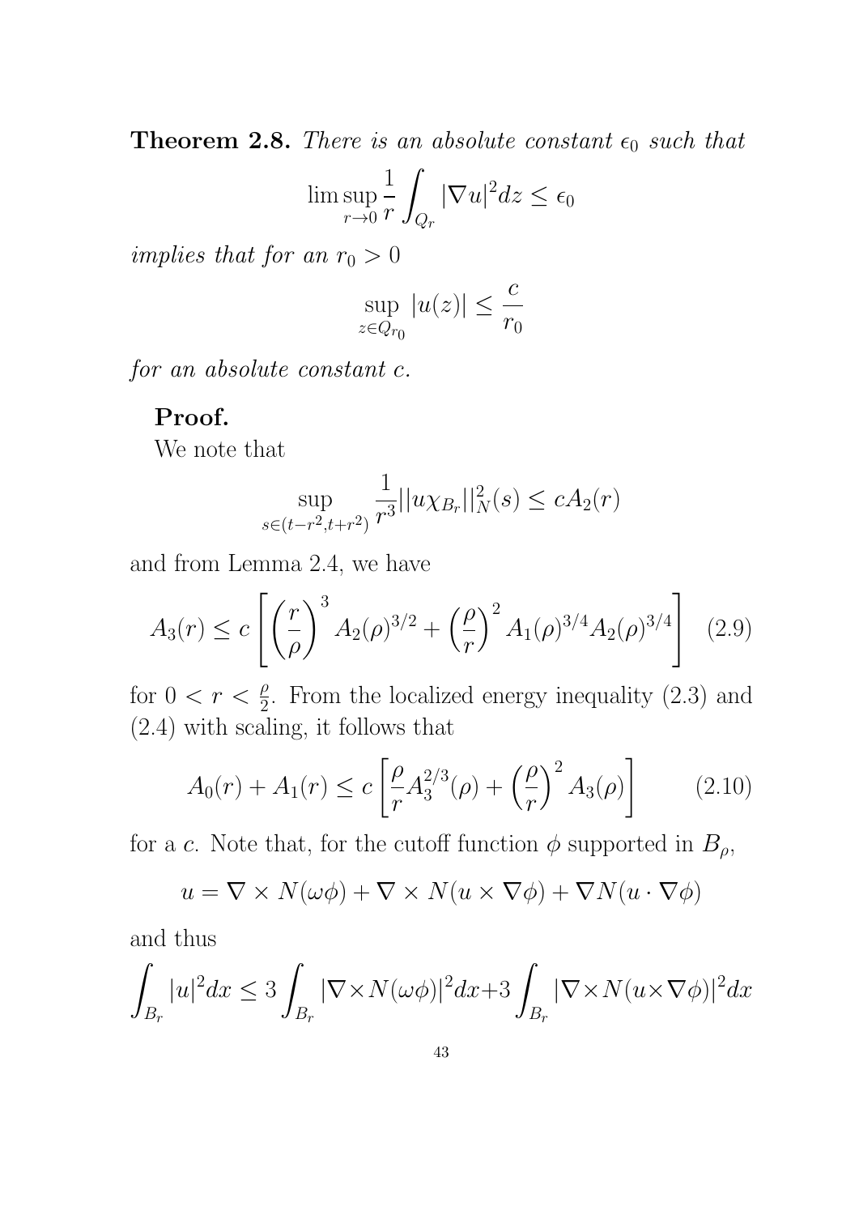**Theorem 2.8.** *There is an absolute constant $\epsilon_0$ such that*

$$\limsup_{r\to 0} \frac{1}{r}\int_{Q_r} |\nabla u|^2 dz \le \epsilon_0$$

*implies that for an $r_0 > 0$*

$$\sup_{z\in Q_{r_0}} |u(z)| \le \frac{c}{r_0}$$

*for an absolute constant $c$.*

**Proof.**

We note that

$$\sup_{s\in(t-r^2,t+r^2)} \frac{1}{r^3}||u\chi_{B_r}||_N^2(s) \le cA_2(r)$$

and from Lemma 2.4, we have

$$A_3(r) \le c\left[\left(\frac{r}{\rho}\right)^3 A_2(\rho)^{3/2} + \left(\frac{\rho}{r}\right)^2 A_1(\rho)^{3/4}A_2(\rho)^{3/4}\right] \quad (2.9)$$

for $0 < r < \frac{\rho}{2}$. From the localized energy inequality (2.3) and (2.4) with scaling, it follows that

$$A_0(r) + A_1(r) \le c\left[\frac{\rho}{r}A_3^{2/3}(\rho) + \left(\frac{\rho}{r}\right)^2 A_3(\rho)\right] \quad (2.10)$$

for a $c$. Note that, for the cutoff function $\phi$ supported in $B_\rho$,

$$u = \nabla\times N(\omega\phi) + \nabla\times N(u\times\nabla\phi) + \nabla N(u\cdot\nabla\phi)$$

and thus

$$\int_{B_r} |u|^2 dx \le 3\int_{B_r} |\nabla\times N(\omega\phi)|^2 dx + 3\int_{B_r} |\nabla\times N(u\times\nabla\phi)|^2 dx$$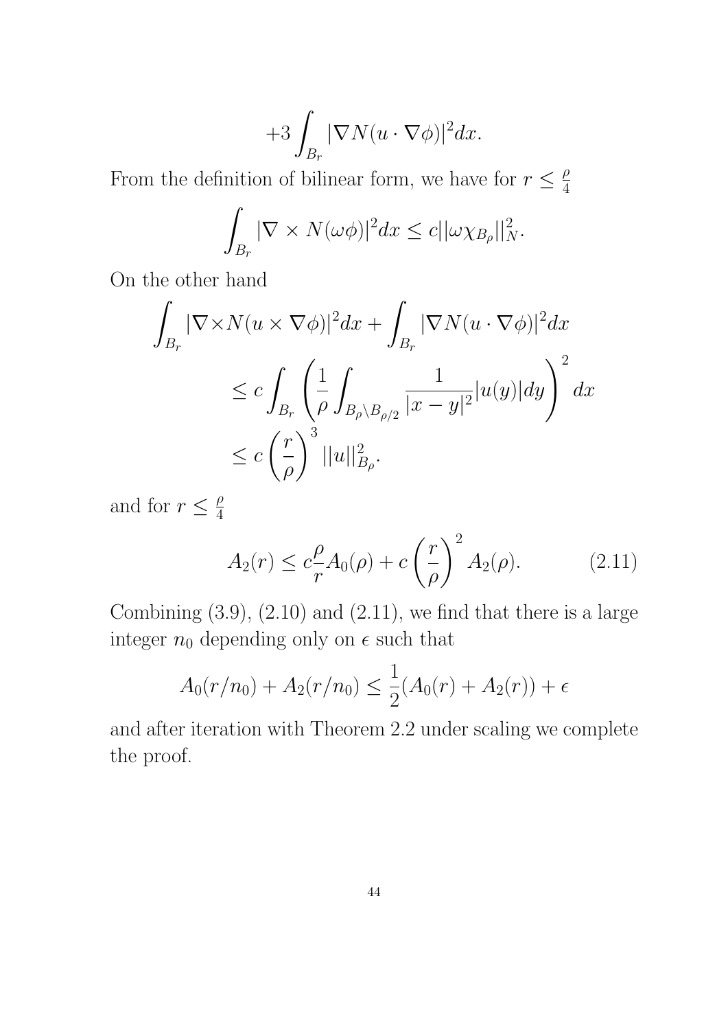$$+3\int_{B_r} |\nabla N(u\cdot\nabla\phi)|^2 dx.$$

From the definition of bilinear form, we have for $r \leq \frac{\rho}{4}$

$$\int_{B_r} |\nabla \times N(\omega\phi)|^2 dx \leq c||\omega\chi_{B_\rho}||_N^2.$$

On the other hand

$$\int_{B_r} |\nabla\times N(u\times\nabla\phi)|^2 dx + \int_{B_r} |\nabla N(u\cdot\nabla\phi)|^2 dx$$
$$\leq c\int_{B_r}\left(\frac{1}{\rho}\int_{B_\rho\setminus B_{\rho/2}} \frac{1}{|x-y|^2}|u(y)|dy\right)^2 dx$$
$$\leq c\left(\frac{r}{\rho}\right)^3 ||u||_{B_\rho}^2.$$

and for $r \leq \frac{\rho}{4}$

$$A_2(r) \leq c\frac{\rho}{r}A_0(\rho) + c\left(\frac{r}{\rho}\right)^2 A_2(\rho). \tag{2.11}$$

Combining (3.9), (2.10) and (2.11), we find that there is a large integer $n_0$ depending only on $\epsilon$ such that

$$A_0(r/n_0) + A_2(r/n_0) \leq \frac{1}{2}(A_0(r) + A_2(r)) + \epsilon$$

and after iteration with Theorem 2.2 under scaling we complete the proof.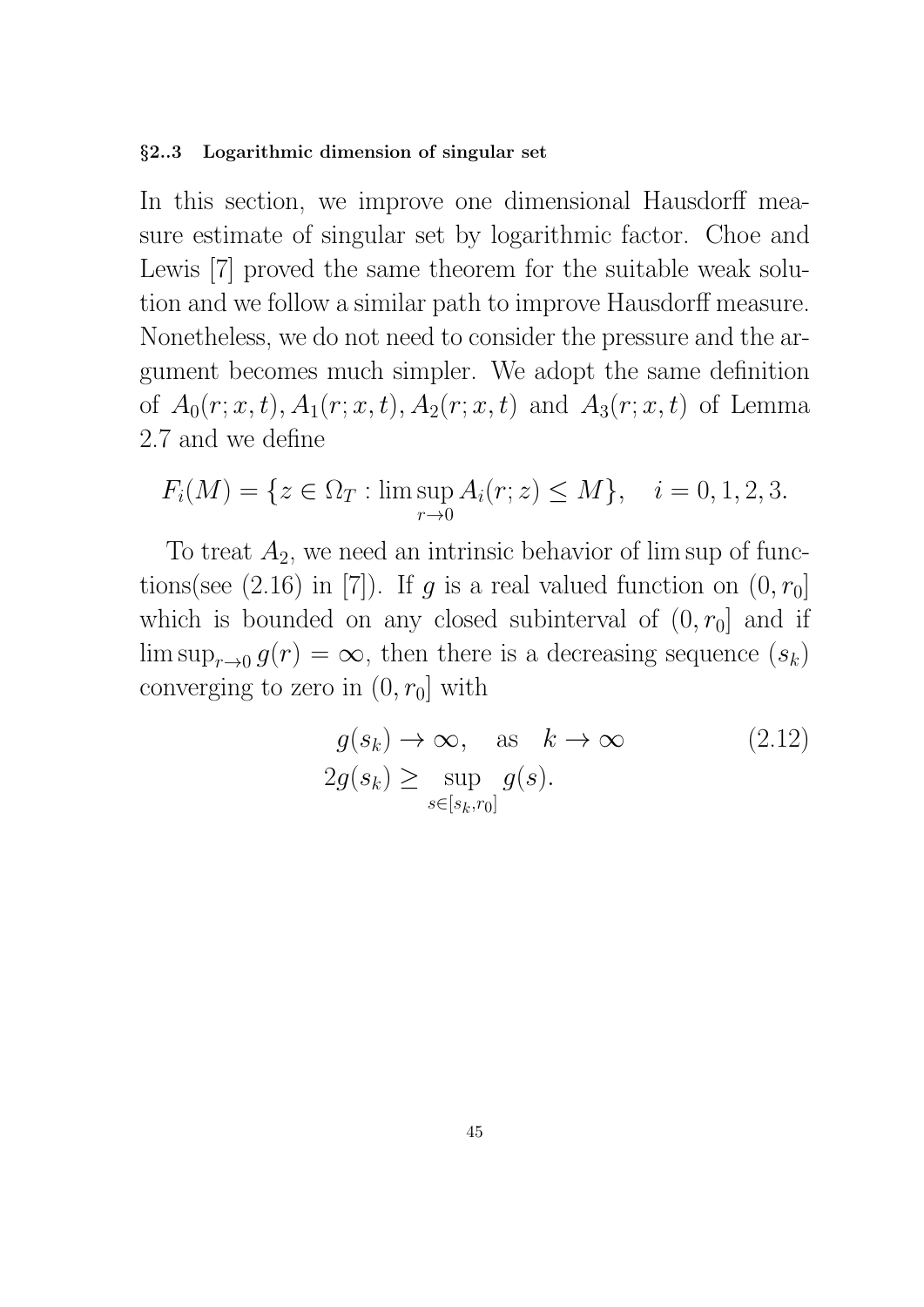### §2..3 Logarithmic dimension of singular set

In this section, we improve one dimensional Hausdorff measure estimate of singular set by logarithmic factor. Choe and Lewis [7] proved the same theorem for the suitable weak solution and we follow a similar path to improve Hausdorff measure. Nonetheless, we do not need to consider the pressure and the argument becomes much simpler. We adopt the same definition of $A_0(r;x,t), A_1(r;x,t), A_2(r;x,t)$ and $A_3(r;x,t)$ of Lemma 2.7 and we define

$$F_i(M) = \{z \in \Omega_T : \limsup_{r\to 0} A_i(r;z) \le M\}, \quad i = 0,1,2,3.$$

To treat $A_2$, we need an intrinsic behavior of lim sup of functions(see (2.16) in [7]). If $g$ is a real valued function on $(0, r_0]$ which is bounded on any closed subinterval of $(0, r_0]$ and if $\limsup_{r\to 0} g(r) = \infty$, then there is a decreasing sequence $(s_k)$ converging to zero in $(0, r_0]$ with

$$\begin{aligned} &g(s_k) \to \infty, \quad \text{as} \quad k \to \infty \\ &2g(s_k) \ge \sup_{s\in[s_k, r_0]} g(s). \end{aligned} \tag{2.12}$$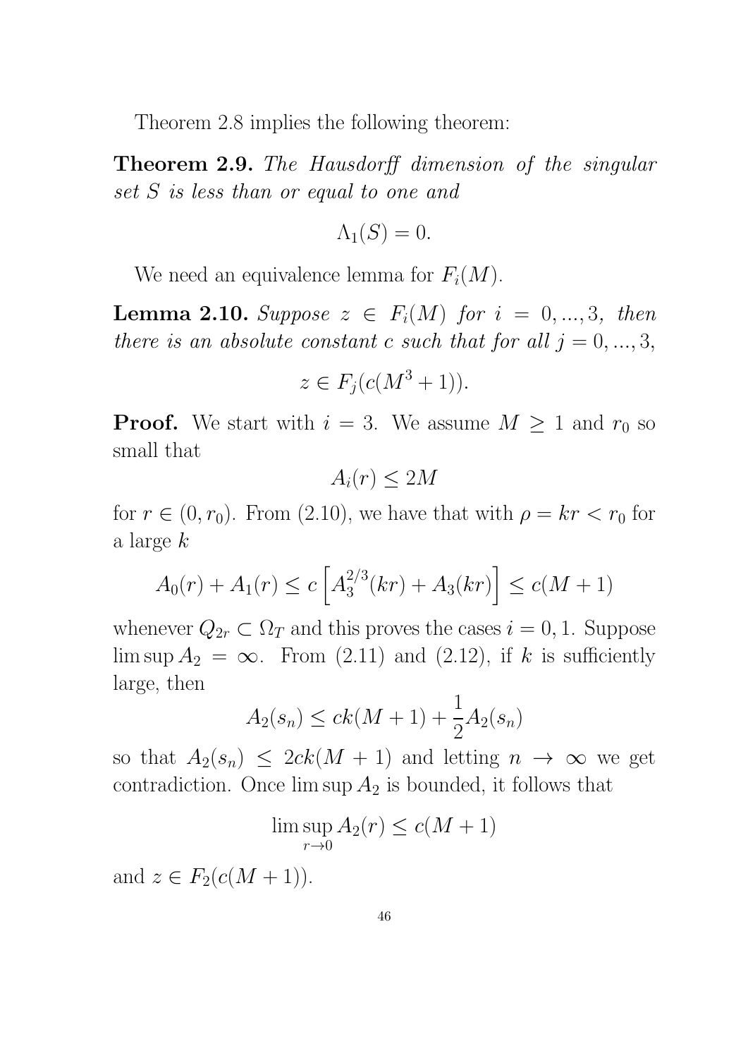Theorem 2.8 implies the following theorem:

**Theorem 2.9.** *The Hausdorff dimension of the singular set $S$ is less than or equal to one and*

$$\Lambda_1(S) = 0.$$

We need an equivalence lemma for $F_i(M)$.

**Lemma 2.10.** *Suppose $z \in F_i(M)$ for $i = 0, ..., 3$, then there is an absolute constant $c$ such that for all $j = 0, ..., 3$,*

$$z \in F_j(c(M^3 + 1)).$$

**Proof.** We start with $i = 3$. We assume $M \geq 1$ and $r_0$ so small that

$$A_i(r) \leq 2M$$

for $r \in (0, r_0)$. From (2.10), we have that with $\rho = kr < r_0$ for a large $k$

$$A_0(r) + A_1(r) \leq c \left[ A_3^{2/3}(kr) + A_3(kr) \right] \leq c(M + 1)$$

whenever $Q_{2r} \subset \Omega_T$ and this proves the cases $i = 0, 1$. Suppose $\limsup A_2 = \infty$. From (2.11) and (2.12), if $k$ is sufficiently large, then

$$A_2(s_n) \leq ck(M + 1) + \frac{1}{2} A_2(s_n)$$

so that $A_2(s_n) \leq 2ck(M + 1)$ and letting $n \to \infty$ we get contradiction. Once $\limsup A_2$ is bounded, it follows that

$$\limsup_{r \to 0} A_2(r) \leq c(M + 1)$$

and $z \in F_2(c(M + 1))$.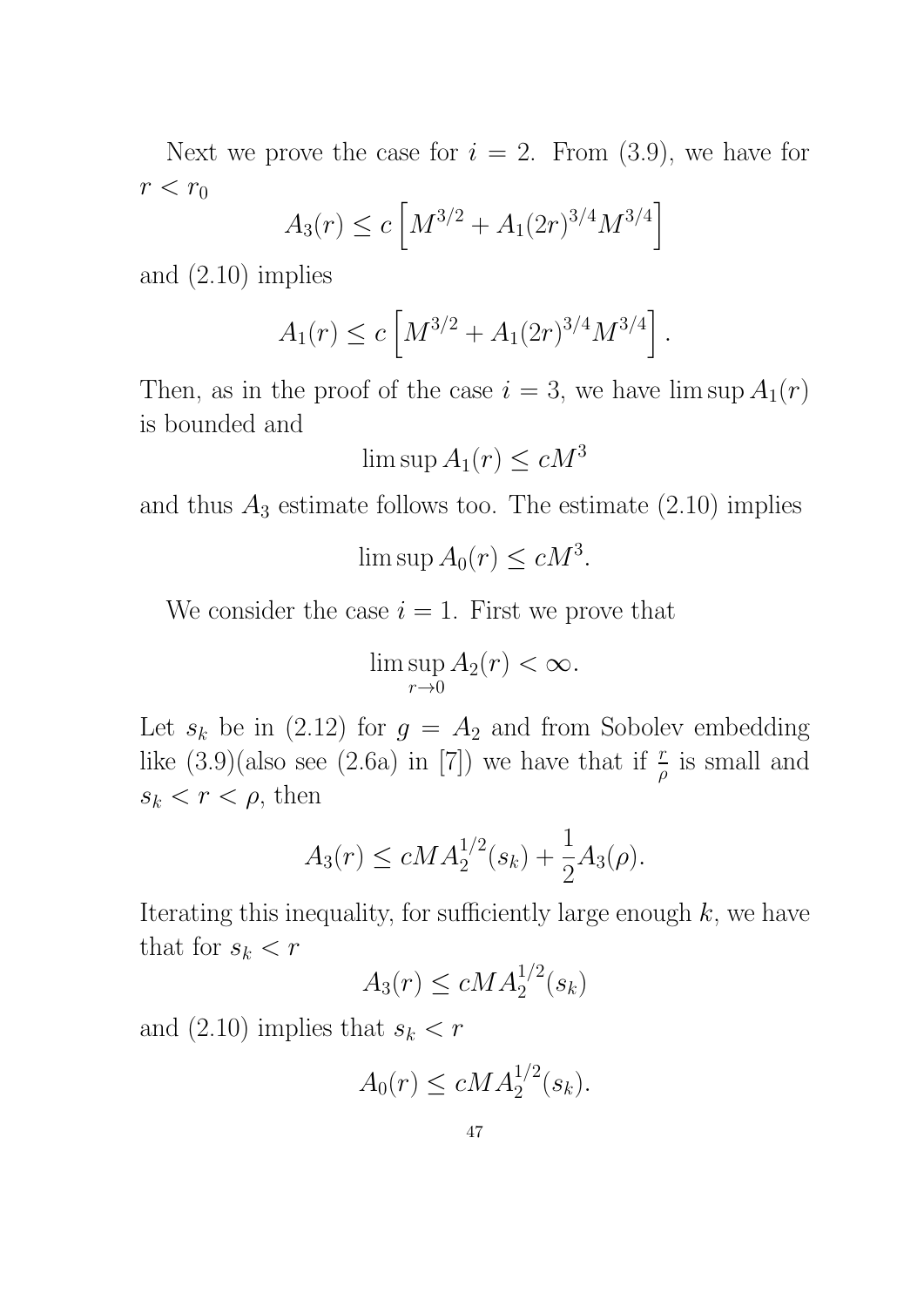Next we prove the case for $i = 2$. From (3.9), we have for $r < r_0$

$$A_3(r) \le c \left[ M^{3/2} + A_1(2r)^{3/4} M^{3/4} \right]$$

and (2.10) implies

$$A_1(r) \le c \left[ M^{3/2} + A_1(2r)^{3/4} M^{3/4} \right].$$

Then, as in the proof of the case $i = 3$, we have $\limsup A_1(r)$ is bounded and

$$\limsup A_1(r) \le cM^3$$

and thus $A_3$ estimate follows too. The estimate (2.10) implies

$$\limsup A_0(r) \le cM^3.$$

We consider the case $i = 1$. First we prove that

$$\limsup_{r \to 0} A_2(r) < \infty.$$

Let $s_k$ be in (2.12) for $g = A_2$ and from Sobolev embedding like (3.9)(also see (2.6a) in [7]) we have that if $\frac{r}{\rho}$ is small and $s_k < r < \rho$, then

$$A_3(r) \le cMA_2^{1/2}(s_k) + \frac{1}{2} A_3(\rho).$$

Iterating this inequality, for sufficiently large enough $k$, we have that for $s_k < r$

$$A_3(r) \le cMA_2^{1/2}(s_k)$$

and (2.10) implies that $s_k < r$

$$A_0(r) \le cMA_2^{1/2}(s_k).$$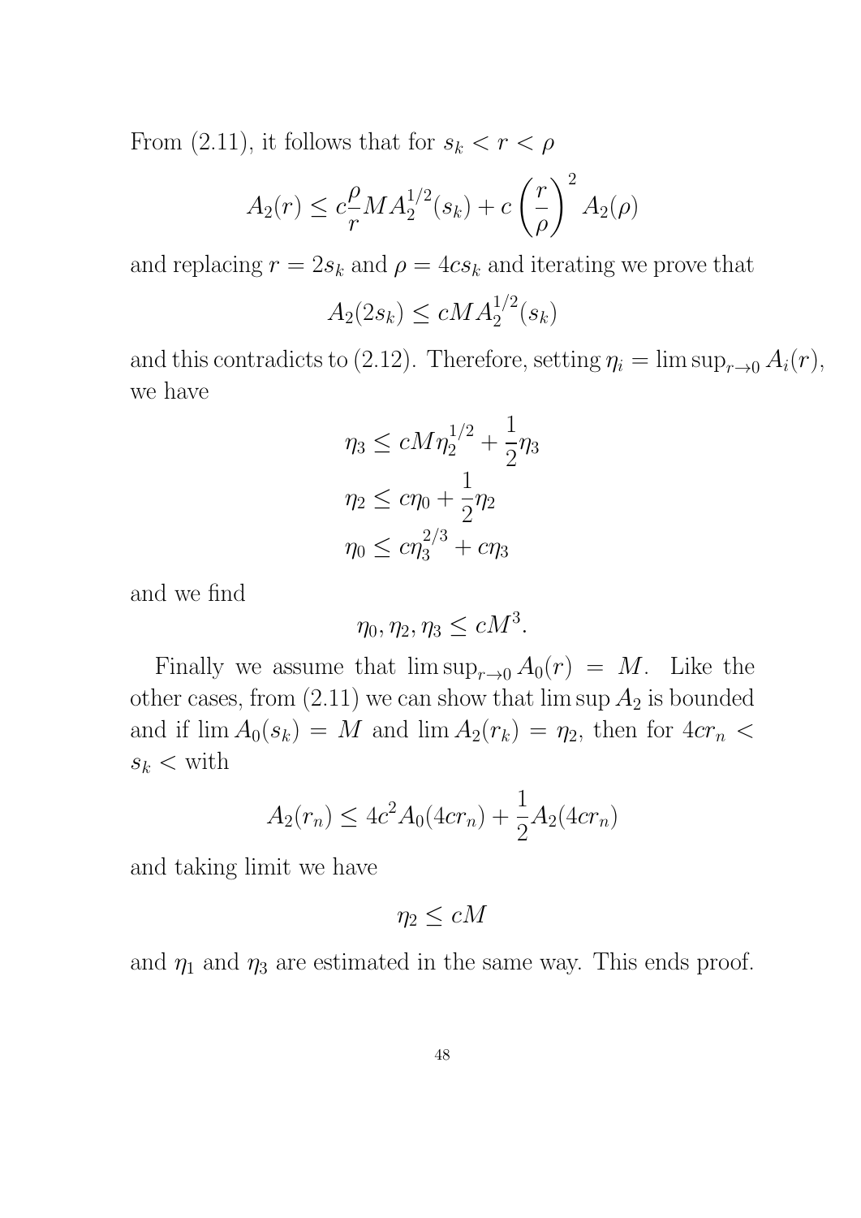From (2.11), it follows that for $s_k < r < \rho$

$$A_2(r) \le c\frac{\rho}{r} M A_2^{1/2}(s_k) + c\left(\frac{r}{\rho}\right)^2 A_2(\rho)$$

and replacing $r = 2s_k$ and $\rho = 4cs_k$ and iterating we prove that

$$A_2(2s_k) \le cMA_2^{1/2}(s_k)$$

and this contradicts to (2.12). Therefore, setting $\eta_i = \limsup_{r\to 0} A_i(r)$, we have

$$\eta_3 \le cM\eta_2^{1/2} + \frac{1}{2}\eta_3$$
$$\eta_2 \le c\eta_0 + \frac{1}{2}\eta_2$$
$$\eta_0 \le c\eta_3^{2/3} + c\eta_3$$

and we find

$$\eta_0, \eta_2, \eta_3 \le cM^3.$$

Finally we assume that $\limsup_{r\to 0} A_0(r) = M$. Like the other cases, from (2.11) we can show that $\limsup A_2$ is bounded and if $\lim A_0(s_k) = M$ and $\lim A_2(r_k) = \eta_2$, then for $4cr_n < s_k <$ with

$$A_2(r_n) \le 4c^2 A_0(4cr_n) + \frac{1}{2}A_2(4cr_n)$$

and taking limit we have

$$\eta_2 \le cM$$

and $\eta_1$ and $\eta_3$ are estimated in the same way. This ends proof.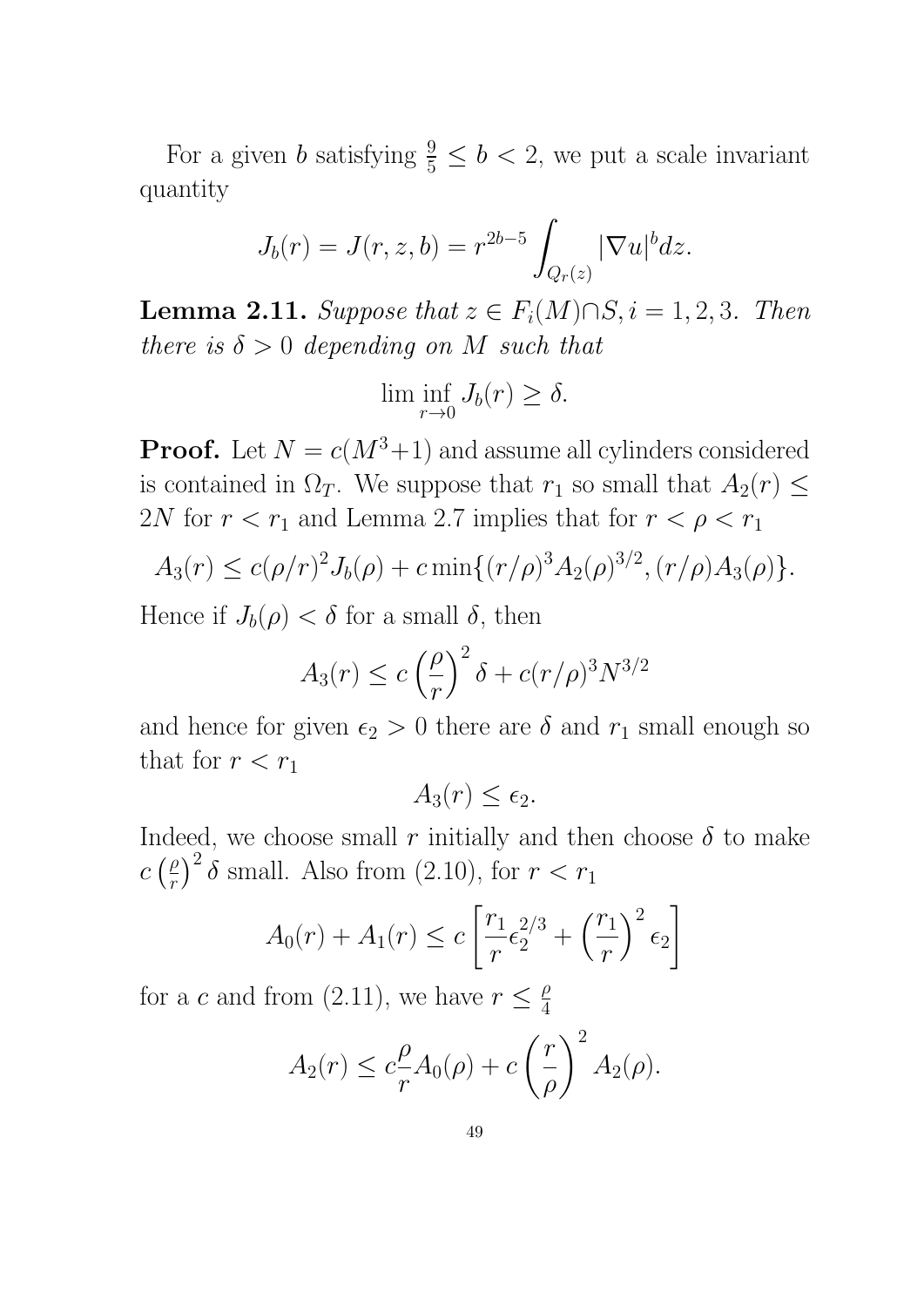For a given $b$ satisfying $\frac{9}{5} \leq b < 2$, we put a scale invariant quantity

$$J_b(r) = J(r, z, b) = r^{2b-5} \int_{Q_r(z)} |\nabla u|^b dz.$$

**Lemma 2.11.** *Suppose that $z \in F_i(M) \cap S, i = 1, 2, 3$. Then there is $\delta > 0$ depending on $M$ such that*

$$\liminf_{r \to 0} J_b(r) \geq \delta.$$

**Proof.** Let $N = c(M^3+1)$ and assume all cylinders considered is contained in $\Omega_T$. We suppose that $r_1$ so small that $A_2(r) \leq 2N$ for $r < r_1$ and Lemma 2.7 implies that for $r < \rho < r_1$

$$A_3(r) \leq c(\rho/r)^2 J_b(\rho) + c \min\{(r/\rho)^3 A_2(\rho)^{3/2}, (r/\rho) A_3(\rho)\}.$$

Hence if $J_b(\rho) < \delta$ for a small $\delta$, then

$$A_3(r) \leq c \left(\frac{\rho}{r}\right)^2 \delta + c(r/\rho)^3 N^{3/2}$$

and hence for given $\epsilon_2 > 0$ there are $\delta$ and $r_1$ small enough so that for $r < r_1$

$$A_3(r) \leq \epsilon_2.$$

Indeed, we choose small $r$ initially and then choose $\delta$ to make $c\left(\frac{\rho}{r}\right)^2 \delta$ small. Also from (2.10), for $r < r_1$

$$A_0(r) + A_1(r) \leq c \left[\frac{r_1}{r} \epsilon_2^{2/3} + \left(\frac{r_1}{r}\right)^2 \epsilon_2\right]$$

for a $c$ and from (2.11), we have $r \leq \frac{\rho}{4}$

$$A_2(r) \leq c \frac{\rho}{r} A_0(\rho) + c \left(\frac{r}{\rho}\right)^2 A_2(\rho).$$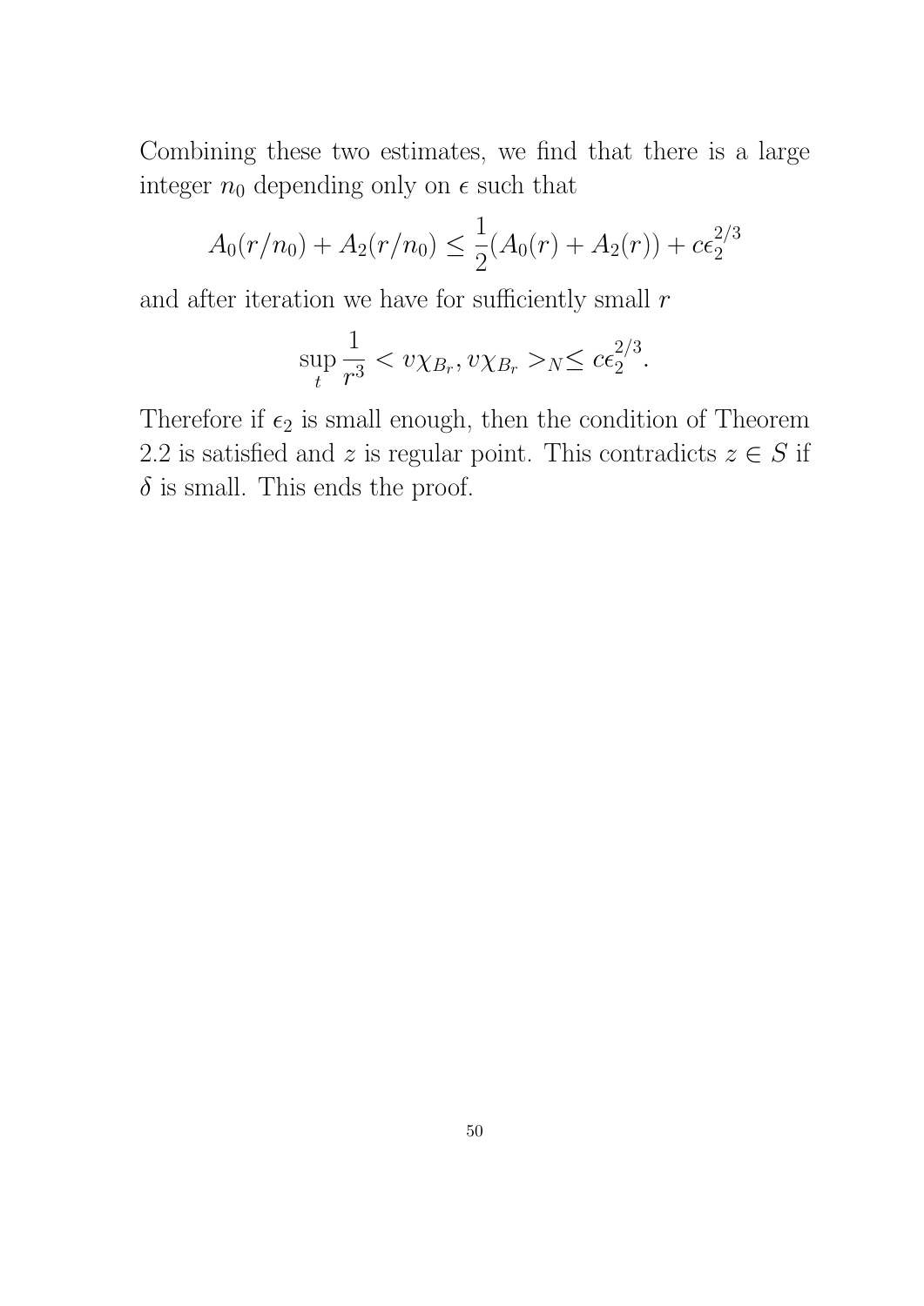Combining these two estimates, we find that there is a large integer $n_0$ depending only on $\epsilon$ such that

$$A_0(r/n_0) + A_2(r/n_0) \leq \frac{1}{2}(A_0(r) + A_2(r)) + c\epsilon_2^{2/3}$$

and after iteration we have for sufficiently small $r$

$$\sup_t \frac{1}{r^3} < v\chi_{B_r}, v\chi_{B_r} >_N \leq c\epsilon_2^{2/3}.$$

Therefore if $\epsilon_2$ is small enough, then the condition of Theorem 2.2 is satisfied and $z$ is regular point. This contradicts $z \in S$ if $\delta$ is small. This ends the proof.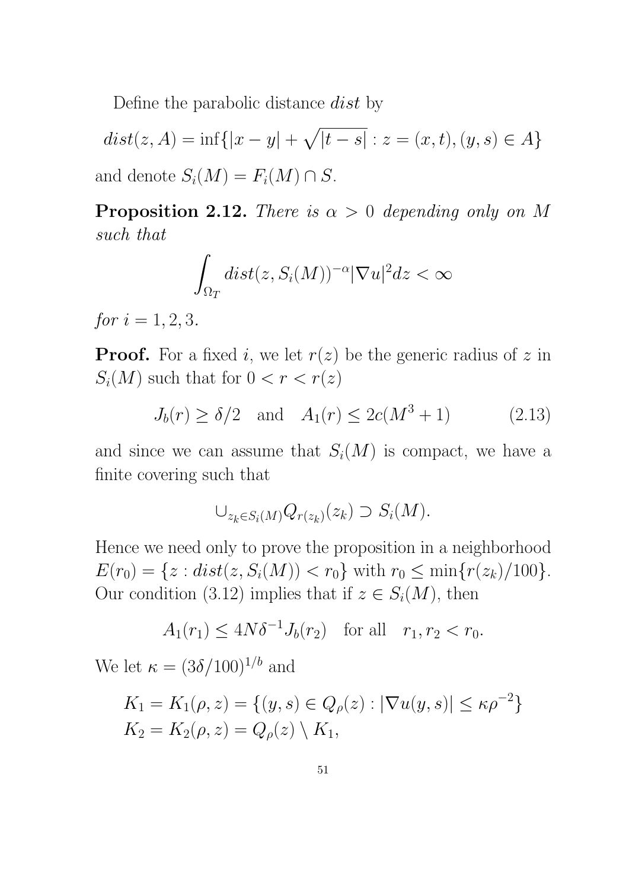Define the parabolic distance *dist* by

$$dist(z, A) = \inf\{|x-y| + \sqrt{|t-s|} : z = (x,t), (y,s) \in A\}$$

and denote $S_i(M) = F_i(M) \cap S$.

**Proposition 2.12.** *There is $\alpha > 0$ depending only on $M$ such that*

$$\int_{\Omega_T} dist(z, S_i(M))^{-\alpha} |\nabla u|^2 dz < \infty$$

*for $i = 1, 2, 3$.*

**Proof.** For a fixed $i$, we let $r(z)$ be the generic radius of $z$ in $S_i(M)$ such that for $0 < r < r(z)$

$$J_b(r) \geq \delta/2 \quad \text{and} \quad A_1(r) \leq 2c(M^3 + 1) \tag{2.13}$$

and since we can assume that $S_i(M)$ is compact, we have a finite covering such that

$$\cup_{z_k \in S_i(M)} Q_{r(z_k)}(z_k) \supset S_i(M).$$

Hence we need only to prove the proposition in a neighborhood $E(r_0) = \{z : dist(z, S_i(M)) < r_0\}$ with $r_0 \leq \min\{r(z_k)/100\}$. Our condition (3.12) implies that if $z \in S_i(M)$, then

$$A_1(r_1) \leq 4N\delta^{-1} J_b(r_2) \quad \text{for all} \quad r_1, r_2 < r_0.$$

We let $\kappa = (3\delta/100)^{1/b}$ and

$$K_1 = K_1(\rho, z) = \{(y,s) \in Q_\rho(z) : |\nabla u(y,s)| \leq \kappa \rho^{-2}\}$$
$$K_2 = K_2(\rho, z) = Q_\rho(z) \setminus K_1,$$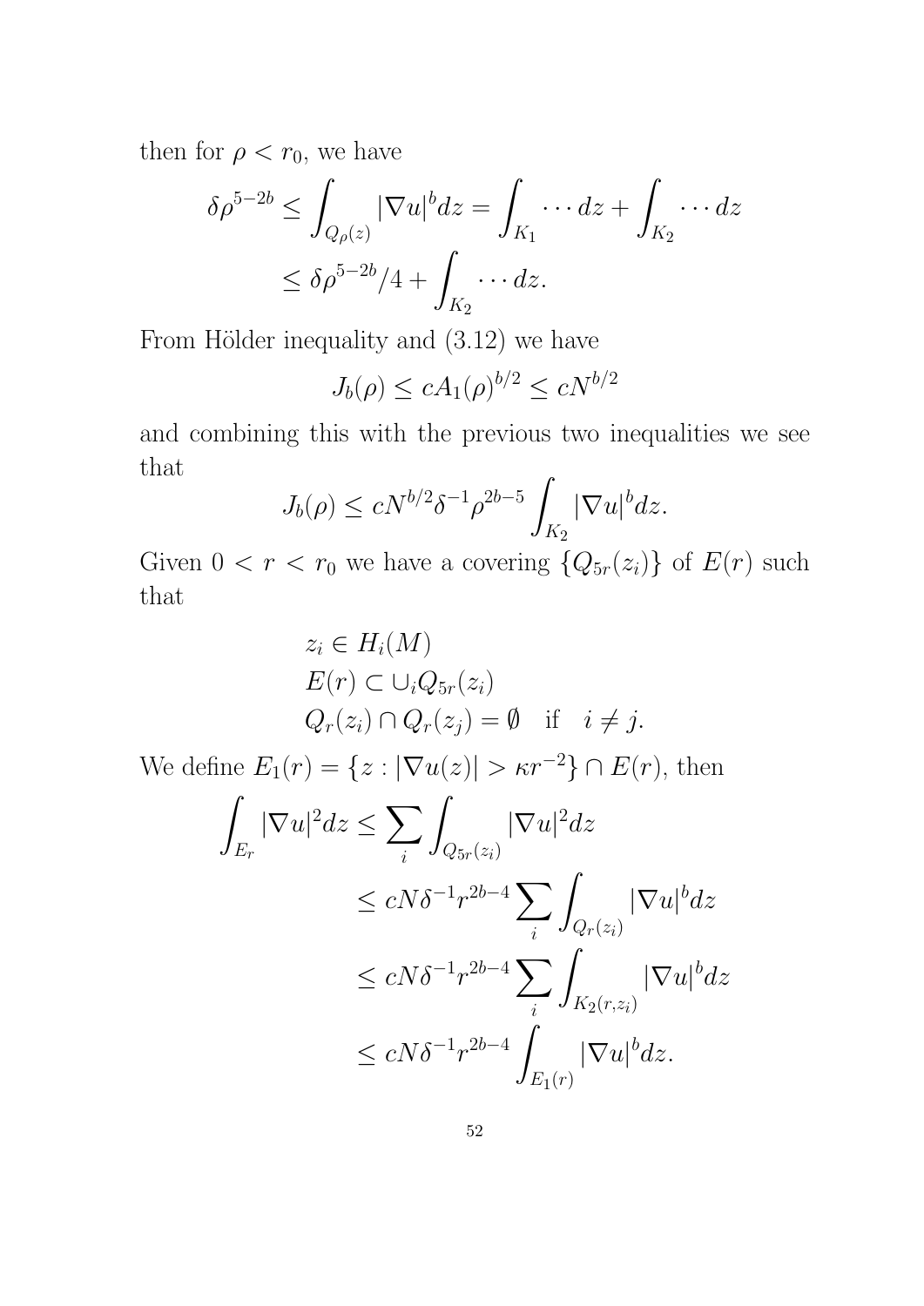then for $\rho < r_0$, we have

$$\delta\rho^{5-2b} \leq \int_{Q_\rho(z)} |\nabla u|^b dz = \int_{K_1} \cdots dz + \int_{K_2} \cdots dz$$
$$\leq \delta\rho^{5-2b}/4 + \int_{K_2} \cdots dz.$$

From Hölder inequality and (3.12) we have

$$J_b(\rho) \leq cA_1(\rho)^{b/2} \leq cN^{b/2}$$

and combining this with the previous two inequalities we see that

$$J_b(\rho) \leq cN^{b/2}\delta^{-1}\rho^{2b-5} \int_{K_2} |\nabla u|^b dz.$$

Given $0 < r < r_0$ we have a covering $\{Q_{5r}(z_i)\}$ of $E(r)$ such that

$$z_i \in H_i(M)$$
$$E(r) \subset \cup_i Q_{5r}(z_i)$$
$$Q_r(z_i) \cap Q_r(z_j) = \emptyset \quad \text{if} \quad i \neq j.$$

We define $E_1(r) = \{z : |\nabla u(z)| > \kappa r^{-2}\} \cap E(r)$, then

$$\int_{E_r} |\nabla u|^2 dz \leq \sum_i \int_{Q_{5r}(z_i)} |\nabla u|^2 dz$$
$$\leq cN\delta^{-1} r^{2b-4} \sum_i \int_{Q_r(z_i)} |\nabla u|^b dz$$
$$\leq cN\delta^{-1} r^{2b-4} \sum_i \int_{K_2(r,z_i)} |\nabla u|^b dz$$
$$\leq cN\delta^{-1} r^{2b-4} \int_{E_1(r)} |\nabla u|^b dz.$$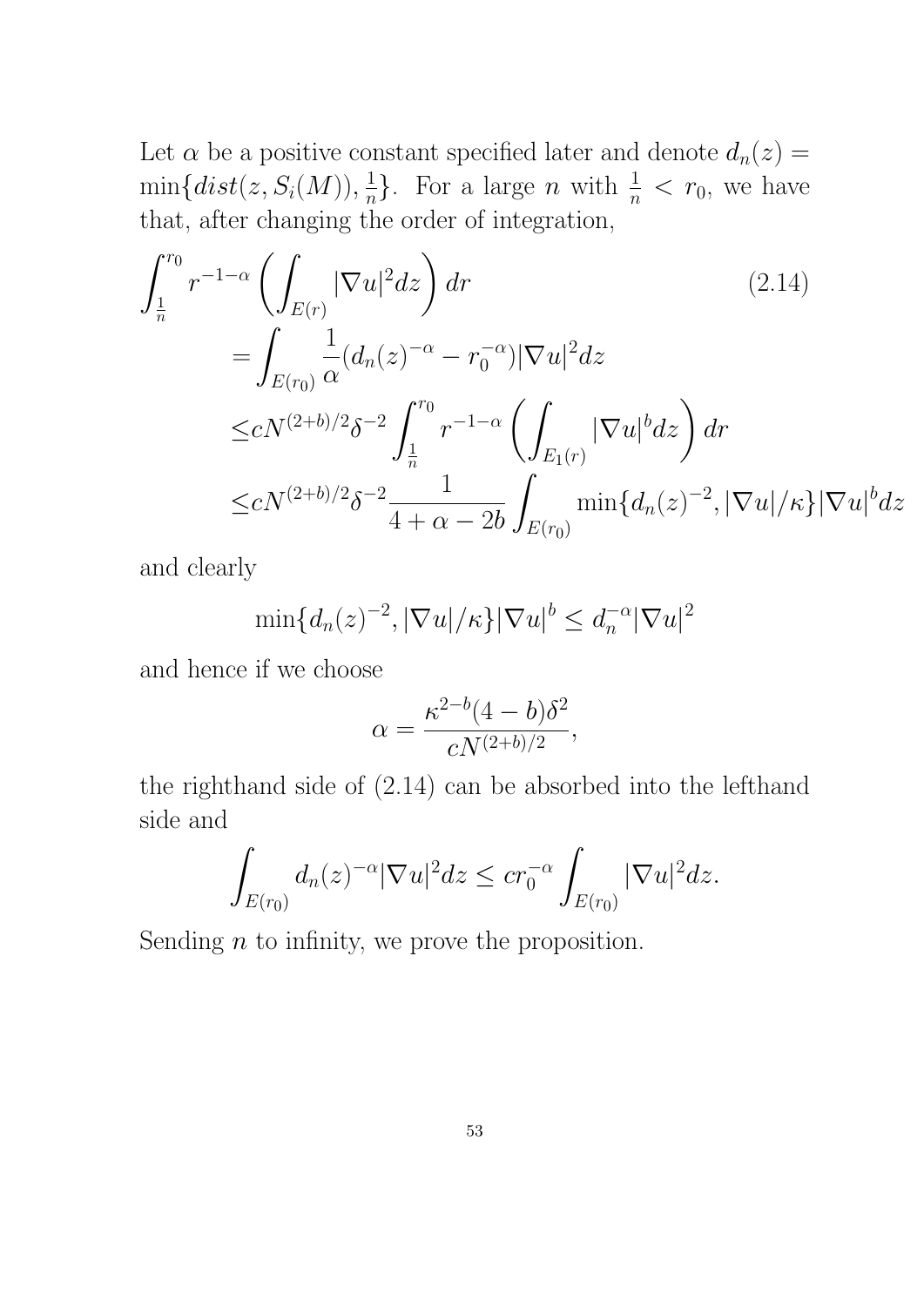Let $\alpha$ be a positive constant specified later and denote $d_n(z) = \min\{dist(z, S_i(M)), \frac{1}{n}\}$. For a large $n$ with $\frac{1}{n} < r_0$, we have that, after changing the order of integration,

$$
\begin{aligned}
\int_{\frac{1}{n}}^{r_0} r^{-1-\alpha} \left( \int_{E(r)} |\nabla u|^2 dz \right) dr \qquad\qquad\qquad\qquad (2.14)\\
= \int_{E(r_0)} \frac{1}{\alpha} (d_n(z)^{-\alpha} - r_0^{-\alpha}) |\nabla u|^2 dz \\
\leq c N^{(2+b)/2} \delta^{-2} \int_{\frac{1}{n}}^{r_0} r^{-1-\alpha} \left( \int_{E_1(r)} |\nabla u|^b dz \right) dr \\
\leq c N^{(2+b)/2} \delta^{-2} \frac{1}{4+\alpha-2b} \int_{E(r_0)} \min\{d_n(z)^{-2}, |\nabla u|/\kappa\} |\nabla u|^b dz
\end{aligned}
$$

and clearly

$$
\min\{d_n(z)^{-2}, |\nabla u|/\kappa\} |\nabla u|^b \leq d_n^{-\alpha} |\nabla u|^2
$$

and hence if we choose

$$
\alpha = \frac{\kappa^{2-b}(4-b)\delta^2}{c N^{(2+b)/2}},
$$

the righthand side of (2.14) can be absorbed into the lefthand side and

$$
\int_{E(r_0)} d_n(z)^{-\alpha} |\nabla u|^2 dz \leq c r_0^{-\alpha} \int_{E(r_0)} |\nabla u|^2 dz.
$$

Sending $n$ to infinity, we prove the proposition.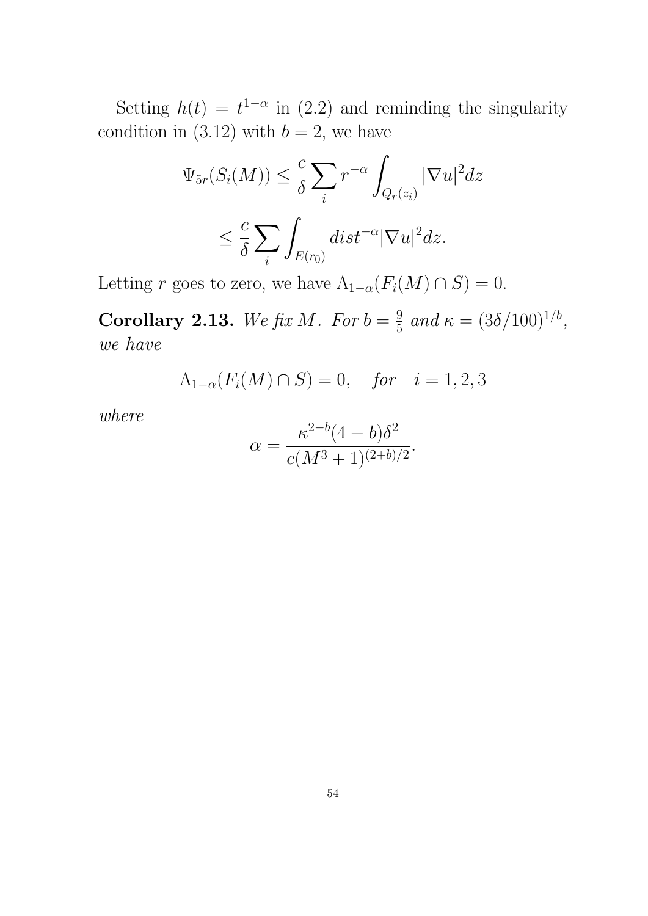Setting $h(t) = t^{1-\alpha}$ in (2.2) and reminding the singularity condition in (3.12) with $b = 2$, we have

$$\Psi_{5r}(S_i(M)) \leq \frac{c}{\delta} \sum_i r^{-\alpha} \int_{Q_r(z_i)} |\nabla u|^2 dz$$

$$\leq \frac{c}{\delta} \sum_i \int_{E(r_0)} dist^{-\alpha} |\nabla u|^2 dz.$$

Letting $r$ goes to zero, we have $\Lambda_{1-\alpha}(F_i(M) \cap S) = 0$.

**Corollary 2.13.** *We fix $M$. For $b = \frac{9}{5}$ and $\kappa = (3\delta/100)^{1/b}$, we have*

$$\Lambda_{1-\alpha}(F_i(M) \cap S) = 0, \quad for \quad i = 1, 2, 3$$

*where*

$$\alpha = \frac{\kappa^{2-b}(4-b)\delta^2}{c(M^3+1)^{(2+b)/2}}.$$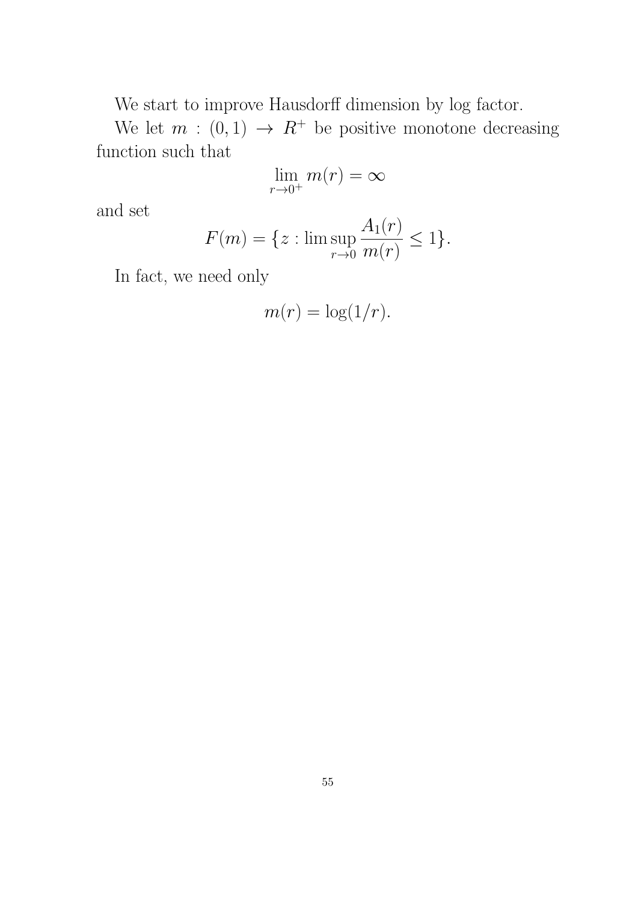We start to improve Hausdorff dimension by log factor.

We let $m : (0,1) \to R^+$ be positive monotone decreasing function such that

$$\lim_{r \to 0^+} m(r) = \infty$$

and set

$$F(m) = \{z : \limsup_{r \to 0} \frac{A_1(r)}{m(r)} \leq 1\}.$$

In fact, we need only

$$m(r) = \log(1/r).$$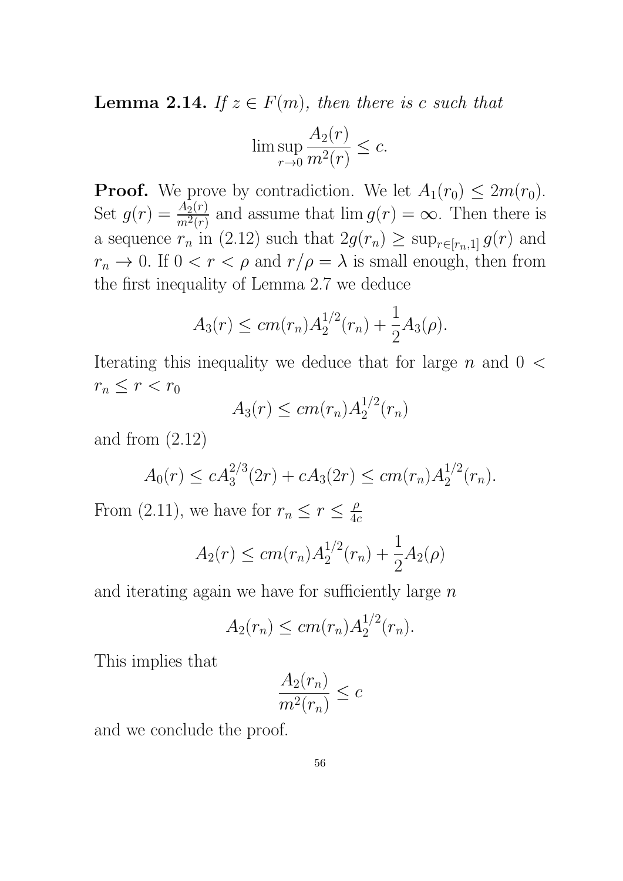**Lemma 2.14.** *If $z \in F(m)$, then there is $c$ such that*

$$\limsup_{r \to 0} \frac{A_2(r)}{m^2(r)} \leq c.$$

**Proof.** We prove by contradiction. We let $A_1(r_0) \leq 2m(r_0)$. Set $g(r) = \frac{A_2(r)}{m^2(r)}$ and assume that $\lim g(r) = \infty$. Then there is a sequence $r_n$ in (2.12) such that $2g(r_n) \geq \sup_{r \in [r_n, 1]} g(r)$ and $r_n \to 0$. If $0 < r < \rho$ and $r/\rho = \lambda$ is small enough, then from the first inequality of Lemma 2.7 we deduce

$$A_3(r) \leq cm(r_n) A_2^{1/2}(r_n) + \frac{1}{2} A_3(\rho).$$

Iterating this inequality we deduce that for large $n$ and $0 < r_n \leq r < r_0$

$$A_3(r) \leq cm(r_n) A_2^{1/2}(r_n)$$

and from (2.12)

$$A_0(r) \leq c A_3^{2/3}(2r) + c A_3(2r) \leq cm(r_n) A_2^{1/2}(r_n).$$

From (2.11), we have for $r_n \leq r \leq \frac{\rho}{4c}$

$$A_2(r) \leq cm(r_n) A_2^{1/2}(r_n) + \frac{1}{2} A_2(\rho)$$

and iterating again we have for sufficiently large $n$

$$A_2(r_n) \leq cm(r_n) A_2^{1/2}(r_n).$$

This implies that

$$\frac{A_2(r_n)}{m^2(r_n)} \leq c$$

and we conclude the proof.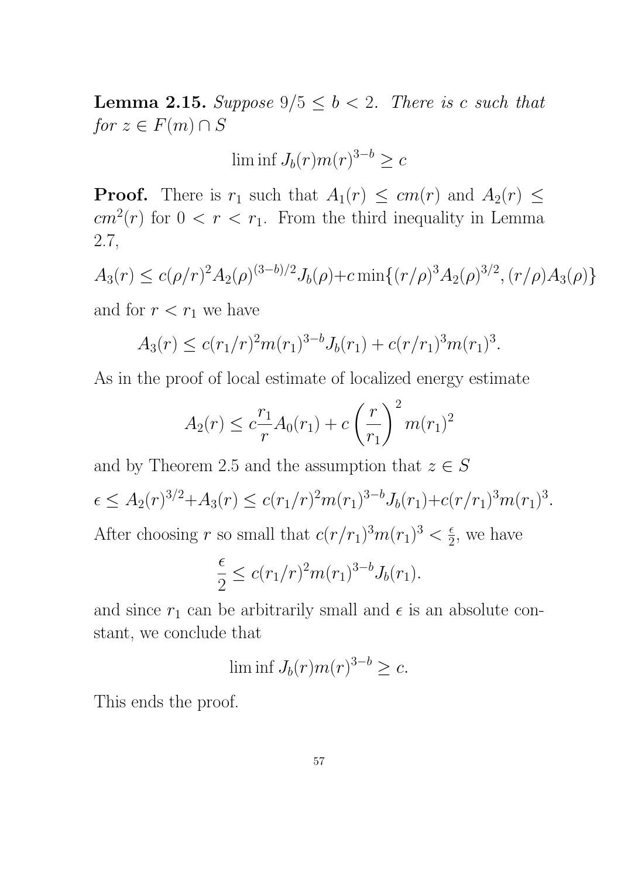**Lemma 2.15.** *Suppose $9/5 \le b < 2$. There is $c$ such that for $z \in F(m) \cap S$*

$$\liminf J_b(r) m(r)^{3-b} \ge c$$

**Proof.** There is $r_1$ such that $A_1(r) \le cm(r)$ and $A_2(r) \le cm^2(r)$ for $0 < r < r_1$. From the third inequality in Lemma 2.7,

$$A_3(r) \le c(\rho/r)^2 A_2(\rho)^{(3-b)/2} J_b(\rho) + c\min\{(r/\rho)^3 A_2(\rho)^{3/2}, (r/\rho)A_3(\rho)\}$$

and for $r < r_1$ we have

$$A_3(r) \le c(r_1/r)^2 m(r_1)^{3-b} J_b(r_1) + c(r/r_1)^3 m(r_1)^3.$$

As in the proof of local estimate of localized energy estimate

$$A_2(r) \le c\frac{r_1}{r} A_0(r_1) + c\left(\frac{r}{r_1}\right)^2 m(r_1)^2$$

and by Theorem 2.5 and the assumption that $z \in S$

$$\epsilon \le A_2(r)^{3/2} + A_3(r) \le c(r_1/r)^2 m(r_1)^{3-b} J_b(r_1) + c(r/r_1)^3 m(r_1)^3.$$

After choosing $r$ so small that $c(r/r_1)^3 m(r_1)^3 < \frac{\epsilon}{2}$, we have

$$\frac{\epsilon}{2} \le c(r_1/r)^2 m(r_1)^{3-b} J_b(r_1).$$

and since $r_1$ can be arbitrarily small and $\epsilon$ is an absolute constant, we conclude that

$$\liminf J_b(r) m(r)^{3-b} \ge c.$$

This ends the proof.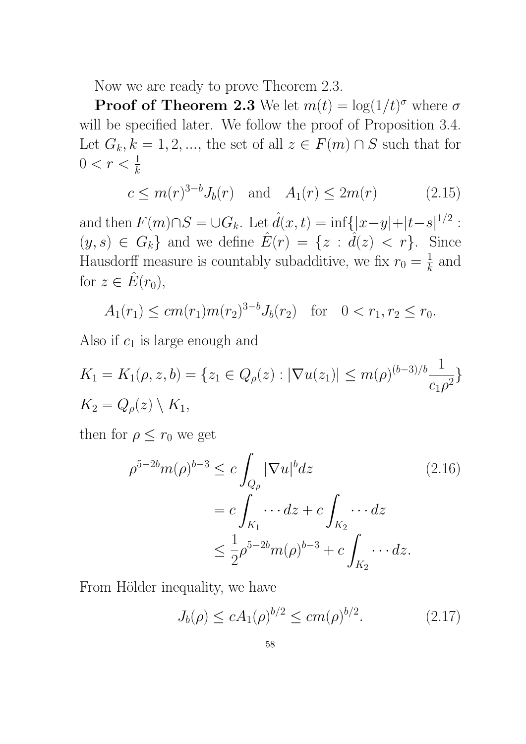Now we are ready to prove Theorem 2.3.

**Proof of Theorem 2.3** We let $m(t) = \log(1/t)^\sigma$ where $\sigma$ will be specified later. We follow the proof of Proposition 3.4. Let $G_k, k = 1, 2, ...$, the set of all $z \in F(m) \cap S$ such that for $0 < r < \frac{1}{k}$

$$c \leq m(r)^{3-b} J_b(r) \quad \text{and} \quad A_1(r) \leq 2m(r) \tag{2.15}$$

and then $F(m) \cap S = \cup G_k$. Let $\hat{d}(x,t) = \inf\{|x-y| + |t-s|^{1/2} : (y,s) \in G_k\}$ and we define $\hat{E}(r) = \{z : \hat{d}(z) < r\}$. Since Hausdorff measure is countably subadditive, we fix $r_0 = \frac{1}{k}$ and for $z \in \hat{E}(r_0)$,

$$A_1(r_1) \leq c m(r_1) m(r_2)^{3-b} J_b(r_2) \quad \text{for} \quad 0 < r_1, r_2 \leq r_0.$$

Also if $c_1$ is large enough and

$$K_1 = K_1(\rho, z, b) = \{z_1 \in Q_\rho(z) : |\nabla u(z_1)| \leq m(\rho)^{(b-3)/b} \frac{1}{c_1 \rho^2}\}$$

$$K_2 = Q_\rho(z) \setminus K_1,$$

then for $\rho \leq r_0$ we get

$$\begin{aligned} \rho^{5-2b} m(\rho)^{b-3} &\leq c \int_{Q_\rho} |\nabla u|^b dz \\ &= c \int_{K_1} \cdots dz + c \int_{K_2} \cdots dz \\ &\leq \frac{1}{2} \rho^{5-2b} m(\rho)^{b-3} + c \int_{K_2} \cdots dz. \end{aligned} \tag{2.16}$$

From Hölder inequality, we have

$$J_b(\rho) \leq c A_1(\rho)^{b/2} \leq c m(\rho)^{b/2}. \tag{2.17}$$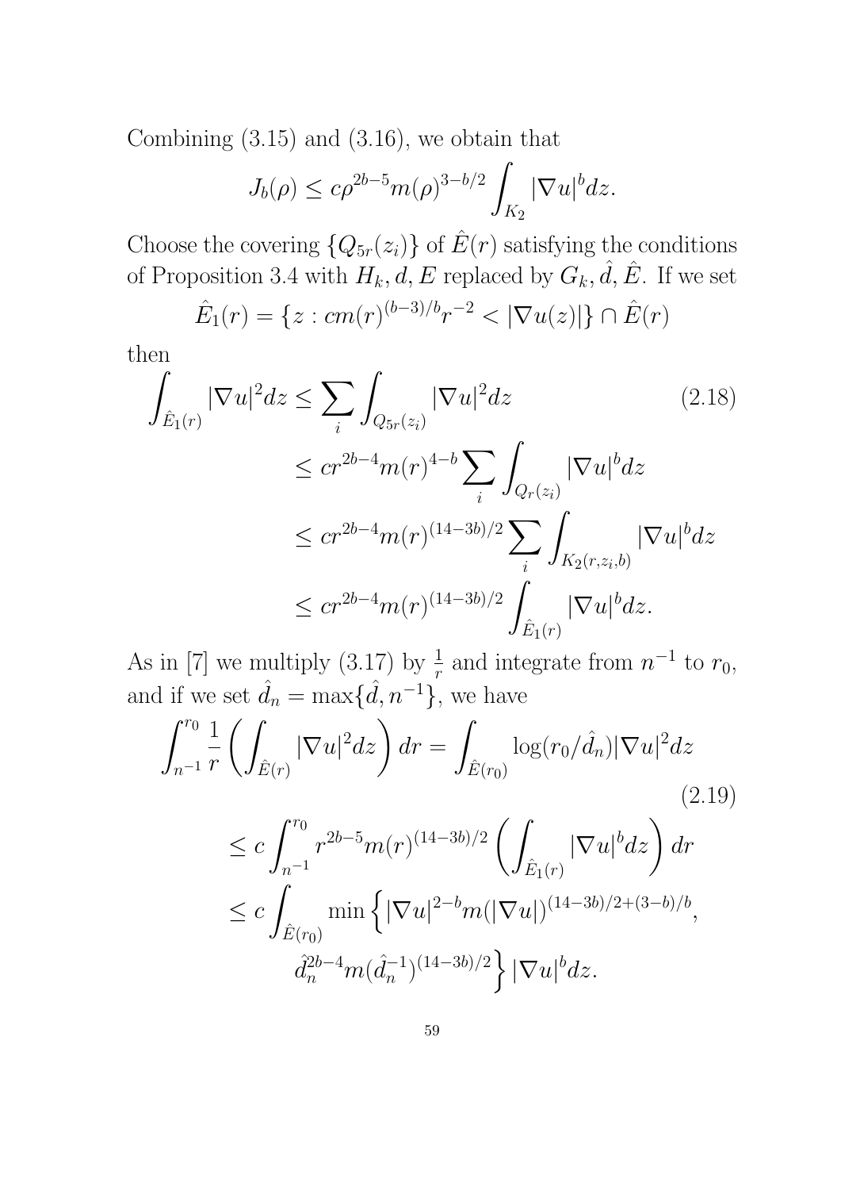Combining (3.15) and (3.16), we obtain that

$$J_b(\rho) \leq c\rho^{2b-5} m(\rho)^{3-b/2} \int_{K_2} |\nabla u|^b dz.$$

Choose the covering $\{Q_{5r}(z_i)\}$ of $\hat{E}(r)$ satisfying the conditions of Proposition 3.4 with $H_k, d, E$ replaced by $G_k, \hat{d}, \hat{E}$. If we set

$$\hat{E}_1(r) = \{z : cm(r)^{(b-3)/b} r^{-2} < |\nabla u(z)|\} \cap \hat{E}(r)$$

then

$$\begin{aligned}
\int_{\hat{E}_1(r)} |\nabla u|^2 dz &\leq \sum_i \int_{Q_{5r}(z_i)} |\nabla u|^2 dz \qquad (2.18) \\
&\leq cr^{2b-4} m(r)^{4-b} \sum_i \int_{Q_r(z_i)} |\nabla u|^b dz \\
&\leq cr^{2b-4} m(r)^{(14-3b)/2} \sum_i \int_{K_2(r,z_i,b)} |\nabla u|^b dz \\
&\leq cr^{2b-4} m(r)^{(14-3b)/2} \int_{\hat{E}_1(r)} |\nabla u|^b dz.
\end{aligned}$$

As in [7] we multiply (3.17) by $\frac{1}{r}$ and integrate from $n^{-1}$ to $r_0$, and if we set $\hat{d}_n = \max\{\hat{d}, n^{-1}\}$, we have

$$\begin{aligned}
\int_{n^{-1}}^{r_0} \frac{1}{r} \left( \int_{\hat{E}(r)} |\nabla u|^2 dz \right) dr &= \int_{\hat{E}(r_0)} \log(r_0/\hat{d}_n) |\nabla u|^2 dz \qquad (2.19) \\
&\leq c \int_{n^{-1}}^{r_0} r^{2b-5} m(r)^{(14-3b)/2} \left( \int_{\hat{E}_1(r)} |\nabla u|^b dz \right) dr \\
&\leq c \int_{\hat{E}(r_0)} \min \Big\{ |\nabla u|^{2-b} m(|\nabla u|)^{(14-3b)/2 + (3-b)/b}, \\
&\qquad \hat{d}_n^{2b-4} m(\hat{d}_n^{-1})^{(14-3b)/2} \Big\} |\nabla u|^b dz.
\end{aligned}$$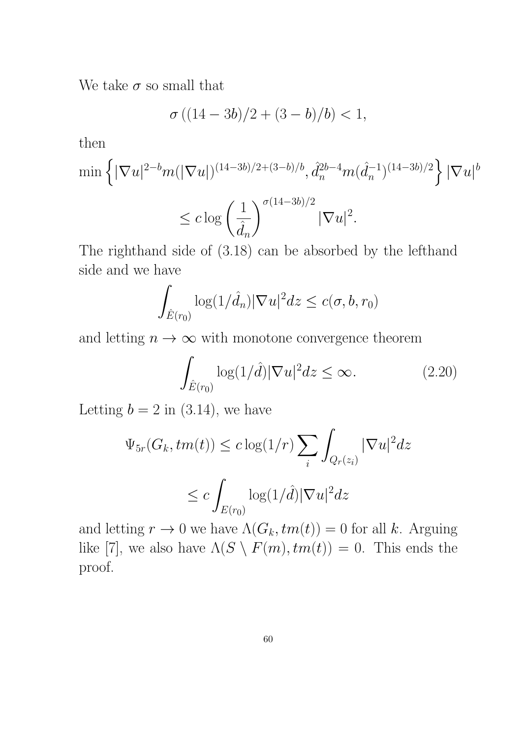We take $\sigma$ so small that

$$\sigma\left((14-3b)/2+(3-b)/b\right)<1,$$

then

$$\min\left\{|\nabla u|^{2-b}m(|\nabla u|)^{(14-3b)/2+(3-b)/b},\hat{d}_n^{2b-4}m(\hat{d}_n^{-1})^{(14-3b)/2}\right\}|\nabla u|^b$$
$$\leq c\log\left(\frac{1}{\hat{d}_n}\right)^{\sigma(14-3b)/2}|\nabla u|^2.$$

The righthand side of (3.18) can be absorbed by the lefthand side and we have

$$\int_{\hat{E}(r_0)}\log(1/\hat{d}_n)|\nabla u|^2dz\leq c(\sigma,b,r_0)$$

and letting $n\to\infty$ with monotone convergence theorem

$$\int_{\hat{E}(r_0)}\log(1/\hat{d})|\nabla u|^2dz\leq\infty. \tag{2.20}$$

Letting $b=2$ in (3.14), we have

$$\Psi_{5r}(G_k,tm(t))\leq c\log(1/r)\sum_i\int_{Q_r(z_i)}|\nabla u|^2dz$$
$$\leq c\int_{E(r_0)}\log(1/\hat{d})|\nabla u|^2dz$$

and letting $r\to 0$ we have $\Lambda(G_k,tm(t))=0$ for all $k$. Arguing like [7], we also have $\Lambda(S\setminus F(m),tm(t))=0$. This ends the proof.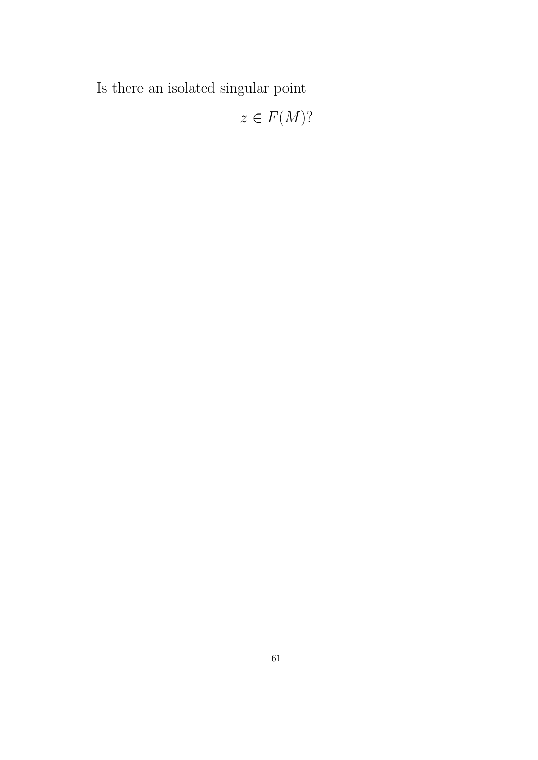Is there an isolated singular point

$$z \in F(M)?$$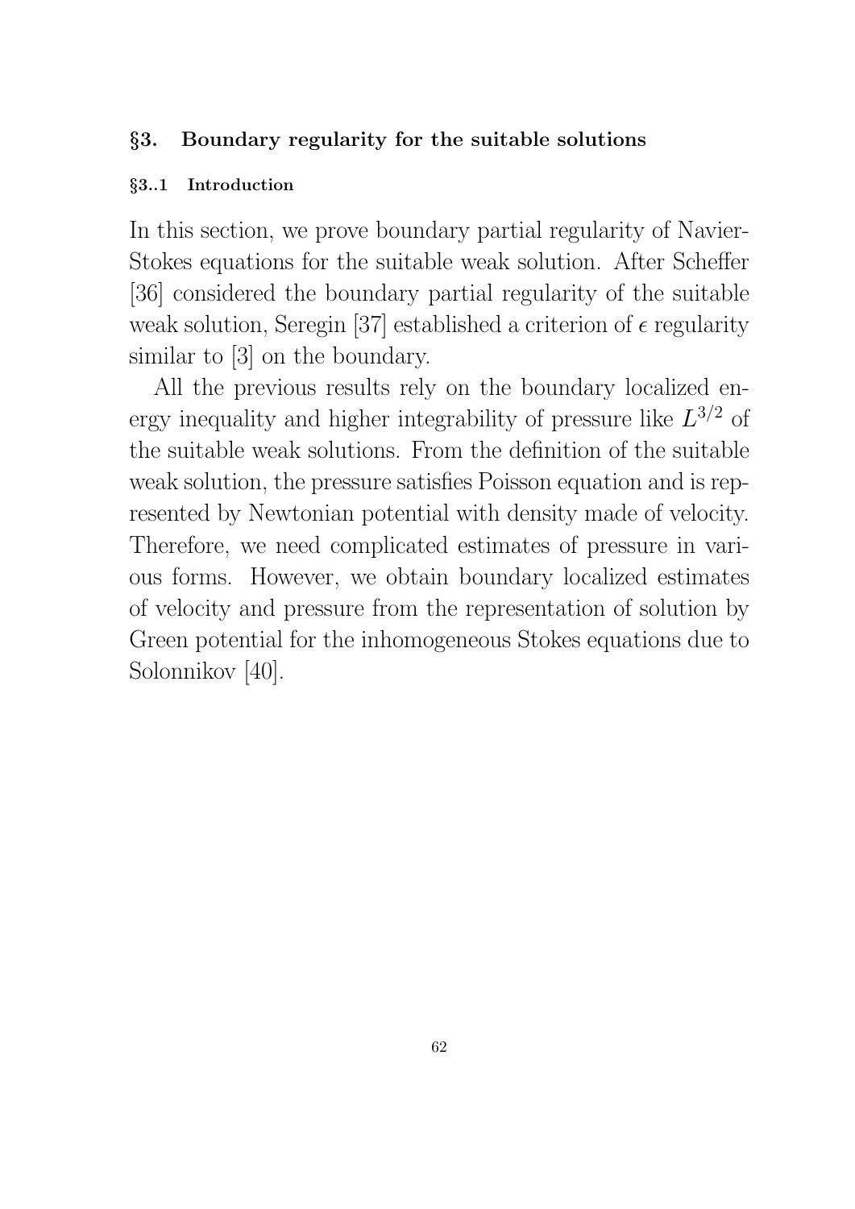## §3. Boundary regularity for the suitable solutions

### §3..1 Introduction

In this section, we prove boundary partial regularity of Navier-Stokes equations for the suitable weak solution. After Scheffer [36] considered the boundary partial regularity of the suitable weak solution, Seregin [37] established a criterion of $\epsilon$ regularity similar to [3] on the boundary.

All the previous results rely on the boundary localized energy inequality and higher integrability of pressure like $L^{3/2}$ of the suitable weak solutions. From the definition of the suitable weak solution, the pressure satisfies Poisson equation and is represented by Newtonian potential with density made of velocity. Therefore, we need complicated estimates of pressure in various forms. However, we obtain boundary localized estimates of velocity and pressure from the representation of solution by Green potential for the inhomogeneous Stokes equations due to Solonnikov [40].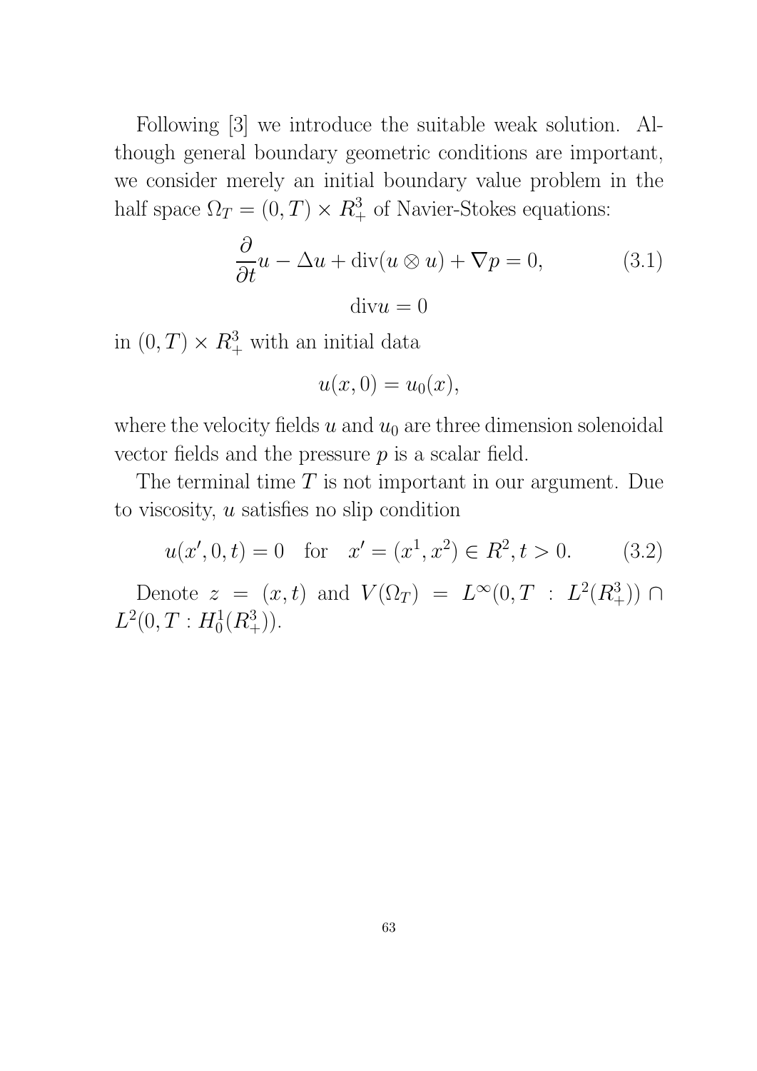Following [3] we introduce the suitable weak solution. Although general boundary geometric conditions are important, we consider merely an initial boundary value problem in the half space $\Omega_T = (0,T) \times R^3_+$ of Navier-Stokes equations:

$$\frac{\partial}{\partial t} u - \Delta u + \mathrm{div}(u \otimes u) + \nabla p = 0, \tag{3.1}$$

$$\mathrm{div} u = 0$$

in $(0,T) \times R^3_+$ with an initial data

$$u(x,0) = u_0(x),$$

where the velocity fields $u$ and $u_0$ are three dimension solenoidal vector fields and the pressure $p$ is a scalar field.

The terminal time $T$ is not important in our argument. Due to viscosity, $u$ satisfies no slip condition

$$u(x',0,t) = 0 \quad \text{for} \quad x' = (x^1, x^2) \in R^2, t > 0. \tag{3.2}$$

Denote $z = (x,t)$ and $V(\Omega_T) = L^\infty(0,T : L^2(R^3_+)) \cap L^2(0,T : H^1_0(R^3_+))$.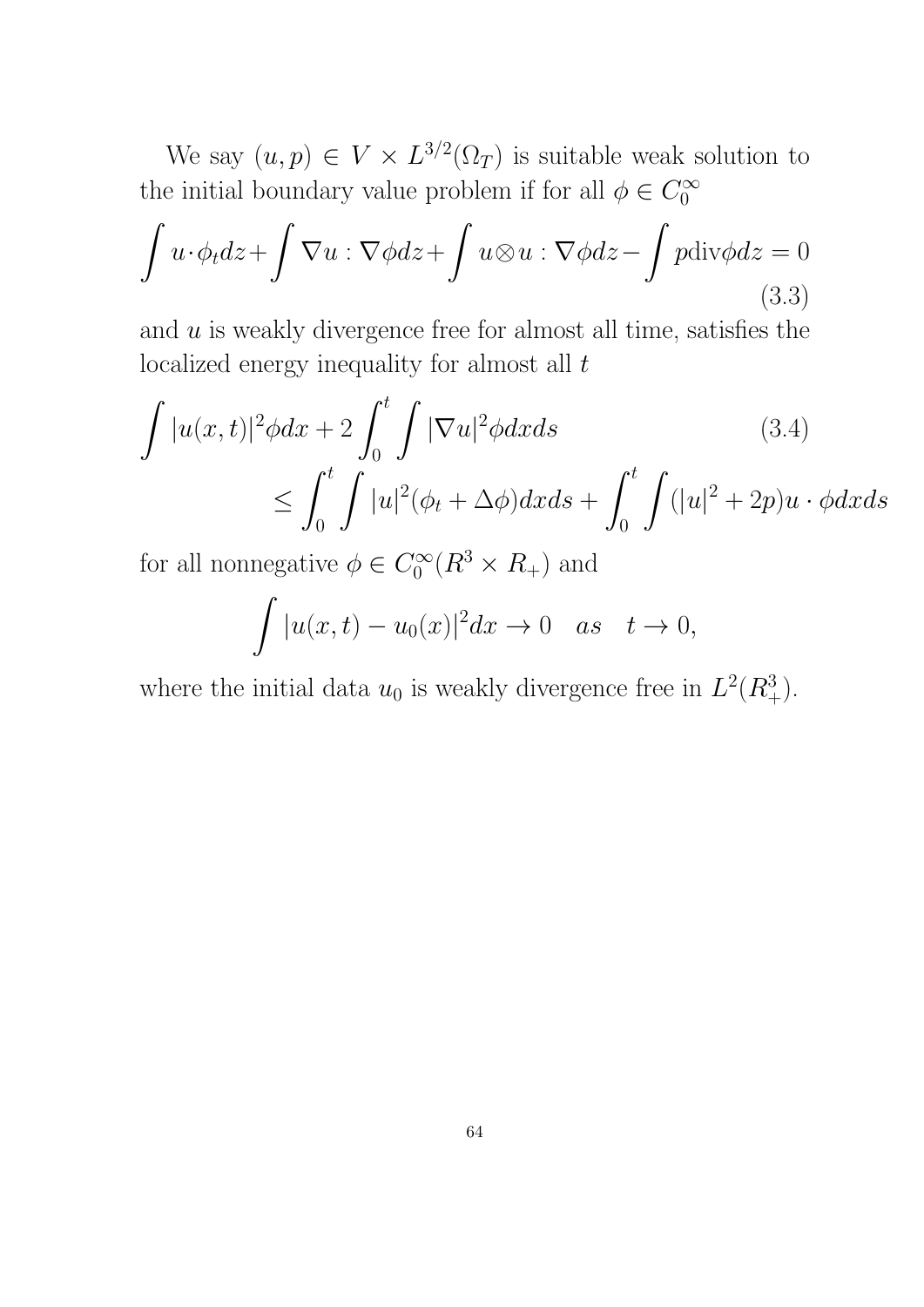We say $(u,p) \in V \times L^{3/2}(\Omega_T)$ is suitable weak solution to the initial boundary value problem if for all $\phi \in C_0^\infty$

$$\int u \cdot \phi_t dz + \int \nabla u : \nabla \phi dz + \int u \otimes u : \nabla \phi dz - \int p \mathrm{div} \phi dz = 0 \tag{3.3}$$

and $u$ is weakly divergence free for almost all time, satisfies the localized energy inequality for almost all $t$

$$\begin{aligned} &\int |u(x,t)|^2 \phi dx + 2 \int_0^t \int |\nabla u|^2 \phi dx ds \\ &\qquad \leq \int_0^t \int |u|^2 (\phi_t + \Delta \phi) dx ds + \int_0^t \int (|u|^2 + 2p) u \cdot \phi dx ds \end{aligned} \tag{3.4}$$

for all nonnegative $\phi \in C_0^\infty(R^3 \times R_+)$ and

$$\int |u(x,t) - u_0(x)|^2 dx \to 0 \quad as \quad t \to 0,$$

where the initial data $u_0$ is weakly divergence free in $L^2(R^3_+)$.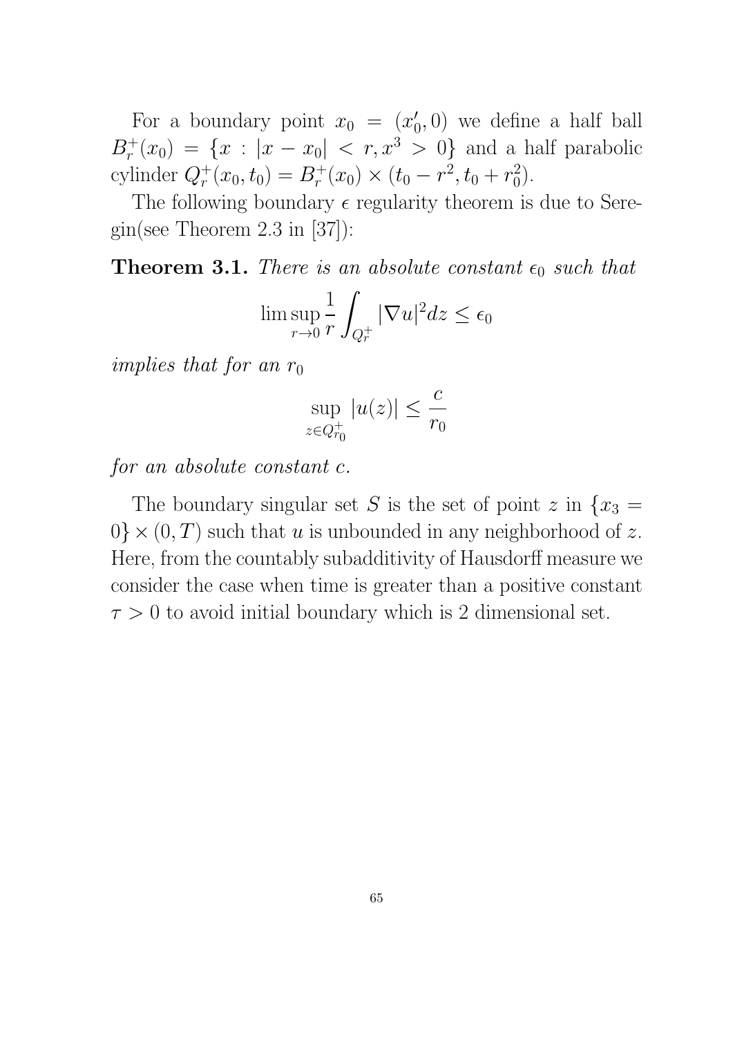For a boundary point $x_0 = (x_0', 0)$ we define a half ball $B_r^+(x_0) = \{x : |x - x_0| < r, x^3 > 0\}$ and a half parabolic cylinder $Q_r^+(x_0, t_0) = B_r^+(x_0) \times (t_0 - r^2, t_0 + r_0^2)$.

The following boundary $\epsilon$ regularity theorem is due to Seregin(see Theorem 2.3 in [37]):

**Theorem 3.1.** *There is an absolute constant $\epsilon_0$ such that*

$$\limsup_{r \to 0} \frac{1}{r} \int_{Q_r^+} |\nabla u|^2 dz \leq \epsilon_0$$

*implies that for an $r_0$*

$$\sup_{z \in Q_{r_0}^+} |u(z)| \leq \frac{c}{r_0}$$

*for an absolute constant $c$.*

The boundary singular set $S$ is the set of point $z$ in $\{x_3 = 0\} \times (0, T)$ such that $u$ is unbounded in any neighborhood of $z$. Here, from the countably subadditivity of Hausdorff measure we consider the case when time is greater than a positive constant $\tau > 0$ to avoid initial boundary which is 2 dimensional set.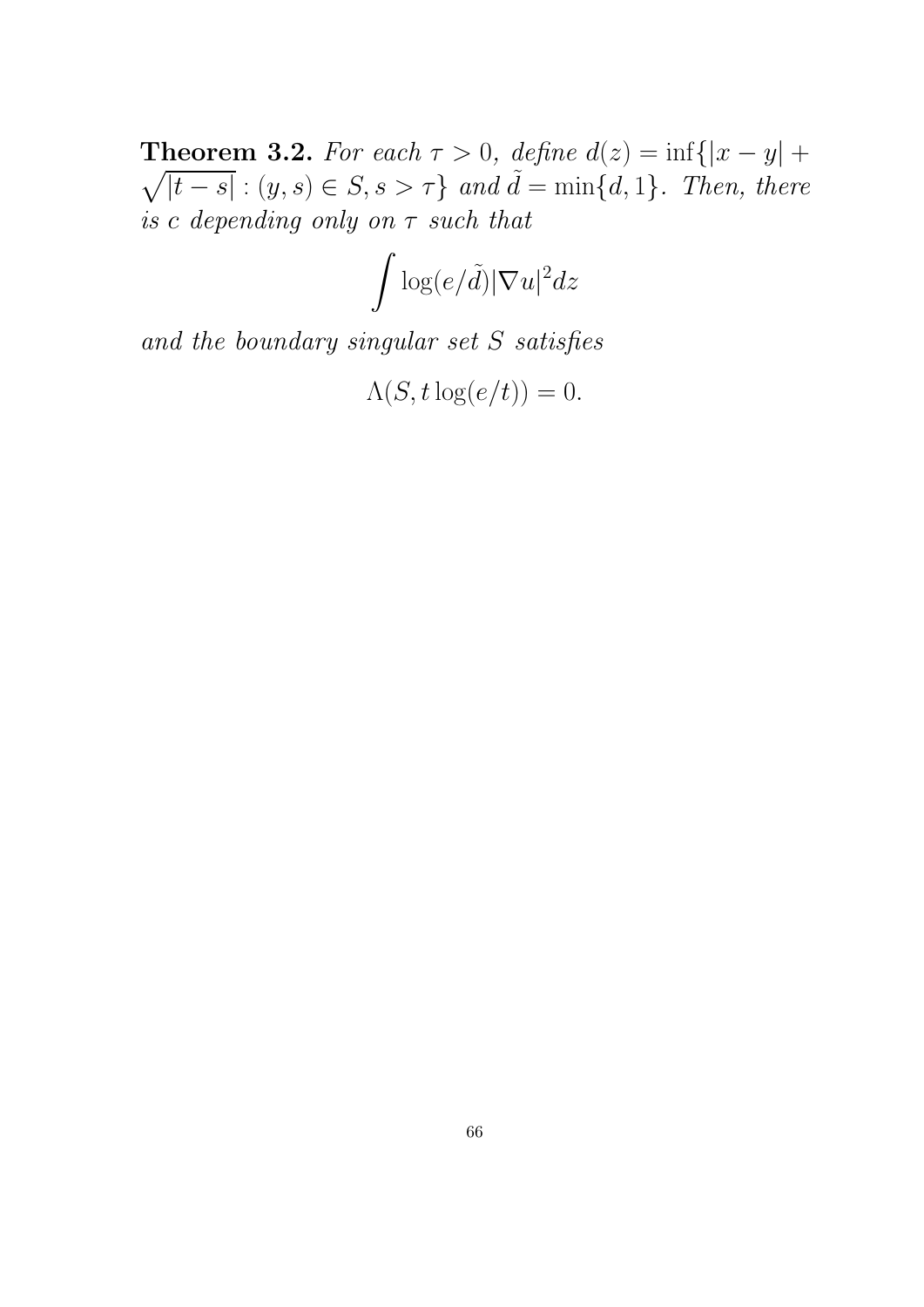**Theorem 3.2.** *For each $\tau > 0$, define $d(z) = \inf\{|x-y| + \sqrt{|t-s|} : (y,s) \in S, s > \tau\}$ and $\tilde{d} = \min\{d, 1\}$. Then, there is $c$ depending only on $\tau$ such that*

$$\int \log(e/\tilde{d})|\nabla u|^2 dz$$

*and the boundary singular set $S$ satisfies*

$$\Lambda(S, t\log(e/t)) = 0.$$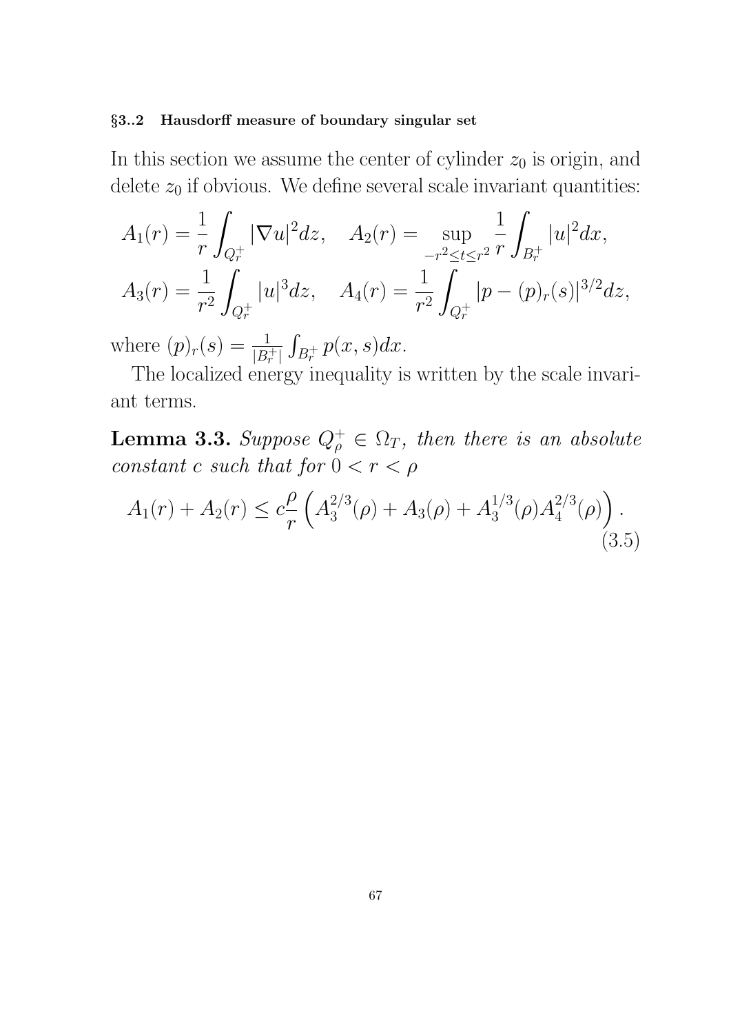### §3..2 Hausdorff measure of boundary singular set

In this section we assume the center of cylinder $z_0$ is origin, and delete $z_0$ if obvious. We define several scale invariant quantities:

$$
\begin{aligned}
A_1(r) &= \frac{1}{r}\int_{Q_r^+} |\nabla u|^2 dz, \quad A_2(r) = \sup_{-r^2 \le t \le r^2} \frac{1}{r}\int_{B_r^+} |u|^2 dx, \\
A_3(r) &= \frac{1}{r^2}\int_{Q_r^+} |u|^3 dz, \quad A_4(r) = \frac{1}{r^2}\int_{Q_r^+} |p - (p)_r(s)|^{3/2} dz,
\end{aligned}
$$

where $(p)_r(s) = \frac{1}{|B_r^+|}\int_{B_r^+} p(x,s)dx$.

The localized energy inequality is written by the scale invariant terms.

**Lemma 3.3.** *Suppose $Q_\rho^+ \in \Omega_T$, then there is an absolute constant $c$ such that for $0 < r < \rho$*

$$
A_1(r) + A_2(r) \le c\frac{\rho}{r}\left(A_3^{2/3}(\rho) + A_3(\rho) + A_3^{1/3}(\rho)A_4^{2/3}(\rho)\right). \tag{3.5}
$$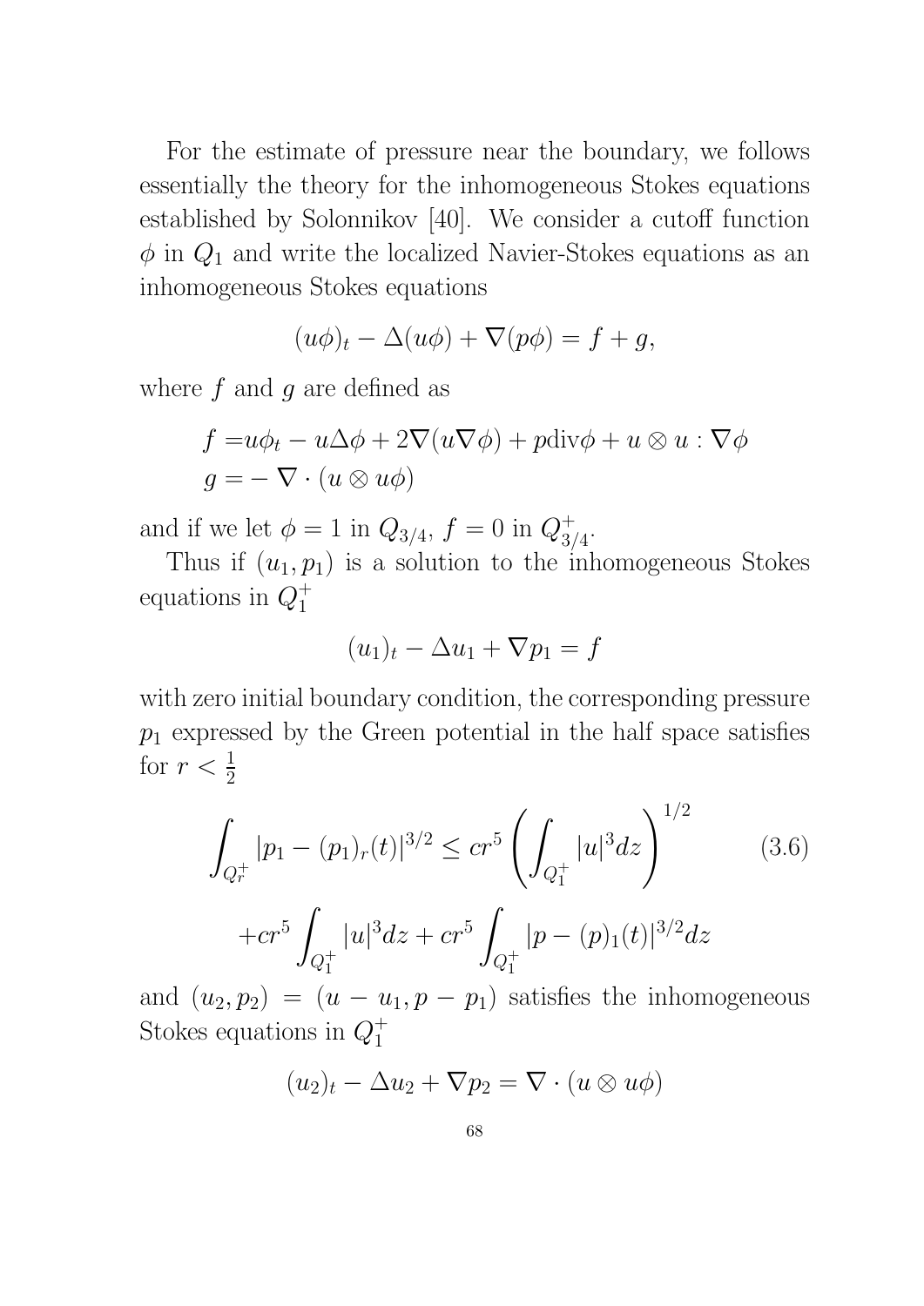For the estimate of pressure near the boundary, we follows essentially the theory for the inhomogeneous Stokes equations established by Solonnikov [40]. We consider a cutoff function $\phi$ in $Q_1$ and write the localized Navier-Stokes equations as an inhomogeneous Stokes equations

$$(u\phi)_t - \Delta(u\phi) + \nabla(p\phi) = f + g,$$

where $f$ and $g$ are defined as

$$\begin{aligned} f =& u\phi_t - u\Delta\phi + 2\nabla(u\nabla\phi) + p\text{div}\phi + u \otimes u : \nabla\phi \\ g =& -\nabla \cdot (u \otimes u\phi) \end{aligned}$$

and if we let $\phi = 1$ in $Q_{3/4}$, $f = 0$ in $Q^+_{3/4}$.

Thus if $(u_1, p_1)$ is a solution to the inhomogeneous Stokes equations in $Q^+_1$

$$(u_1)_t - \Delta u_1 + \nabla p_1 = f$$

with zero initial boundary condition, the corresponding pressure $p_1$ expressed by the Green potential in the half space satisfies for $r < \frac{1}{2}$

$$\int_{Q^+_r} |p_1 - (p_1)_r(t)|^{3/2} \leq cr^5 \left( \int_{Q^+_1} |u|^3 dz \right)^{1/2} \tag{3.6}$$
$$+ cr^5 \int_{Q^+_1} |u|^3 dz + cr^5 \int_{Q^+_1} |p - (p)_1(t)|^{3/2} dz$$

and $(u_2, p_2) = (u - u_1, p - p_1)$ satisfies the inhomogeneous Stokes equations in $Q^+_1$

$$(u_2)_t - \Delta u_2 + \nabla p_2 = \nabla \cdot (u \otimes u\phi)$$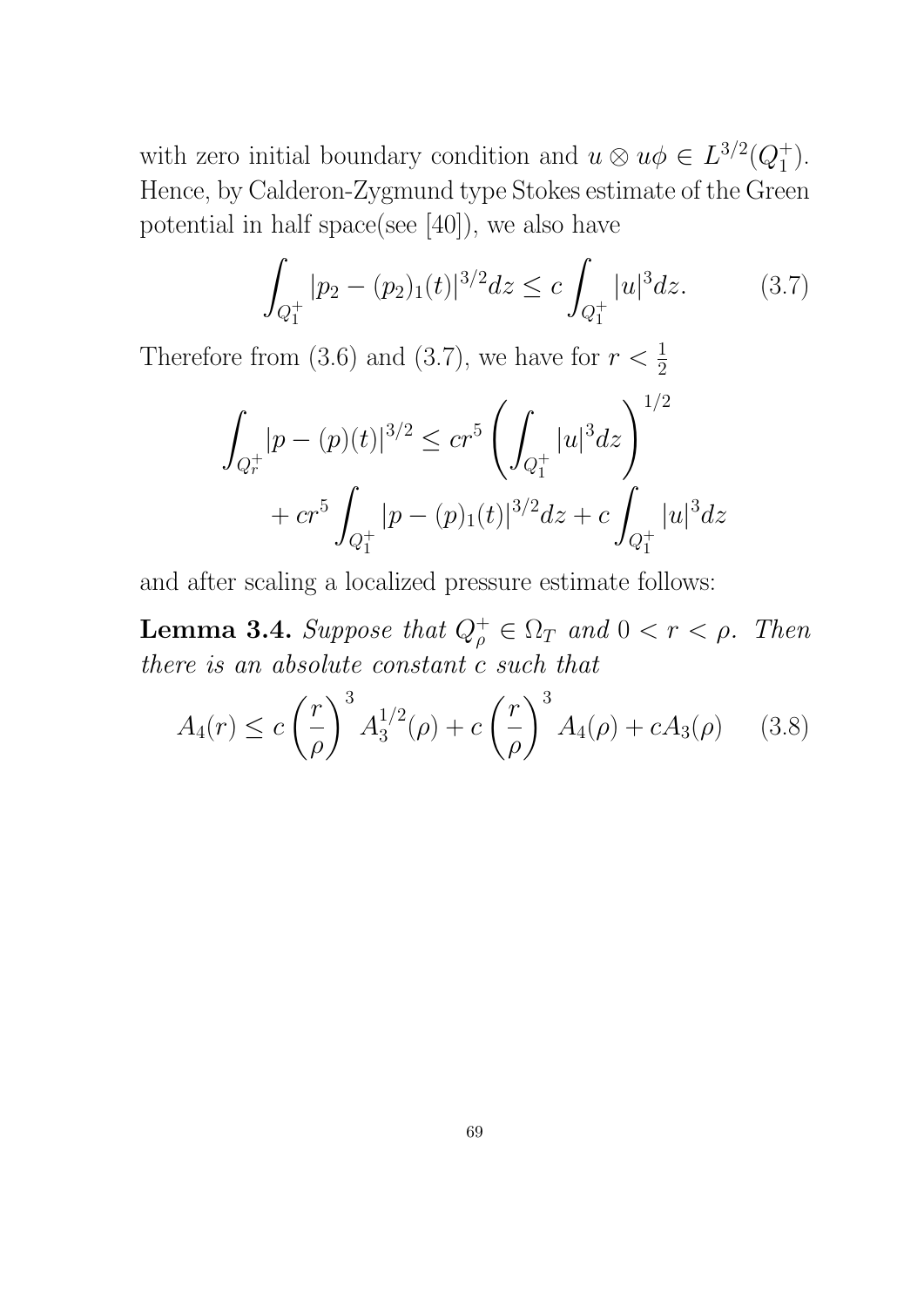with zero initial boundary condition and $u \otimes u\phi \in L^{3/2}(Q_1^+)$. Hence, by Calderon-Zygmund type Stokes estimate of the Green potential in half space(see [40]), we also have

$$\int_{Q_1^+} |p_2 - (p_2)_1(t)|^{3/2} dz \leq c \int_{Q_1^+} |u|^3 dz. \tag{3.7}$$

Therefore from (3.6) and (3.7), we have for $r < \frac{1}{2}$

$$\int_{Q_r^+} |p - (p)(t)|^{3/2} \leq cr^5 \left( \int_{Q_1^+} |u|^3 dz \right)^{1/2} + cr^5 \int_{Q_1^+} |p - (p)_1(t)|^{3/2} dz + c \int_{Q_1^+} |u|^3 dz$$

and after scaling a localized pressure estimate follows:

**Lemma 3.4.** *Suppose that $Q_\rho^+ \in \Omega_T$ and $0 < r < \rho$. Then there is an absolute constant $c$ such that*

$$A_4(r) \leq c \left(\frac{r}{\rho}\right)^3 A_3^{1/2}(\rho) + c \left(\frac{r}{\rho}\right)^3 A_4(\rho) + cA_3(\rho) \tag{3.8}$$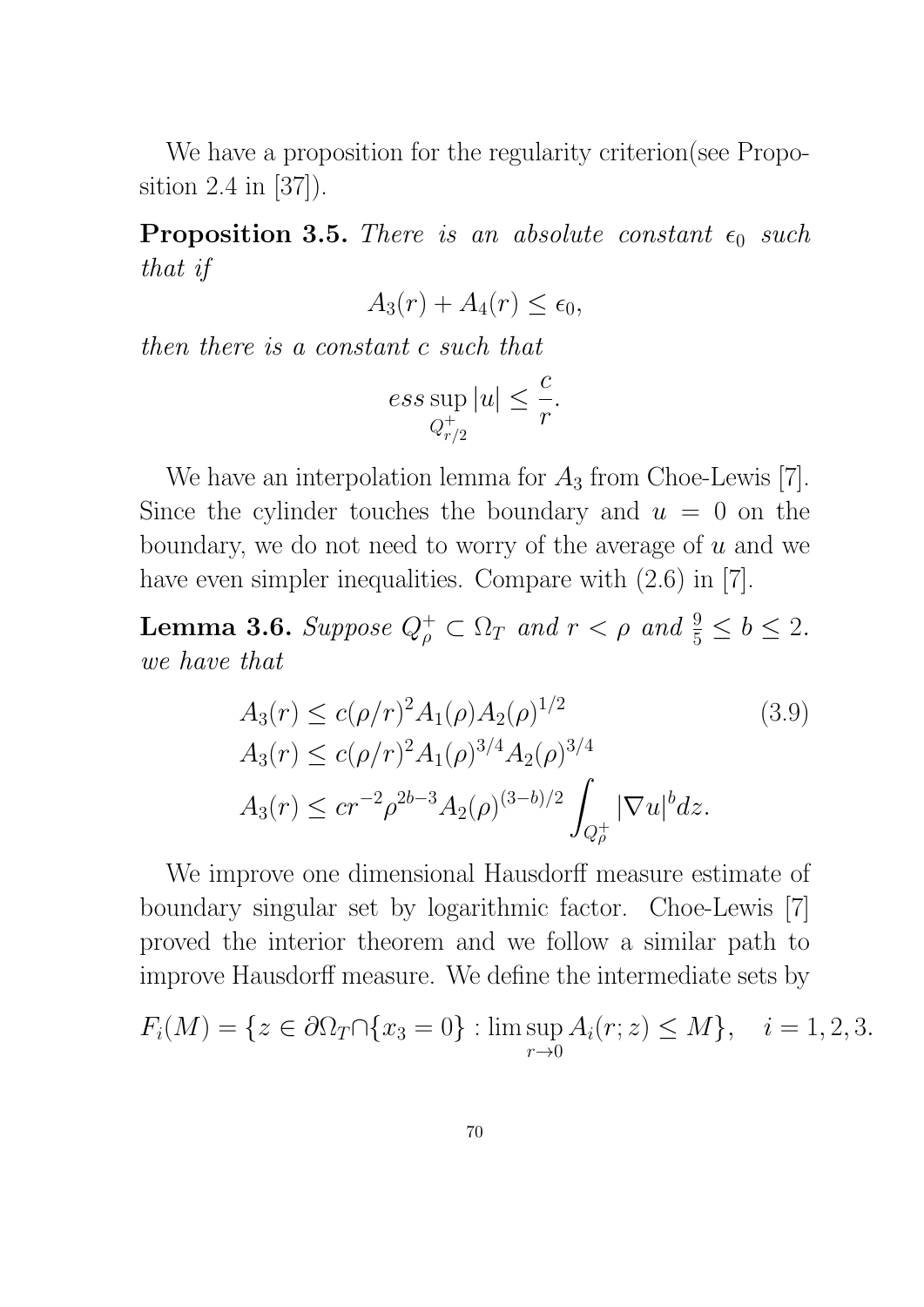We have a proposition for the regularity criterion(see Proposition 2.4 in [37]).

**Proposition 3.5.** *There is an absolute constant $\epsilon_0$ such that if*

$$A_3(r) + A_4(r) \le \epsilon_0,$$

*then there is a constant $c$ such that*

$$ess \sup_{Q^+_{r/2}} |u| \le \frac{c}{r}.$$

We have an interpolation lemma for $A_3$ from Choe-Lewis [7]. Since the cylinder touches the boundary and $u = 0$ on the boundary, we do not need to worry of the average of $u$ and we have even simpler inequalities. Compare with (2.6) in [7].

**Lemma 3.6.** *Suppose $Q^+_\rho \subset \Omega_T$ and $r < \rho$ and $\frac{9}{5} \le b \le 2$. we have that*

$$\begin{aligned}
&A_3(r) \le c(\rho/r)^2 A_1(\rho) A_2(\rho)^{1/2} \\
&A_3(r) \le c(\rho/r)^2 A_1(\rho)^{3/4} A_2(\rho)^{3/4} \\
&A_3(r) \le c r^{-2} \rho^{2b-3} A_2(\rho)^{(3-b)/2} \int_{Q^+_\rho} |\nabla u|^b dz.
\end{aligned} \tag{3.9}$$

We improve one dimensional Hausdorff measure estimate of boundary singular set by logarithmic factor. Choe-Lewis [7] proved the interior theorem and we follow a similar path to improve Hausdorff measure. We define the intermediate sets by

$$F_i(M) = \{z \in \partial\Omega_T \cap \{x_3 = 0\} : \limsup_{r \to 0} A_i(r; z) \le M\}, \quad i = 1, 2, 3.$$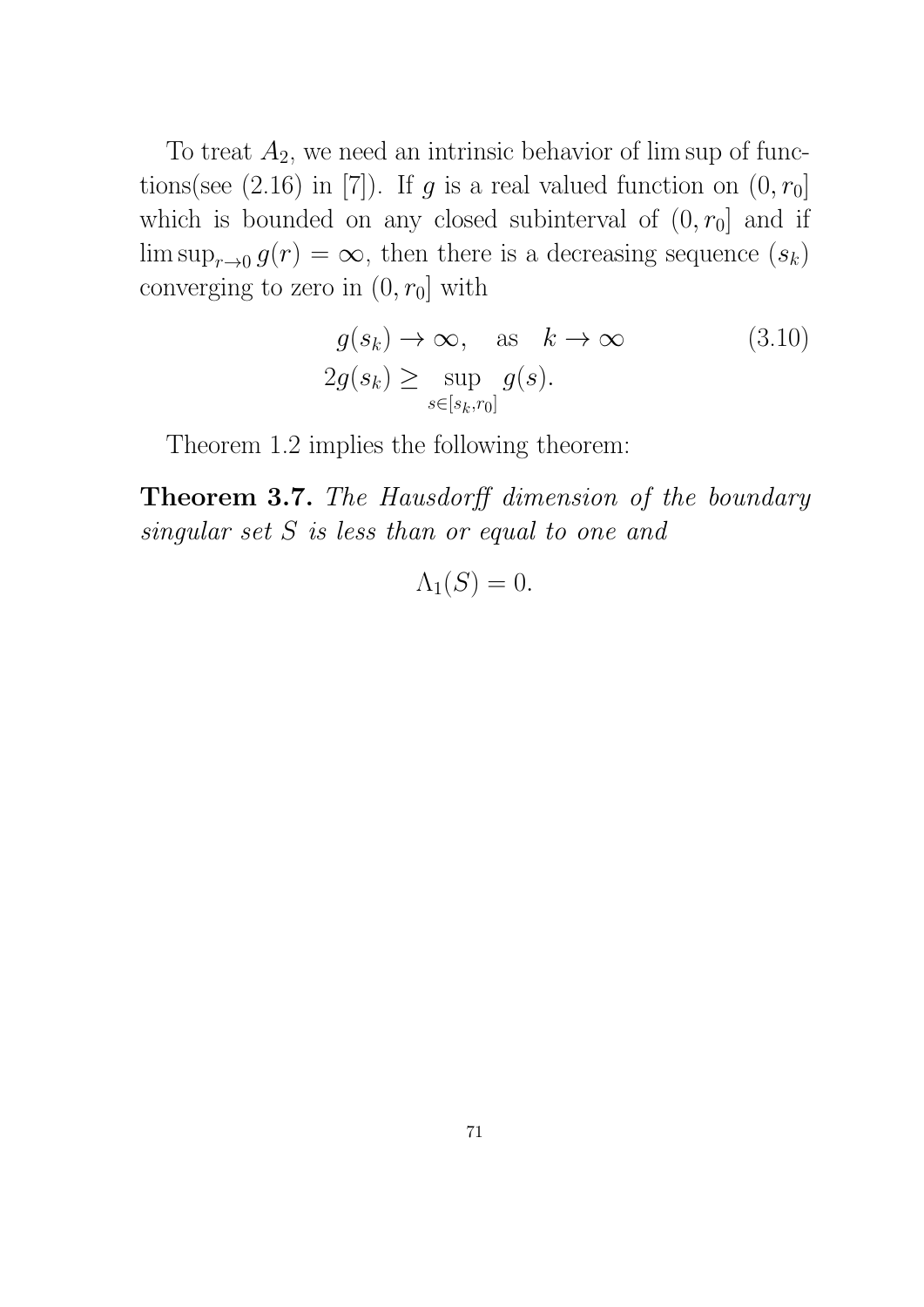To treat $A_2$, we need an intrinsic behavior of lim sup of functions(see (2.16) in [7]). If $g$ is a real valued function on $(0, r_0]$ which is bounded on any closed subinterval of $(0, r_0]$ and if $\limsup_{r\to 0} g(r) = \infty$, then there is a decreasing sequence $(s_k)$ converging to zero in $(0, r_0]$ with

$$
\begin{aligned}
&g(s_k) \to \infty, \quad \text{as} \quad k \to \infty \\
&2g(s_k) \geq \sup_{s \in [s_k, r_0]} g(s).
\end{aligned}
\tag{3.10}
$$

Theorem 1.2 implies the following theorem:

**Theorem 3.7.** *The Hausdorff dimension of the boundary singular set $S$ is less than or equal to one and*

$$\Lambda_1(S) = 0.$$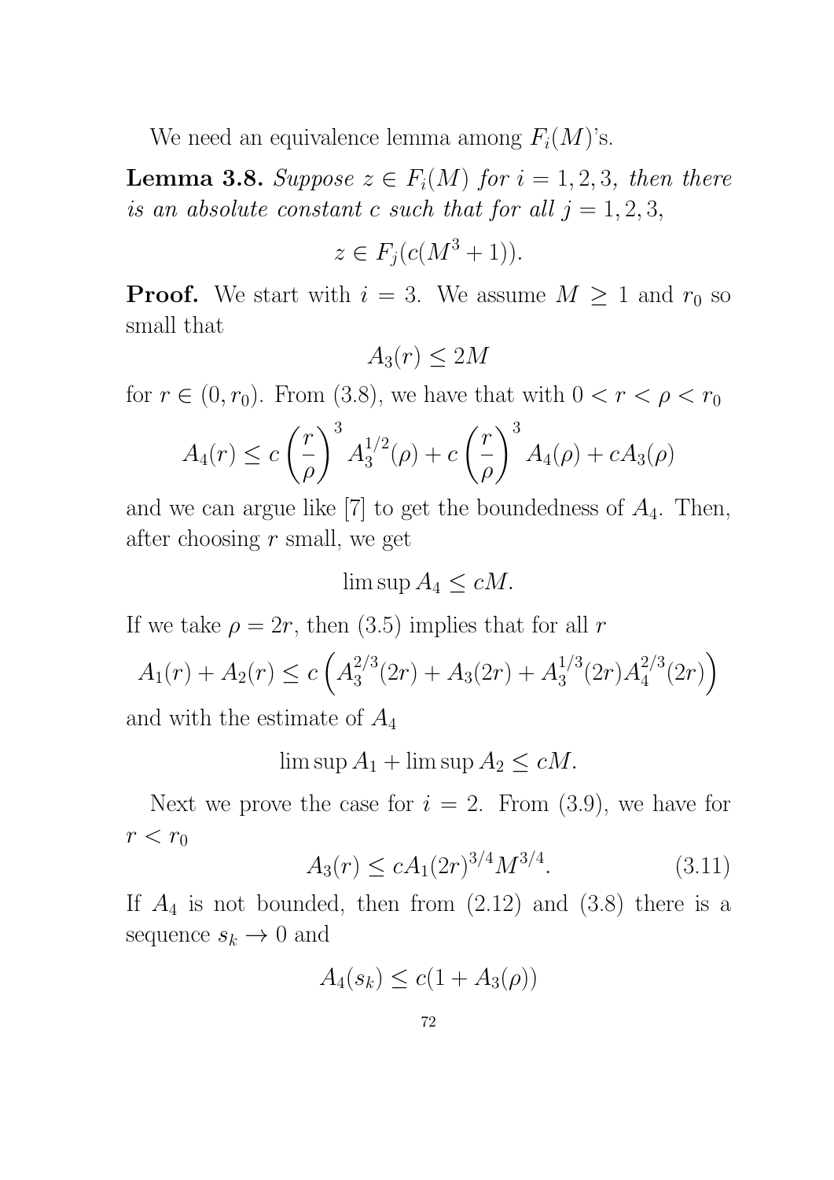We need an equivalence lemma among $F_i(M)$'s.

**Lemma 3.8.** *Suppose $z \in F_i(M)$ for $i = 1, 2, 3$, then there is an absolute constant $c$ such that for all $j = 1, 2, 3$,*

$$z \in F_j(c(M^3 + 1)).$$

**Proof.** We start with $i = 3$. We assume $M \geq 1$ and $r_0$ so small that

$$A_3(r) \leq 2M$$

for $r \in (0, r_0)$. From (3.8), we have that with $0 < r < \rho < r_0$

$$A_4(r) \leq c\left(\frac{r}{\rho}\right)^3 A_3^{1/2}(\rho) + c\left(\frac{r}{\rho}\right)^3 A_4(\rho) + cA_3(\rho)$$

and we can argue like [7] to get the boundedness of $A_4$. Then, after choosing $r$ small, we get

$$\limsup A_4 \leq cM.$$

If we take $\rho = 2r$, then (3.5) implies that for all $r$

$$A_1(r) + A_2(r) \leq c\left(A_3^{2/3}(2r) + A_3(2r) + A_3^{1/3}(2r)A_4^{2/3}(2r)\right)$$

and with the estimate of $A_4$

$$\limsup A_1 + \limsup A_2 \leq cM.$$

Next we prove the case for $i = 2$. From (3.9), we have for $r < r_0$

$$A_3(r) \leq cA_1(2r)^{3/4}M^{3/4}. \tag{3.11}$$

If $A_4$ is not bounded, then from (2.12) and (3.8) there is a sequence $s_k \to 0$ and

$$A_4(s_k) \leq c(1 + A_3(\rho))$$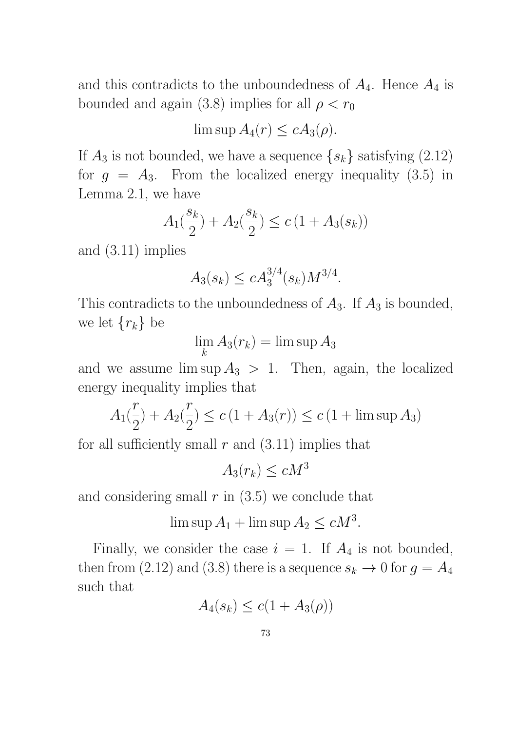and this contradicts to the unboundedness of $A_4$. Hence $A_4$ is bounded and again (3.8) implies for all $\rho < r_0$

$$\limsup A_4(r) \leq cA_3(\rho).$$

If $A_3$ is not bounded, we have a sequence $\{s_k\}$ satisfying (2.12) for $g = A_3$. From the localized energy inequality (3.5) in Lemma 2.1, we have

$$A_1(\frac{s_k}{2}) + A_2(\frac{s_k}{2}) \leq c\,(1 + A_3(s_k))$$

and (3.11) implies

$$A_3(s_k) \leq cA_3^{3/4}(s_k)M^{3/4}.$$

This contradicts to the unboundedness of $A_3$. If $A_3$ is bounded, we let $\{r_k\}$ be

$$\lim_k A_3(r_k) = \limsup A_3$$

and we assume $\limsup A_3 > 1$. Then, again, the localized energy inequality implies that

$$A_1(\frac{r}{2}) + A_2(\frac{r}{2}) \leq c\,(1 + A_3(r)) \leq c\,(1 + \limsup A_3)$$

for all sufficiently small $r$ and (3.11) implies that

$$A_3(r_k) \leq cM^3$$

and considering small $r$ in (3.5) we conclude that

$$\limsup A_1 + \limsup A_2 \leq cM^3.$$

Finally, we consider the case $i = 1$. If $A_4$ is not bounded, then from (2.12) and (3.8) there is a sequence $s_k \to 0$ for $g = A_4$ such that

$$A_4(s_k) \leq c(1 + A_3(\rho))$$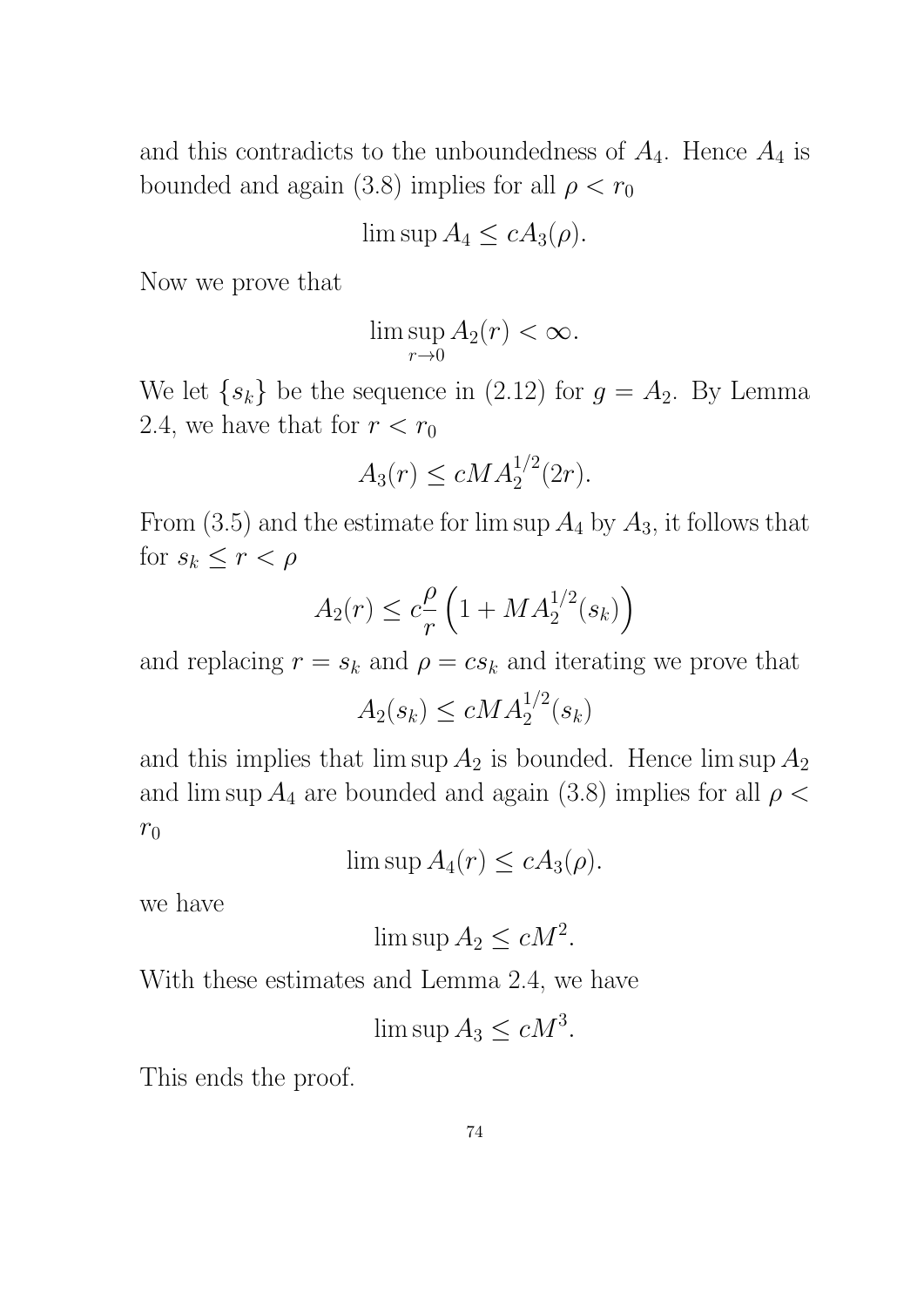and this contradicts to the unboundedness of $A_4$. Hence $A_4$ is bounded and again (3.8) implies for all $\rho < r_0$

$$\limsup A_4 \leq cA_3(\rho).$$

Now we prove that

$$\limsup_{r \to 0} A_2(r) < \infty.$$

We let $\{s_k\}$ be the sequence in (2.12) for $g = A_2$. By Lemma 2.4, we have that for $r < r_0$

$$A_3(r) \leq cMA_2^{1/2}(2r).$$

From (3.5) and the estimate for $\limsup A_4$ by $A_3$, it follows that for $s_k \leq r < \rho$

$$A_2(r) \leq c\frac{\rho}{r}\left(1 + MA_2^{1/2}(s_k)\right)$$

and replacing $r = s_k$ and $\rho = cs_k$ and iterating we prove that

$$A_2(s_k) \leq cMA_2^{1/2}(s_k)$$

and this implies that $\limsup A_2$ is bounded. Hence $\limsup A_2$ and $\limsup A_4$ are bounded and again (3.8) implies for all $\rho < r_0$

$$\limsup A_4(r) \leq cA_3(\rho).$$

we have

$$\limsup A_2 \leq cM^2.$$

With these estimates and Lemma 2.4, we have

$$\limsup A_3 \leq cM^3.$$

This ends the proof.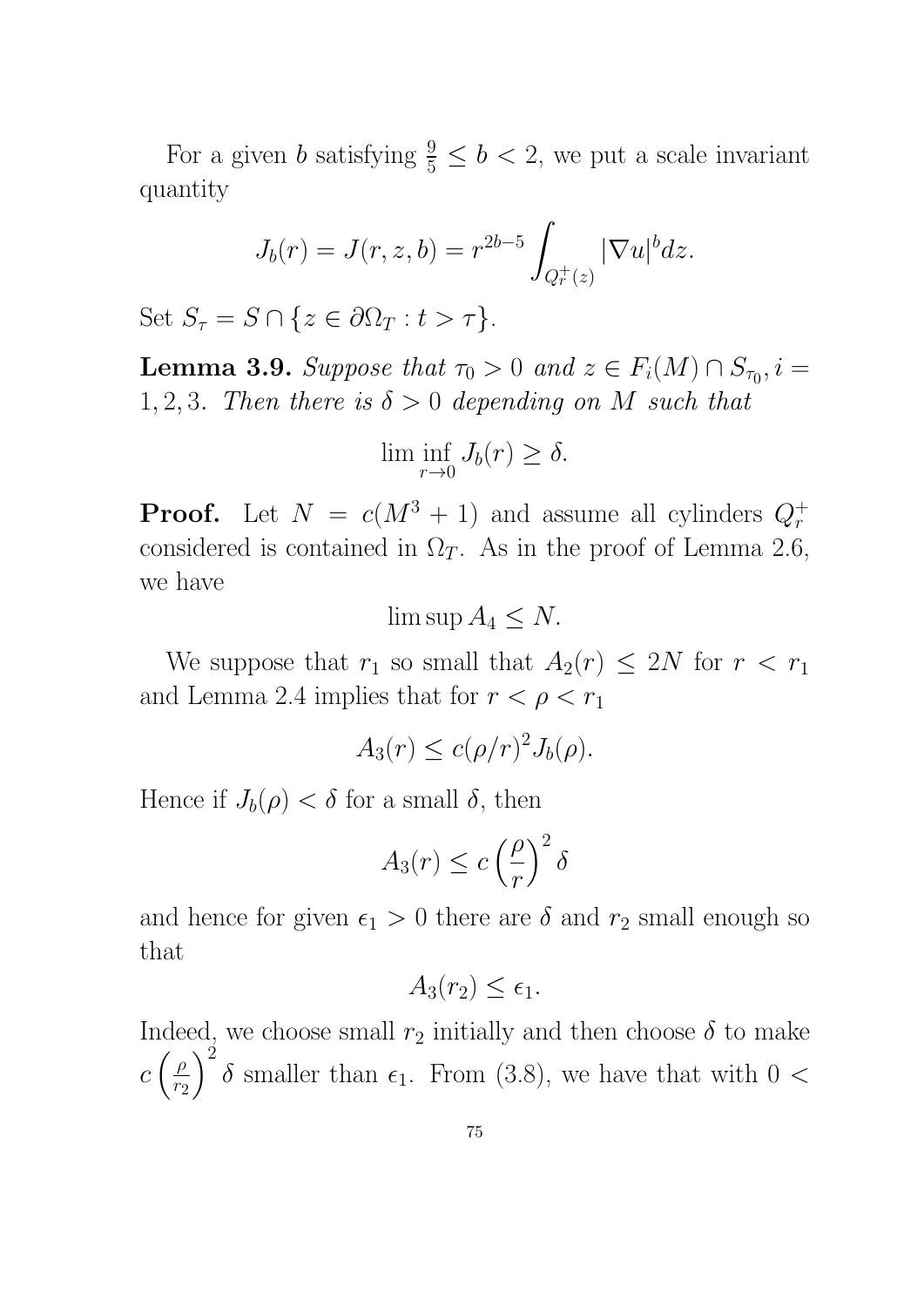For a given $b$ satisfying $\frac{9}{5} \leq b < 2$, we put a scale invariant quantity

$$J_b(r) = J(r, z, b) = r^{2b-5} \int_{Q_r^+(z)} |\nabla u|^b dz.$$

Set $S_\tau = S \cap \{z \in \partial\Omega_T : t > \tau\}$.

**Lemma 3.9.** *Suppose that $\tau_0 > 0$ and $z \in F_i(M) \cap S_{\tau_0}, i = 1, 2, 3$. Then there is $\delta > 0$ depending on $M$ such that*

$$\liminf_{r \to 0} J_b(r) \geq \delta.$$

**Proof.** Let $N = c(M^3 + 1)$ and assume all cylinders $Q_r^+$ considered is contained in $\Omega_T$. As in the proof of Lemma 2.6, we have

$$\limsup A_4 \leq N.$$

We suppose that $r_1$ so small that $A_2(r) \leq 2N$ for $r < r_1$ and Lemma 2.4 implies that for $r < \rho < r_1$

$$A_3(r) \leq c(\rho/r)^2 J_b(\rho).$$

Hence if $J_b(\rho) < \delta$ for a small $\delta$, then

$$A_3(r) \leq c \left(\frac{\rho}{r}\right)^2 \delta$$

and hence for given $\epsilon_1 > 0$ there are $\delta$ and $r_2$ small enough so that

$$A_3(r_2) \leq \epsilon_1.$$

Indeed, we choose small $r_2$ initially and then choose $\delta$ to make $c\left(\frac{\rho}{r_2}\right)^2 \delta$ smaller than $\epsilon_1$. From (3.8), we have that with $0 <$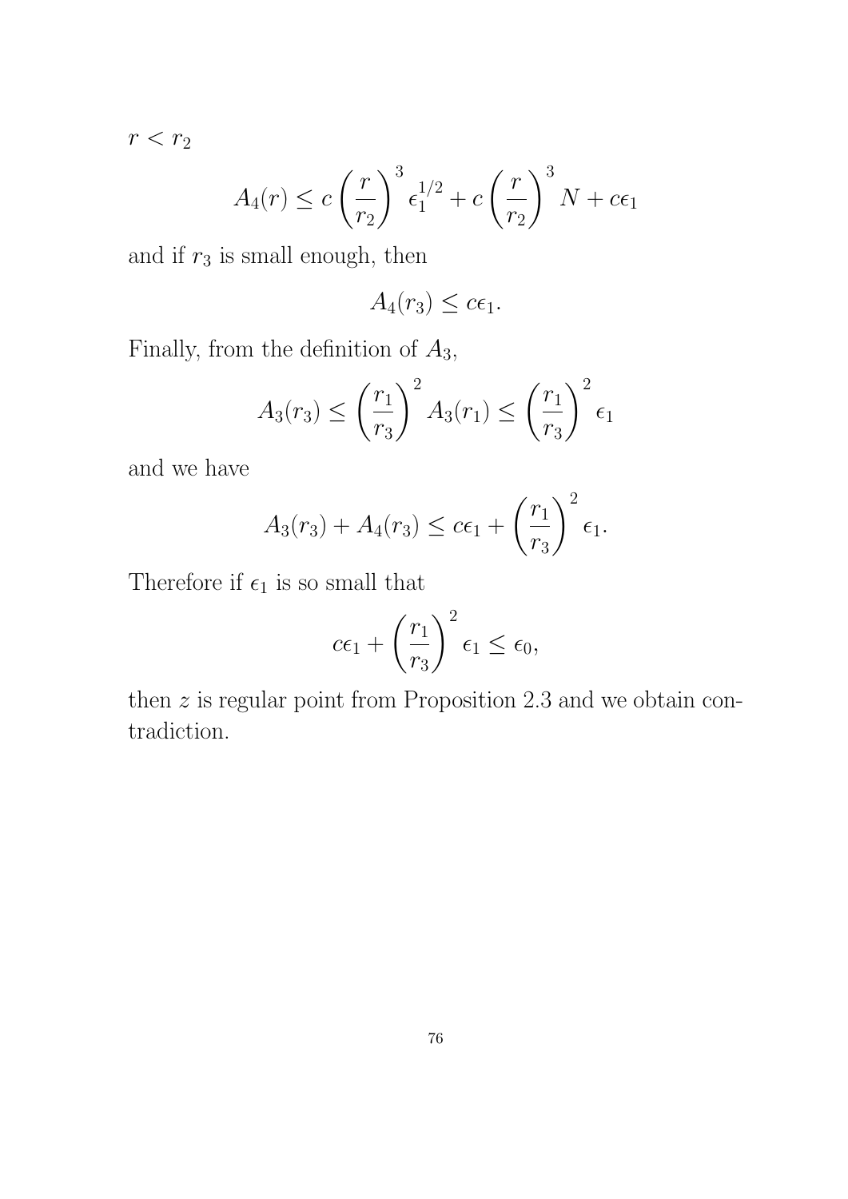$r < r_2$

$$A_4(r) \leq c\left(\frac{r}{r_2}\right)^3 \epsilon_1^{1/2} + c\left(\frac{r}{r_2}\right)^3 N + c\epsilon_1$$

and if $r_3$ is small enough, then

$$A_4(r_3) \leq c\epsilon_1.$$

Finally, from the definition of $A_3$,

$$A_3(r_3) \leq \left(\frac{r_1}{r_3}\right)^2 A_3(r_1) \leq \left(\frac{r_1}{r_3}\right)^2 \epsilon_1$$

and we have

$$A_3(r_3) + A_4(r_3) \leq c\epsilon_1 + \left(\frac{r_1}{r_3}\right)^2 \epsilon_1.$$

Therefore if $\epsilon_1$ is so small that

$$c\epsilon_1 + \left(\frac{r_1}{r_3}\right)^2 \epsilon_1 \leq \epsilon_0,$$

then $z$ is regular point from Proposition 2.3 and we obtain contradiction.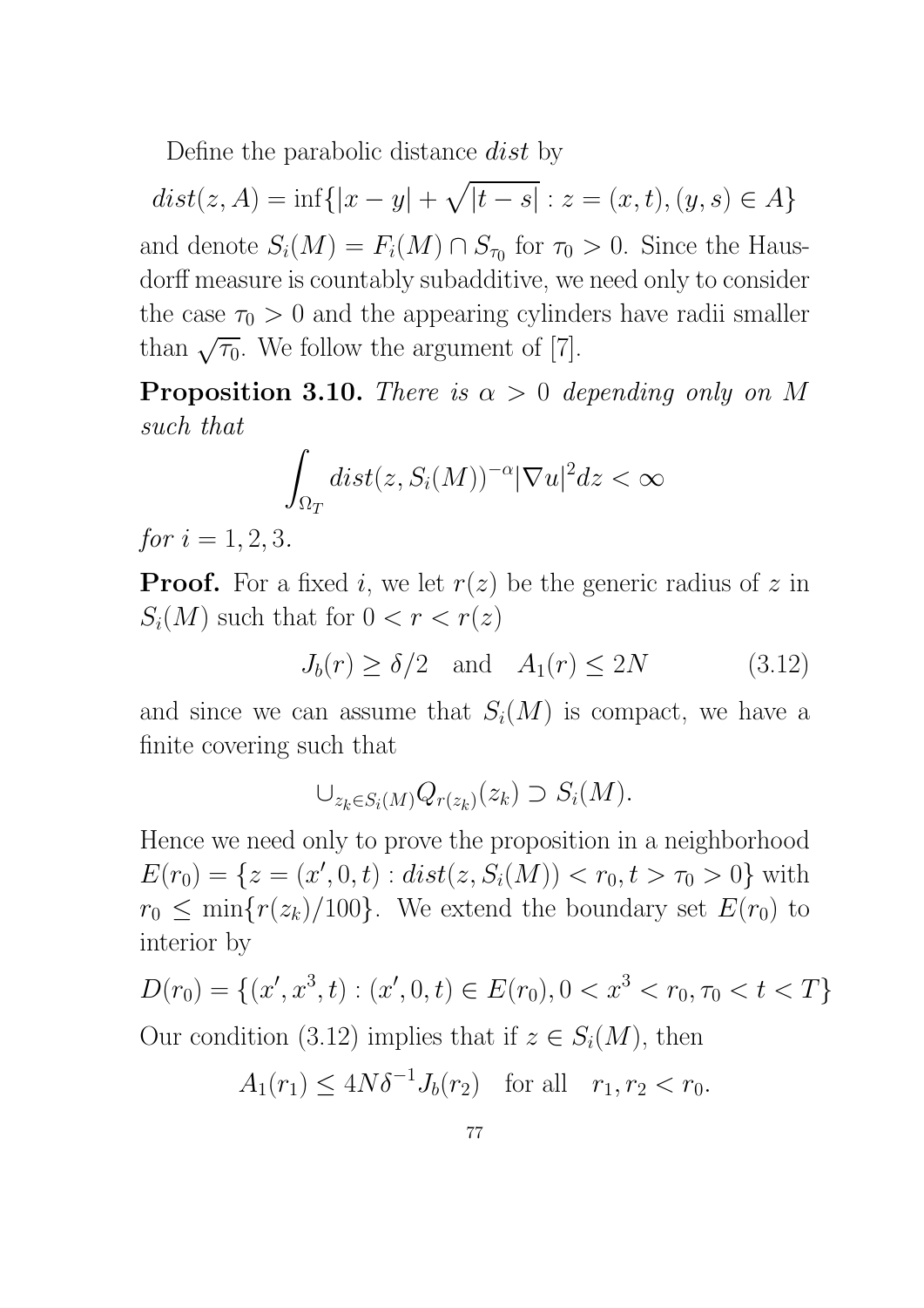Define the parabolic distance $dist$ by

$$dist(z, A) = \inf\{|x - y| + \sqrt{|t - s|} : z = (x, t), (y, s) \in A\}$$

and denote $S_i(M) = F_i(M) \cap S_{\tau_0}$ for $\tau_0 > 0$. Since the Hausdorff measure is countably subadditive, we need only to consider the case $\tau_0 > 0$ and the appearing cylinders have radii smaller than $\sqrt{\tau_0}$. We follow the argument of [7].

**Proposition 3.10.** *There is $\alpha > 0$ depending only on $M$ such that*

$$\int_{\Omega_T} dist(z, S_i(M))^{-\alpha} |\nabla u|^2 dz < \infty$$

*for $i = 1, 2, 3$.*

**Proof.** For a fixed $i$, we let $r(z)$ be the generic radius of $z$ in $S_i(M)$ such that for $0 < r < r(z)$

$$J_b(r) \geq \delta/2 \quad \text{and} \quad A_1(r) \leq 2N \tag{3.12}$$

and since we can assume that $S_i(M)$ is compact, we have a finite covering such that

$$\cup_{z_k \in S_i(M)} Q_{r(z_k)}(z_k) \supset S_i(M).$$

Hence we need only to prove the proposition in a neighborhood $E(r_0) = \{z = (x', 0, t) : dist(z, S_i(M)) < r_0, t > \tau_0 > 0\}$ with $r_0 \leq \min\{r(z_k)/100\}$. We extend the boundary set $E(r_0)$ to interior by

$$D(r_0) = \{(x', x^3, t) : (x', 0, t) \in E(r_0), 0 < x^3 < r_0, \tau_0 < t < T\}$$

Our condition (3.12) implies that if $z \in S_i(M)$, then

$$A_1(r_1) \leq 4N\delta^{-1} J_b(r_2) \quad \text{for all} \quad r_1, r_2 < r_0.$$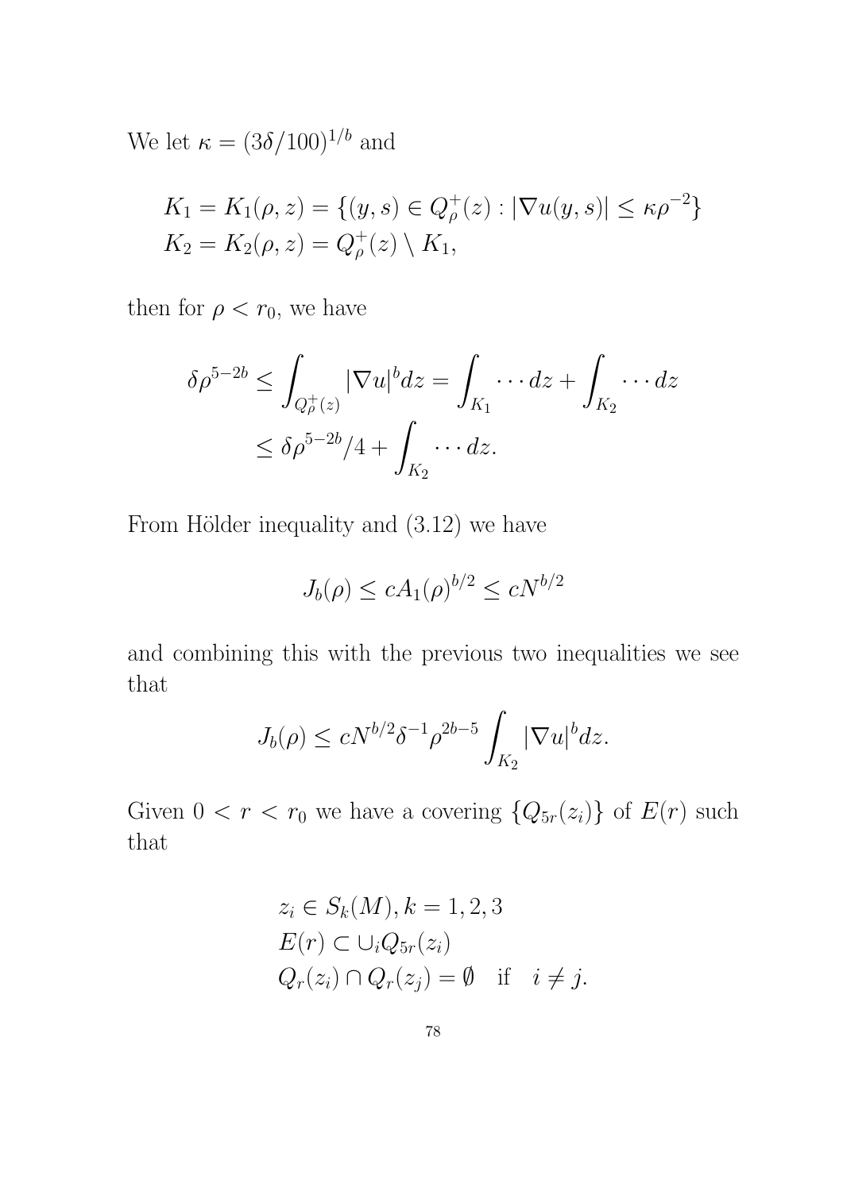We let $\kappa = (3\delta/100)^{1/b}$ and

$$
\begin{aligned}
K_1 &= K_1(\rho, z) = \{(y,s) \in Q_\rho^+(z) : |\nabla u(y,s)| \leq \kappa \rho^{-2}\} \\
K_2 &= K_2(\rho, z) = Q_\rho^+(z) \setminus K_1,
\end{aligned}
$$

then for $\rho < r_0$, we have

$$
\begin{aligned}
\delta \rho^{5-2b} &\leq \int_{Q_\rho^+(z)} |\nabla u|^b dz = \int_{K_1} \cdots dz + \int_{K_2} \cdots dz \\
&\leq \delta \rho^{5-2b}/4 + \int_{K_2} \cdots dz.
\end{aligned}
$$

From Hölder inequality and (3.12) we have

$$
J_b(\rho) \leq c A_1(\rho)^{b/2} \leq c N^{b/2}
$$

and combining this with the previous two inequalities we see that

$$
J_b(\rho) \leq c N^{b/2} \delta^{-1} \rho^{2b-5} \int_{K_2} |\nabla u|^b dz.
$$

Given $0 < r < r_0$ we have a covering $\{Q_{5r}(z_i)\}$ of $E(r)$ such that

$$
\begin{aligned}
& z_i \in S_k(M), k = 1, 2, 3 \\
& E(r) \subset \cup_i Q_{5r}(z_i) \\
& Q_r(z_i) \cap Q_r(z_j) = \emptyset \quad \text{if} \quad i \neq j.
\end{aligned}
$$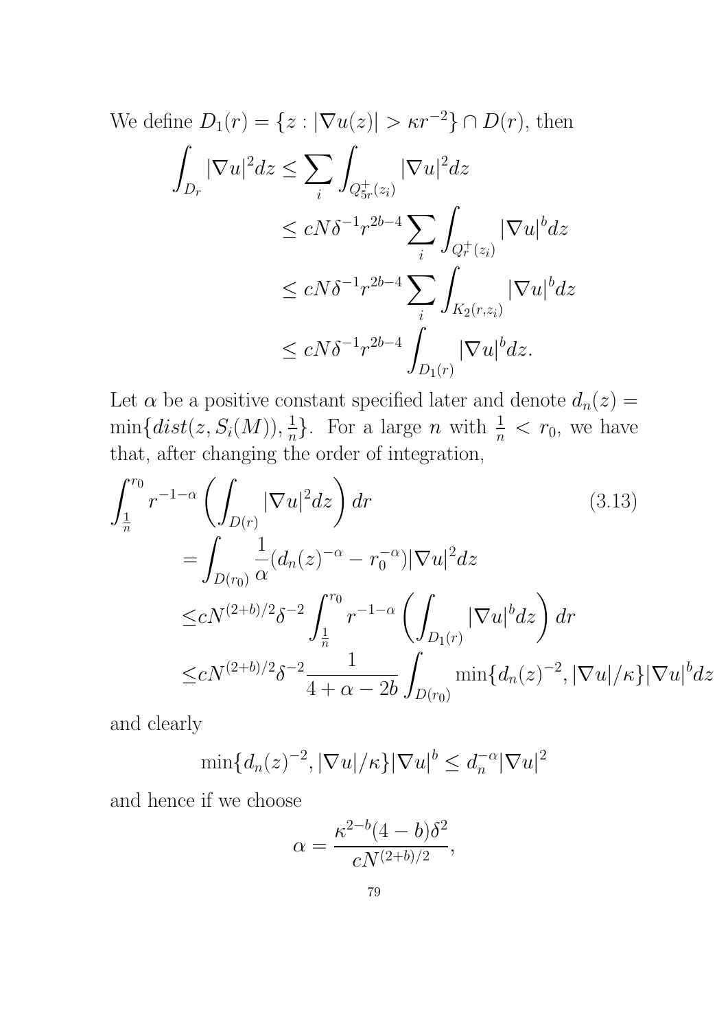We define $D_1(r) = \{z : |\nabla u(z)| > \kappa r^{-2}\} \cap D(r)$, then

$$
\begin{aligned}
\int_{D_r} |\nabla u|^2 dz &\leq \sum_i \int_{Q^+_{5r}(z_i)} |\nabla u|^2 dz \\
&\leq cN\delta^{-1} r^{2b-4} \sum_i \int_{Q^+_r(z_i)} |\nabla u|^b dz \\
&\leq cN\delta^{-1} r^{2b-4} \sum_i \int_{K_2(r,z_i)} |\nabla u|^b dz \\
&\leq cN\delta^{-1} r^{2b-4} \int_{D_1(r)} |\nabla u|^b dz.
\end{aligned}
$$

Let $\alpha$ be a positive constant specified later and denote $d_n(z) = \min\{dist(z, S_i(M)), \frac{1}{n}\}$. For a large $n$ with $\frac{1}{n} < r_0$, we have that, after changing the order of integration,

$$
\begin{aligned}
&\int_{\frac{1}{n}}^{r_0} r^{-1-\alpha} \left( \int_{D(r)} |\nabla u|^2 dz \right) dr \qquad (3.13) \\
&\quad = \int_{D(r_0)} \frac{1}{\alpha} (d_n(z)^{-\alpha} - r_0^{-\alpha}) |\nabla u|^2 dz \\
&\quad \leq cN^{(2+b)/2} \delta^{-2} \int_{\frac{1}{n}}^{r_0} r^{-1-\alpha} \left( \int_{D_1(r)} |\nabla u|^b dz \right) dr \\
&\quad \leq cN^{(2+b)/2} \delta^{-2} \frac{1}{4+\alpha-2b} \int_{D(r_0)} \min\{d_n(z)^{-2}, |\nabla u|/\kappa\} |\nabla u|^b dz
\end{aligned}
$$

and clearly

$$
\min\{d_n(z)^{-2}, |\nabla u|/\kappa\} |\nabla u|^b \leq d_n^{-\alpha} |\nabla u|^2
$$

and hence if we choose

$$
\alpha = \frac{\kappa^{2-b}(4-b)\delta^2}{cN^{(2+b)/2}},
$$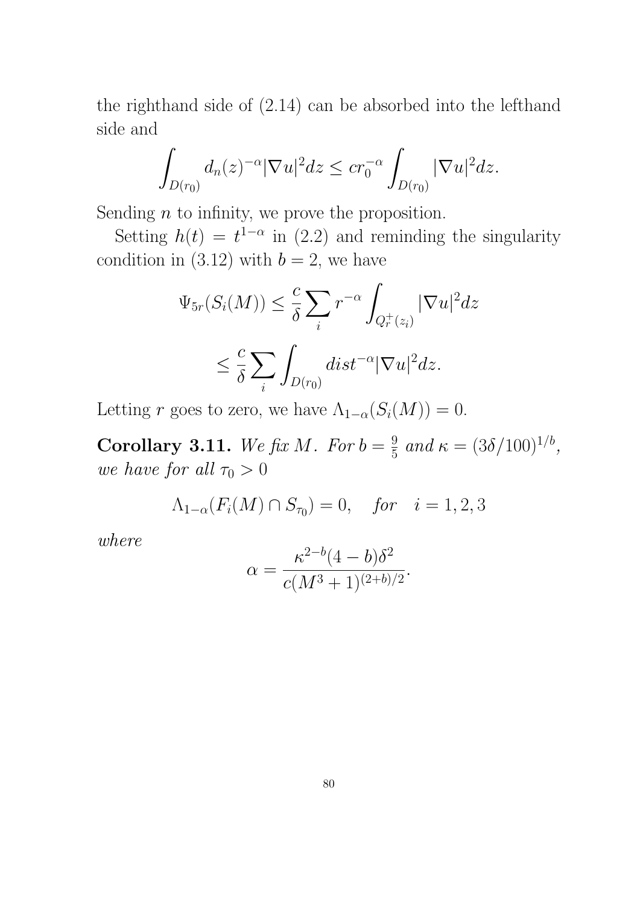the righthand side of (2.14) can be absorbed into the lefthand side and

$$\int_{D(r_0)} d_n(z)^{-\alpha} |\nabla u|^2 dz \le c r_0^{-\alpha} \int_{D(r_0)} |\nabla u|^2 dz.$$

Sending $n$ to infinity, we prove the proposition.

Setting $h(t) = t^{1-\alpha}$ in (2.2) and reminding the singularity condition in (3.12) with $b = 2$, we have

$$\Psi_{5r}(S_i(M)) \le \frac{c}{\delta} \sum_i r^{-\alpha} \int_{Q_r^+(z_i)} |\nabla u|^2 dz$$

$$\le \frac{c}{\delta} \sum_i \int_{D(r_0)} dist^{-\alpha} |\nabla u|^2 dz.$$

Letting $r$ goes to zero, we have $\Lambda_{1-\alpha}(S_i(M)) = 0$.

**Corollary 3.11.** *We fix $M$. For $b = \frac{9}{5}$ and $\kappa = (3\delta/100)^{1/b}$, we have for all $\tau_0 > 0$*

$$\Lambda_{1-\alpha}(F_i(M) \cap S_{\tau_0}) = 0, \quad for \quad i = 1, 2, 3$$

*where*

$$\alpha = \frac{\kappa^{2-b}(4-b)\delta^2}{c(M^3+1)^{(2+b)/2}}.$$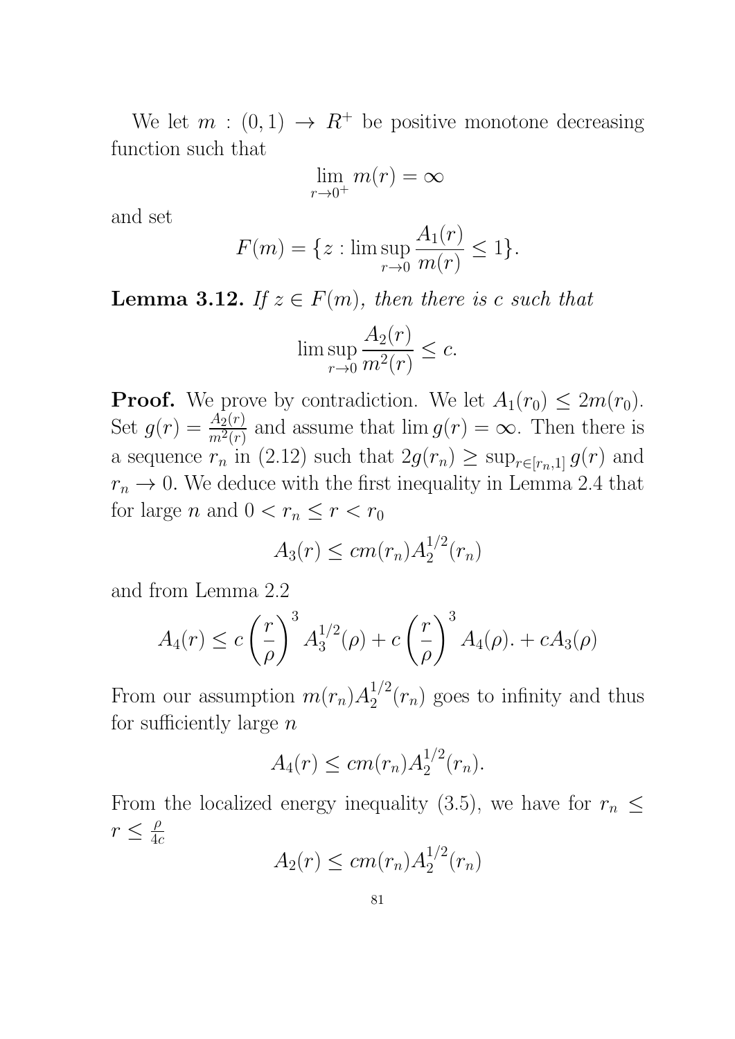We let $m : (0,1) \to R^+$ be positive monotone decreasing function such that

$$\lim_{r\to 0^+} m(r) = \infty$$

and set

$$F(m) = \{z : \limsup_{r\to 0} \frac{A_1(r)}{m(r)} \le 1\}.$$

**Lemma 3.12.** *If $z \in F(m)$, then there is $c$ such that*

$$\limsup_{r\to 0} \frac{A_2(r)}{m^2(r)} \le c.$$

**Proof.** We prove by contradiction. We let $A_1(r_0) \le 2m(r_0)$. Set $g(r) = \frac{A_2(r)}{m^2(r)}$ and assume that $\lim g(r) = \infty$. Then there is a sequence $r_n$ in (2.12) such that $2g(r_n) \ge \sup_{r\in[r_n,1]} g(r)$ and $r_n \to 0$. We deduce with the first inequality in Lemma 2.4 that for large $n$ and $0 < r_n \le r < r_0$

$$A_3(r) \le cm(r_n)A_2^{1/2}(r_n)$$

and from Lemma 2.2

$$A_4(r) \le c\left(\frac{r}{\rho}\right)^3 A_3^{1/2}(\rho) + c\left(\frac{r}{\rho}\right)^3 A_4(\rho). + cA_3(\rho)$$

From our assumption $m(r_n)A_2^{1/2}(r_n)$ goes to infinity and thus for sufficiently large $n$

$$A_4(r) \le cm(r_n)A_2^{1/2}(r_n).$$

From the localized energy inequality (3.5), we have for $r_n \le r \le \frac{\rho}{4c}$

$$A_2(r) \le cm(r_n)A_2^{1/2}(r_n)$$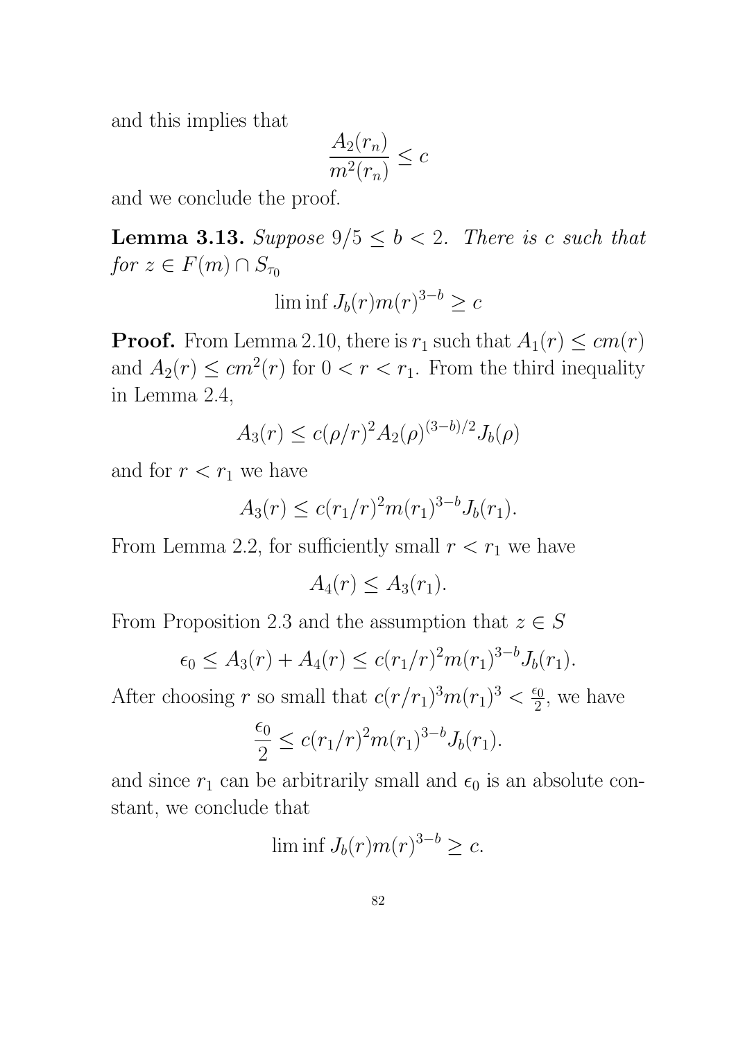and this implies that

$$\frac{A_2(r_n)}{m^2(r_n)} \le c$$

and we conclude the proof.

**Lemma 3.13.** *Suppose $9/5 \le b < 2$. There is $c$ such that for $z \in F(m) \cap S_{\tau_0}$*

$$\liminf J_b(r) m(r)^{3-b} \ge c$$

**Proof.** From Lemma 2.10, there is $r_1$ such that $A_1(r) \le cm(r)$ and $A_2(r) \le cm^2(r)$ for $0 < r < r_1$. From the third inequality in Lemma 2.4,

$$A_3(r) \le c(\rho/r)^2 A_2(\rho)^{(3-b)/2} J_b(\rho)$$

and for $r < r_1$ we have

$$A_3(r) \le c(r_1/r)^2 m(r_1)^{3-b} J_b(r_1).$$

From Lemma 2.2, for sufficiently small $r < r_1$ we have

$$A_4(r) \le A_3(r_1).$$

From Proposition 2.3 and the assumption that $z \in S$

$$\epsilon_0 \le A_3(r) + A_4(r) \le c(r_1/r)^2 m(r_1)^{3-b} J_b(r_1).$$

After choosing $r$ so small that $c(r/r_1)^3 m(r_1)^3 < \frac{\epsilon_0}{2}$, we have

$$\frac{\epsilon_0}{2} \le c(r_1/r)^2 m(r_1)^{3-b} J_b(r_1).$$

and since $r_1$ can be arbitrarily small and $\epsilon_0$ is an absolute constant, we conclude that

$$\liminf J_b(r) m(r)^{3-b} \ge c.$$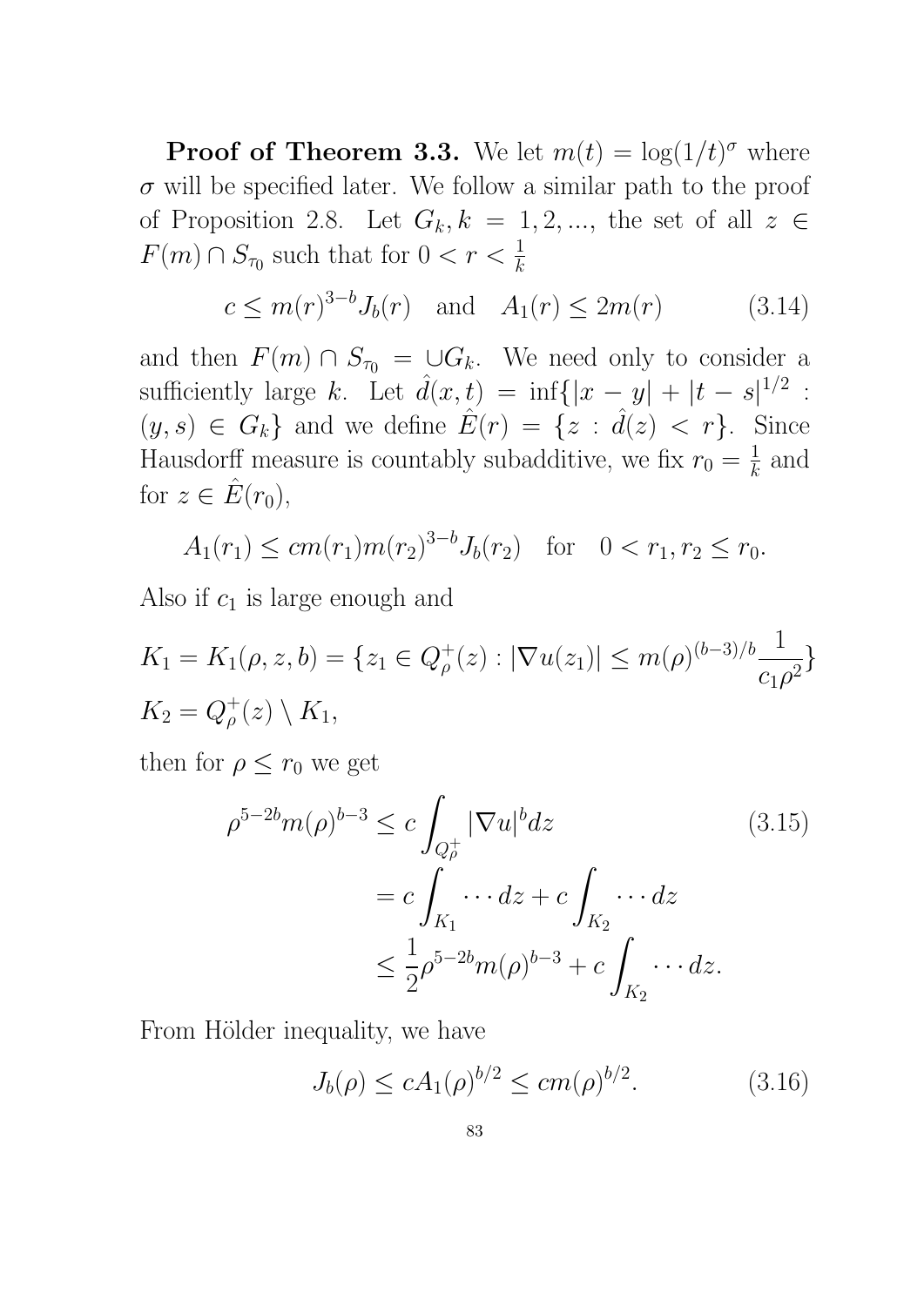**Proof of Theorem 3.3.** We let $m(t) = \log(1/t)^\sigma$ where $\sigma$ will be specified later. We follow a similar path to the proof of Proposition 2.8. Let $G_k, k = 1, 2, ...,$ the set of all $z \in F(m) \cap S_{\tau_0}$ such that for $0 < r < \frac{1}{k}$

$$c \leq m(r)^{3-b} J_b(r) \quad \text{and} \quad A_1(r) \leq 2m(r) \tag{3.14}$$

and then $F(m) \cap S_{\tau_0} = \cup G_k$. We need only to consider a sufficiently large $k$. Let $\hat{d}(x,t) = \inf\{|x-y| + |t-s|^{1/2} : (y,s) \in G_k\}$ and we define $\hat{E}(r) = \{z : \hat{d}(z) < r\}$. Since Hausdorff measure is countably subadditive, we fix $r_0 = \frac{1}{k}$ and for $z \in \hat{E}(r_0)$,

$$A_1(r_1) \leq cm(r_1) m(r_2)^{3-b} J_b(r_2) \quad \text{for} \quad 0 < r_1, r_2 \leq r_0.$$

Also if $c_1$ is large enough and

$$K_1 = K_1(\rho, z, b) = \{z_1 \in Q_\rho^+(z) : |\nabla u(z_1)| \leq m(\rho)^{(b-3)/b} \frac{1}{c_1 \rho^2}\}$$
$$K_2 = Q_\rho^+(z) \setminus K_1,$$

then for $\rho \leq r_0$ we get

$$\begin{aligned} \rho^{5-2b} m(\rho)^{b-3} &\leq c \int_{Q_\rho^+} |\nabla u|^b dz \\ &= c \int_{K_1} \cdots dz + c \int_{K_2} \cdots dz \\ &\leq \frac{1}{2} \rho^{5-2b} m(\rho)^{b-3} + c \int_{K_2} \cdots dz. \end{aligned} \tag{3.15}$$

From Hölder inequality, we have

$$J_b(\rho) \leq cA_1(\rho)^{b/2} \leq cm(\rho)^{b/2}. \tag{3.16}$$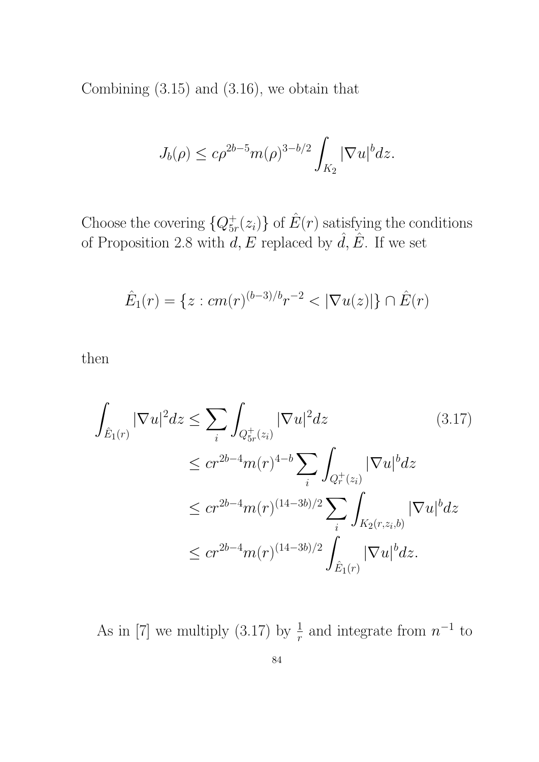Combining (3.15) and (3.16), we obtain that

$$
J_b(\rho) \leq c\rho^{2b-5} m(\rho)^{3-b/2} \int_{K_2} |\nabla u|^b dz.
$$

Choose the covering $\{Q_{5r}^+(z_i)\}$ of $\hat{E}(r)$ satisfying the conditions of Proposition 2.8 with $d, E$ replaced by $\hat{d}, \hat{E}$. If we set

$$
\hat{E}_1(r) = \{z : cm(r)^{(b-3)/b} r^{-2} < |\nabla u(z)|\} \cap \hat{E}(r)
$$

then

$$
\begin{aligned}
\int_{\hat{E}_1(r)} |\nabla u|^2 dz &\leq \sum_i \int_{Q_{5r}^+(z_i)} |\nabla u|^2 dz \qquad (3.17) \\
&\leq c r^{2b-4} m(r)^{4-b} \sum_i \int_{Q_r^+(z_i)} |\nabla u|^b dz \\
&\leq c r^{2b-4} m(r)^{(14-3b)/2} \sum_i \int_{K_2(r,z_i,b)} |\nabla u|^b dz \\
&\leq c r^{2b-4} m(r)^{(14-3b)/2} \int_{\hat{E}_1(r)} |\nabla u|^b dz.
\end{aligned}
$$

As in [7] we multiply (3.17) by $\frac{1}{r}$ and integrate from $n^{-1}$ to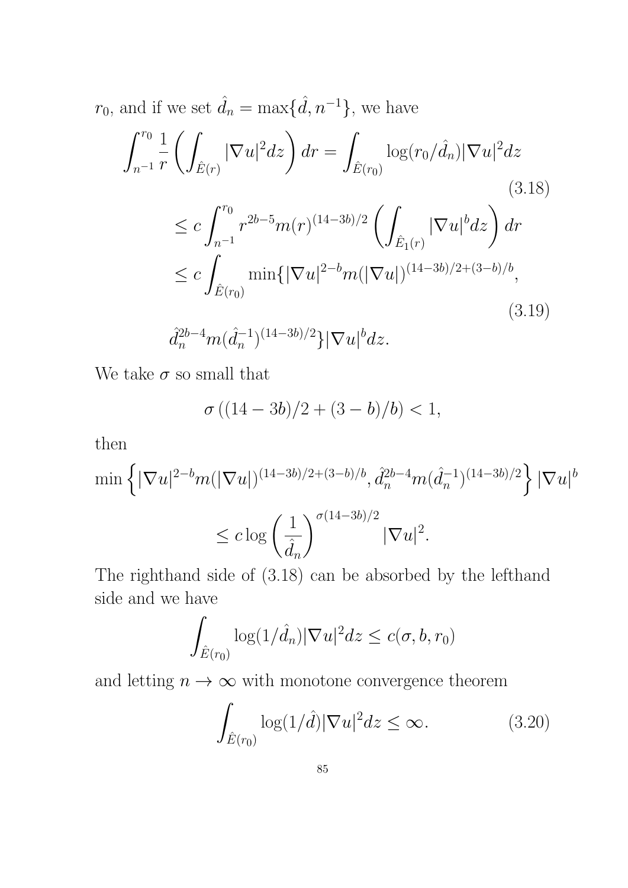$r_0$, and if we set $\hat{d}_n = \max\{\hat{d}, n^{-1}\}$, we have

$$
\int_{n^{-1}}^{r_0} \frac{1}{r} \left( \int_{\hat{E}(r)} |\nabla u|^2 dz \right) dr = \int_{\hat{E}(r_0)} \log(r_0/\hat{d}_n) |\nabla u|^2 dz \tag{3.18}
$$

$$
\begin{aligned}
&\le c \int_{n^{-1}}^{r_0} r^{2b-5} m(r)^{(14-3b)/2} \left( \int_{\hat{E}_1(r)} |\nabla u|^b dz \right) dr \\
&\le c \int_{\hat{E}(r_0)} \min\{ |\nabla u|^{2-b} m(|\nabla u|)^{(14-3b)/2+(3-b)/b}, \\
&\qquad \hat{d}_n^{2b-4} m(\hat{d}_n^{-1})^{(14-3b)/2} \} |\nabla u|^b dz.
\end{aligned} \tag{3.19}
$$

We take $\sigma$ so small that

$$
\sigma \left( (14-3b)/2 + (3-b)/b \right) < 1,
$$

then

$$
\min\left\{ |\nabla u|^{2-b} m(|\nabla u|)^{(14-3b)/2+(3-b)/b}, \hat{d}_n^{2b-4} m(\hat{d}_n^{-1})^{(14-3b)/2} \right\} |\nabla u|^b
$$

$$
\le c \log\left( \frac{1}{\hat{d}_n} \right)^{\sigma(14-3b)/2} |\nabla u|^2.
$$

The righthand side of (3.18) can be absorbed by the lefthand side and we have

$$
\int_{\hat{E}(r_0)} \log(1/\hat{d}_n) |\nabla u|^2 dz \le c(\sigma, b, r_0)
$$

and letting $n \to \infty$ with monotone convergence theorem

$$
\int_{\hat{E}(r_0)} \log(1/\hat{d}) |\nabla u|^2 dz \le \infty. \tag{3.20}
$$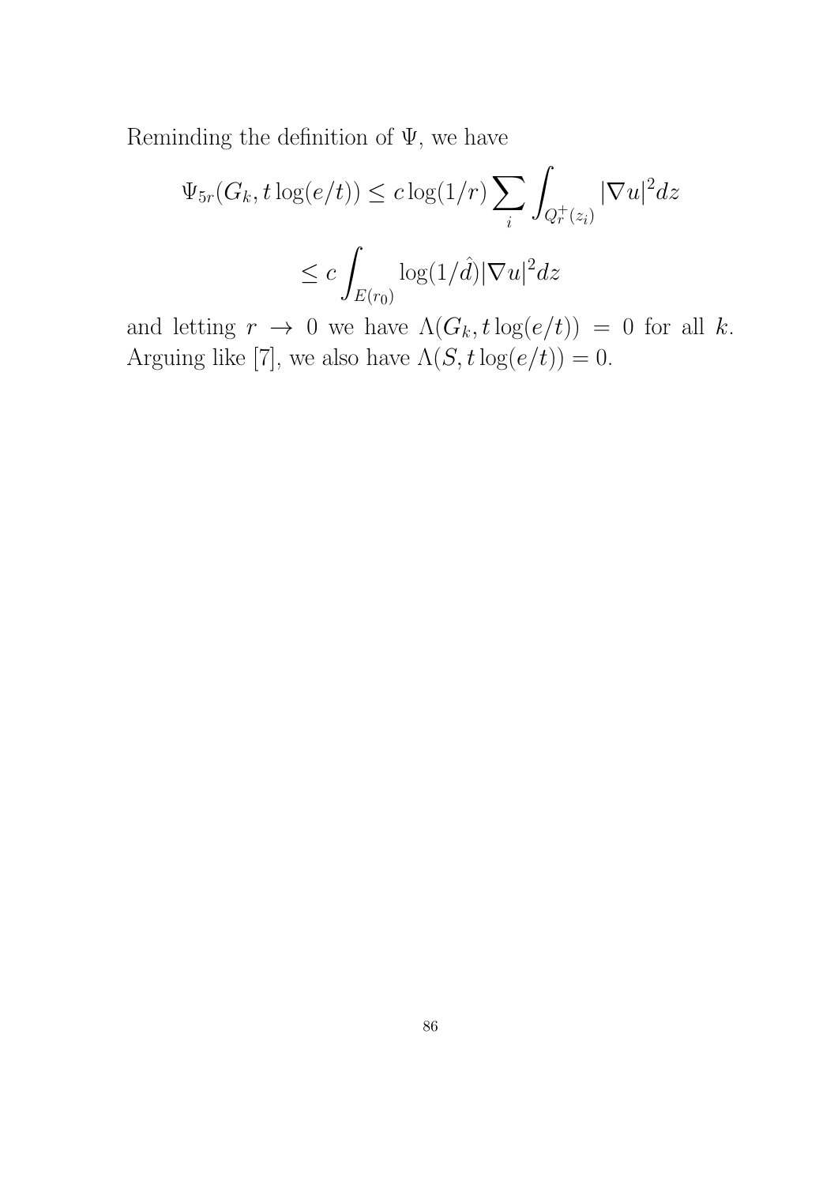Reminding the definition of $\Psi$, we have

$$\Psi_{5r}(G_k, t\log(e/t)) \leq c\log(1/r)\sum_i \int_{Q_r^+(z_i)} |\nabla u|^2 dz$$

$$\leq c\int_{E(r_0)} \log(1/\hat{d})|\nabla u|^2 dz$$

and letting $r \to 0$ we have $\Lambda(G_k, t\log(e/t)) = 0$ for all $k$. Arguing like [7], we also have $\Lambda(S, t\log(e/t)) = 0$.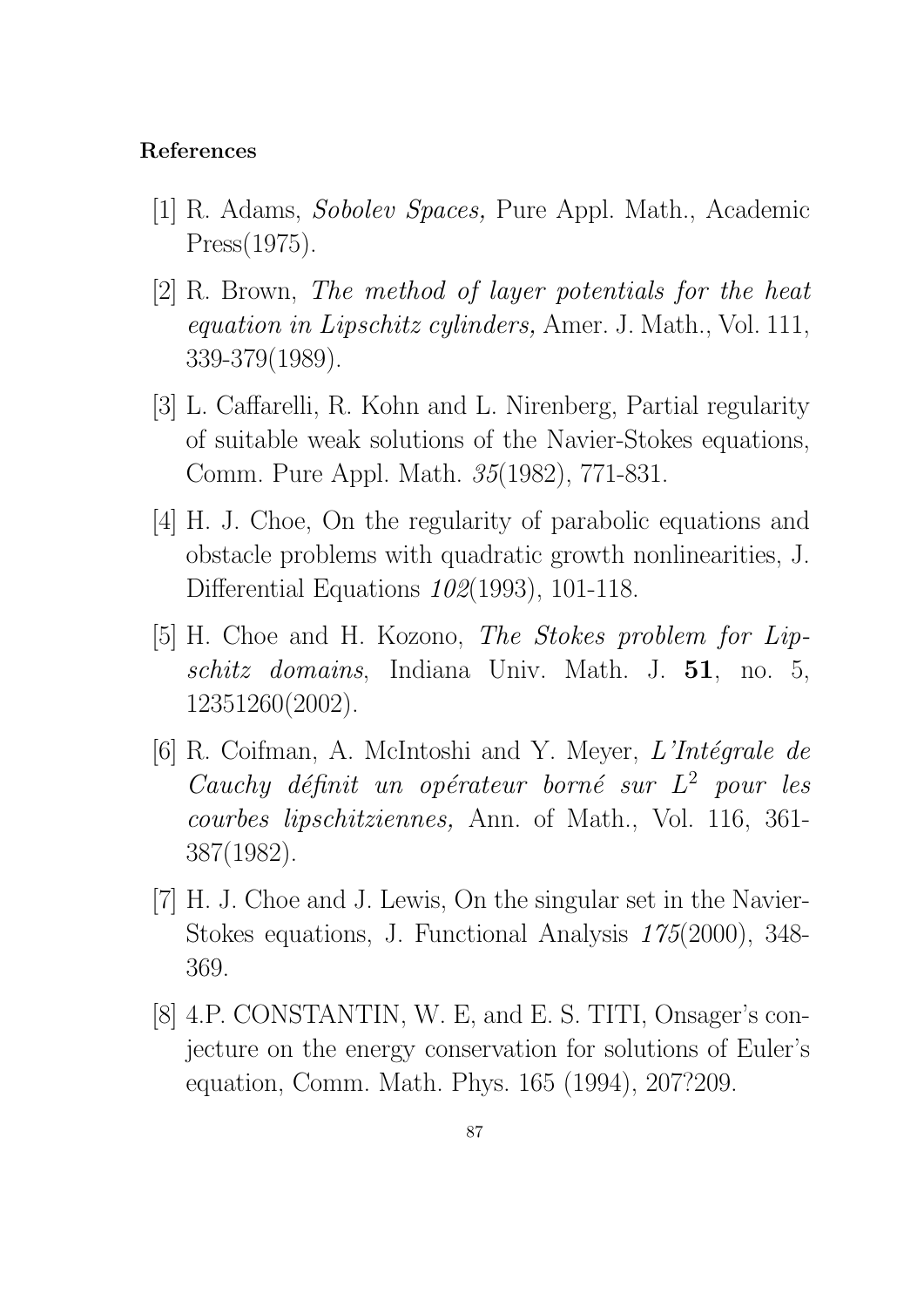**References**

[1] R. Adams, *Sobolev Spaces,* Pure Appl. Math., Academic Press(1975).

[2] R. Brown, *The method of layer potentials for the heat equation in Lipschitz cylinders,* Amer. J. Math., Vol. 111, 339-379(1989).

[3] L. Caffarelli, R. Kohn and L. Nirenberg, Partial regularity of suitable weak solutions of the Navier-Stokes equations, Comm. Pure Appl. Math. *35*(1982), 771-831.

[4] H. J. Choe, On the regularity of parabolic equations and obstacle problems with quadratic growth nonlinearities, J. Differential Equations *102*(1993), 101-118.

[5] H. Choe and H. Kozono, *The Stokes problem for Lipschitz domains*, Indiana Univ. Math. J. **51**, no. 5, 12351260(2002).

[6] R. Coifman, A. McIntoshi and Y. Meyer, *L'Intégrale de Cauchy définit un opérateur borné sur $L^2$ pour les courbes lipschitziennes,* Ann. of Math., Vol. 116, 361-387(1982).

[7] H. J. Choe and J. Lewis, On the singular set in the Navier-Stokes equations, J. Functional Analysis *175*(2000), 348-369.

[8] 4.P. CONSTANTIN, W. E, and E. S. TITI, Onsager's conjecture on the energy conservation for solutions of Euler's equation, Comm. Math. Phys. 165 (1994), 207?209.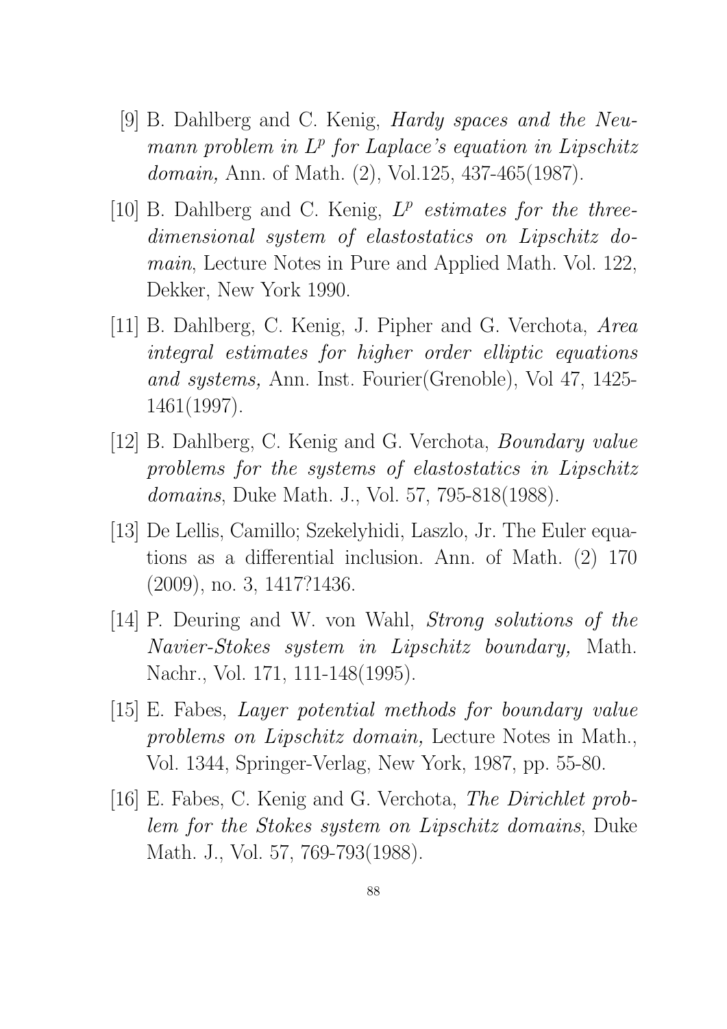[9] B. Dahlberg and C. Kenig, *Hardy spaces and the Neumann problem in $L^p$ for Laplace's equation in Lipschitz domain,* Ann. of Math. (2), Vol.125, 437-465(1987).

[10] B. Dahlberg and C. Kenig, *$L^p$ estimates for the three-dimensional system of elastostatics on Lipschitz domain*, Lecture Notes in Pure and Applied Math. Vol. 122, Dekker, New York 1990.

[11] B. Dahlberg, C. Kenig, J. Pipher and G. Verchota, *Area integral estimates for higher order elliptic equations and systems,* Ann. Inst. Fourier(Grenoble), Vol 47, 1425-1461(1997).

[12] B. Dahlberg, C. Kenig and G. Verchota, *Boundary value problems for the systems of elastostatics in Lipschitz domains*, Duke Math. J., Vol. 57, 795-818(1988).

[13] De Lellis, Camillo; Szekelyhidi, Laszlo, Jr. The Euler equations as a differential inclusion. Ann. of Math. (2) 170 (2009), no. 3, 1417?1436.

[14] P. Deuring and W. von Wahl, *Strong solutions of the Navier-Stokes system in Lipschitz boundary,* Math. Nachr., Vol. 171, 111-148(1995).

[15] E. Fabes, *Layer potential methods for boundary value problems on Lipschitz domain,* Lecture Notes in Math., Vol. 1344, Springer-Verlag, New York, 1987, pp. 55-80.

[16] E. Fabes, C. Kenig and G. Verchota, *The Dirichlet problem for the Stokes system on Lipschitz domains*, Duke Math. J., Vol. 57, 769-793(1988).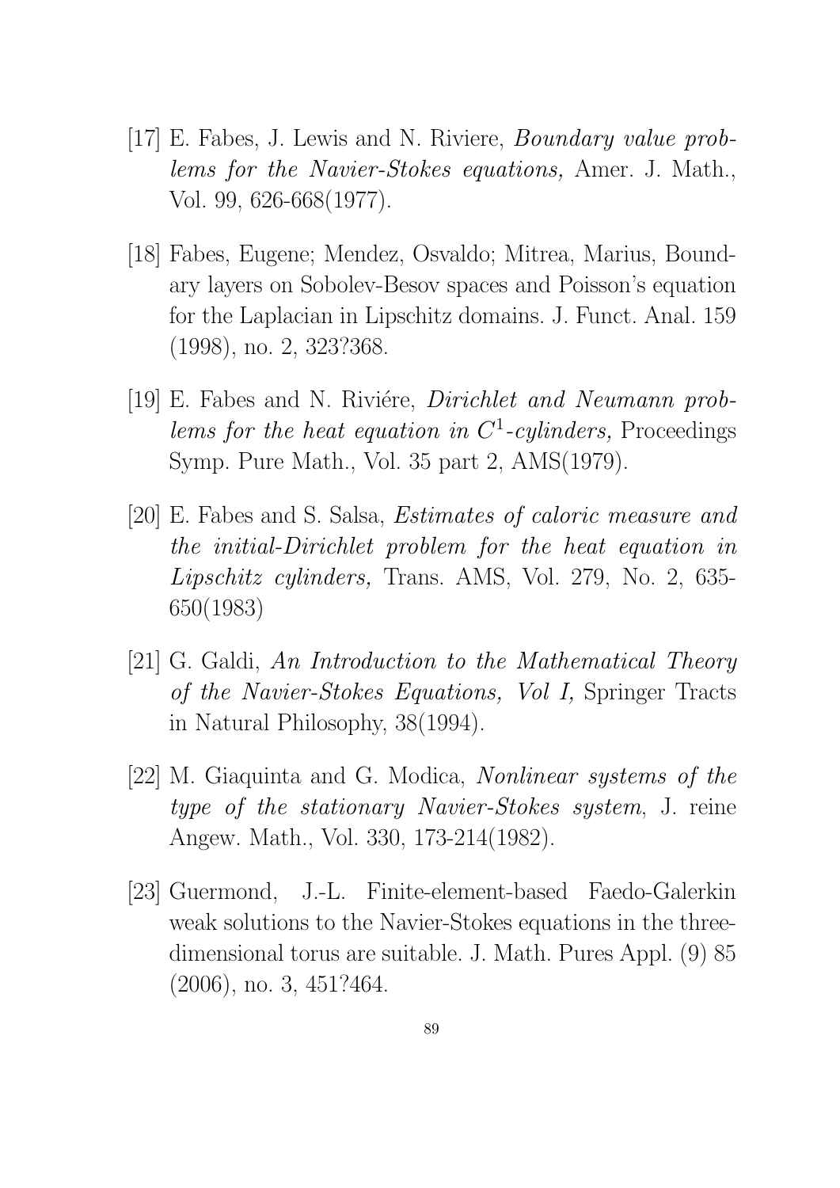[17] E. Fabes, J. Lewis and N. Riviere, *Boundary value problems for the Navier-Stokes equations,* Amer. J. Math., Vol. 99, 626-668(1977).

[18] Fabes, Eugene; Mendez, Osvaldo; Mitrea, Marius, Boundary layers on Sobolev-Besov spaces and Poisson's equation for the Laplacian in Lipschitz domains. J. Funct. Anal. 159 (1998), no. 2, 323?368.

[19] E. Fabes and N. Riviére, *Dirichlet and Neumann problems for the heat equation in $C^1$-cylinders,* Proceedings Symp. Pure Math., Vol. 35 part 2, AMS(1979).

[20] E. Fabes and S. Salsa, *Estimates of caloric measure and the initial-Dirichlet problem for the heat equation in Lipschitz cylinders,* Trans. AMS, Vol. 279, No. 2, 635-650(1983)

[21] G. Galdi, *An Introduction to the Mathematical Theory of the Navier-Stokes Equations, Vol I,* Springer Tracts in Natural Philosophy, 38(1994).

[22] M. Giaquinta and G. Modica, *Nonlinear systems of the type of the stationary Navier-Stokes system*, J. reine Angew. Math., Vol. 330, 173-214(1982).

[23] Guermond, J.-L. Finite-element-based Faedo-Galerkin weak solutions to the Navier-Stokes equations in the three-dimensional torus are suitable. J. Math. Pures Appl. (9) 85 (2006), no. 3, 451?464.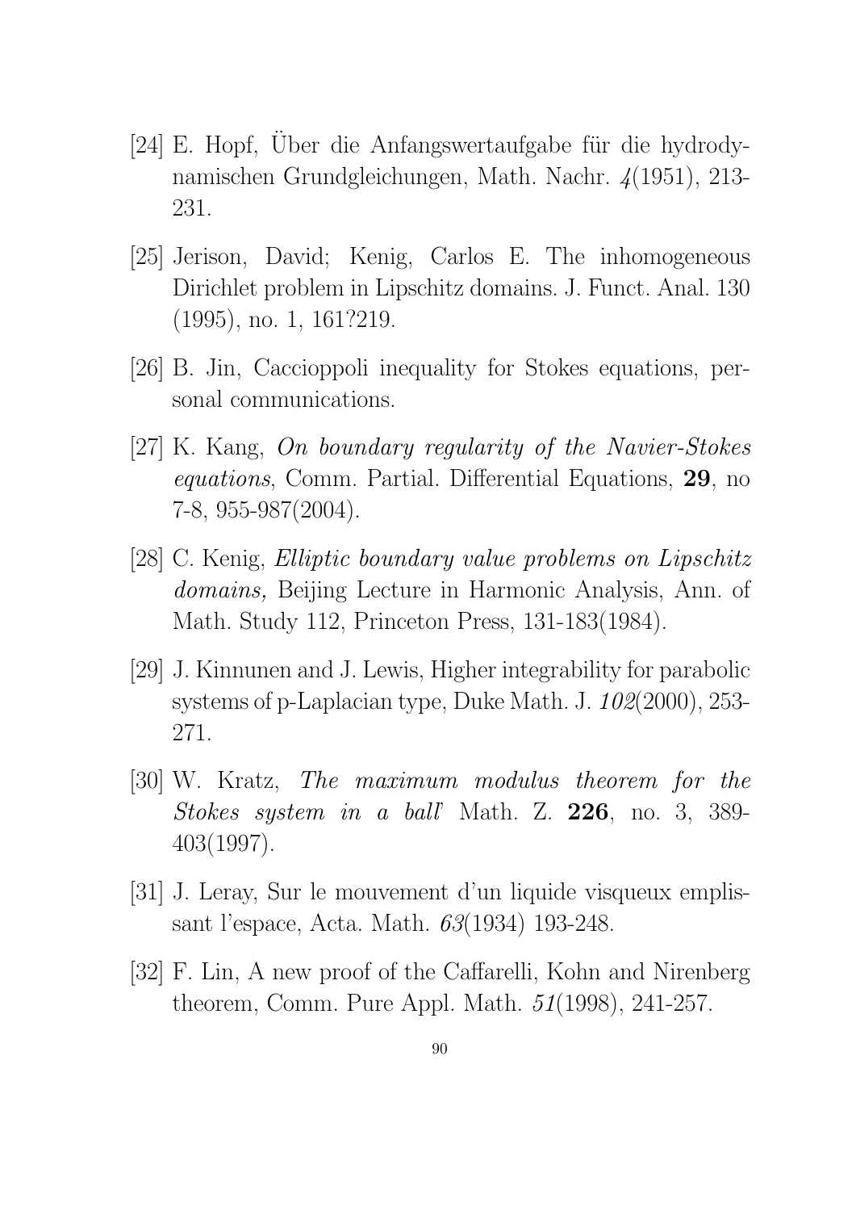[24] E. Hopf, Über die Anfangswertaufgabe für die hydrodynamischen Grundgleichungen, Math. Nachr. *4*(1951), 213-231.

[25] Jerison, David; Kenig, Carlos E. The inhomogeneous Dirichlet problem in Lipschitz domains. J. Funct. Anal. 130 (1995), no. 1, 161?219.

[26] B. Jin, Caccioppoli inequality for Stokes equations, personal communications.

[27] K. Kang, *On boundary regularity of the Navier-Stokes equations*, Comm. Partial. Differential Equations, **29**, no 7-8, 955-987(2004).

[28] C. Kenig, *Elliptic boundary value problems on Lipschitz domains,* Beijing Lecture in Harmonic Analysis, Ann. of Math. Study 112, Princeton Press, 131-183(1984).

[29] J. Kinnunen and J. Lewis, Higher integrability for parabolic systems of p-Laplacian type, Duke Math. J. *102*(2000), 253-271.

[30] W. Kratz, *The maximum modulus theorem for the Stokes system in a ball*' Math. Z. **226**, no. 3, 389-403(1997).

[31] J. Leray, Sur le mouvement d'un liquide visqueux emplissant l'espace, Acta. Math. *63*(1934) 193-248.

[32] F. Lin, A new proof of the Caffarelli, Kohn and Nirenberg theorem, Comm. Pure Appl. Math. *51*(1998), 241-257.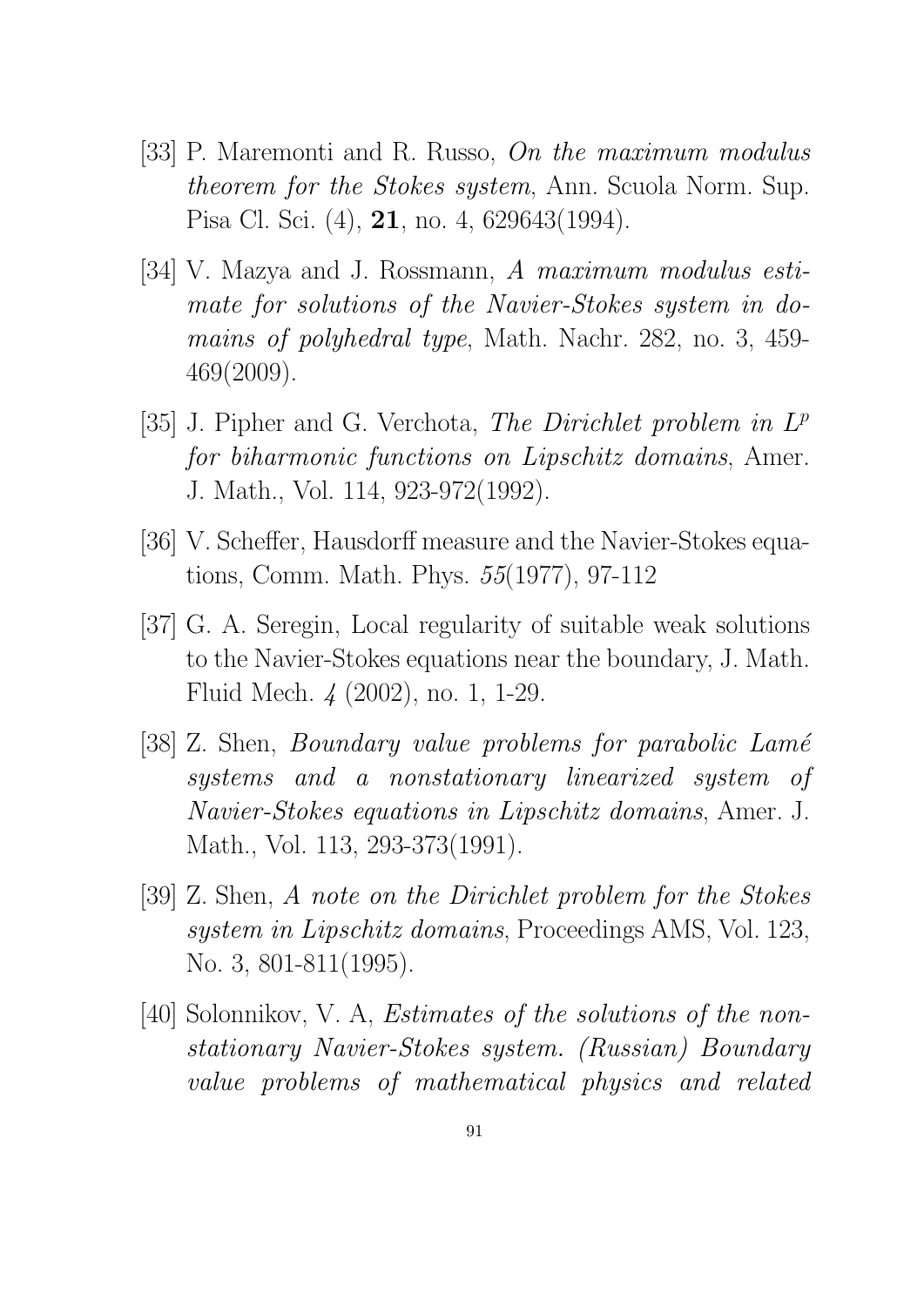[33] P. Maremonti and R. Russo, *On the maximum modulus theorem for the Stokes system*, Ann. Scuola Norm. Sup. Pisa Cl. Sci. (4), **21**, no. 4, 629643(1994).

[34] V. Mazya and J. Rossmann, *A maximum modulus estimate for solutions of the Navier-Stokes system in domains of polyhedral type*, Math. Nachr. 282, no. 3, 459-469(2009).

[35] J. Pipher and G. Verchota, *The Dirichlet problem in $L^p$ for biharmonic functions on Lipschitz domains*, Amer. J. Math., Vol. 114, 923-972(1992).

[36] V. Scheffer, Hausdorff measure and the Navier-Stokes equations, Comm. Math. Phys. *55*(1977), 97-112

[37] G. A. Seregin, Local regularity of suitable weak solutions to the Navier-Stokes equations near the boundary, J. Math. Fluid Mech. *4* (2002), no. 1, 1-29.

[38] Z. Shen, *Boundary value problems for parabolic Lamé systems and a nonstationary linearized system of Navier-Stokes equations in Lipschitz domains*, Amer. J. Math., Vol. 113, 293-373(1991).

[39] Z. Shen, *A note on the Dirichlet problem for the Stokes system in Lipschitz domains*, Proceedings AMS, Vol. 123, No. 3, 801-811(1995).

[40] Solonnikov, V. A, *Estimates of the solutions of the nonstationary Navier-Stokes system. (Russian) Boundary value problems of mathematical physics and related*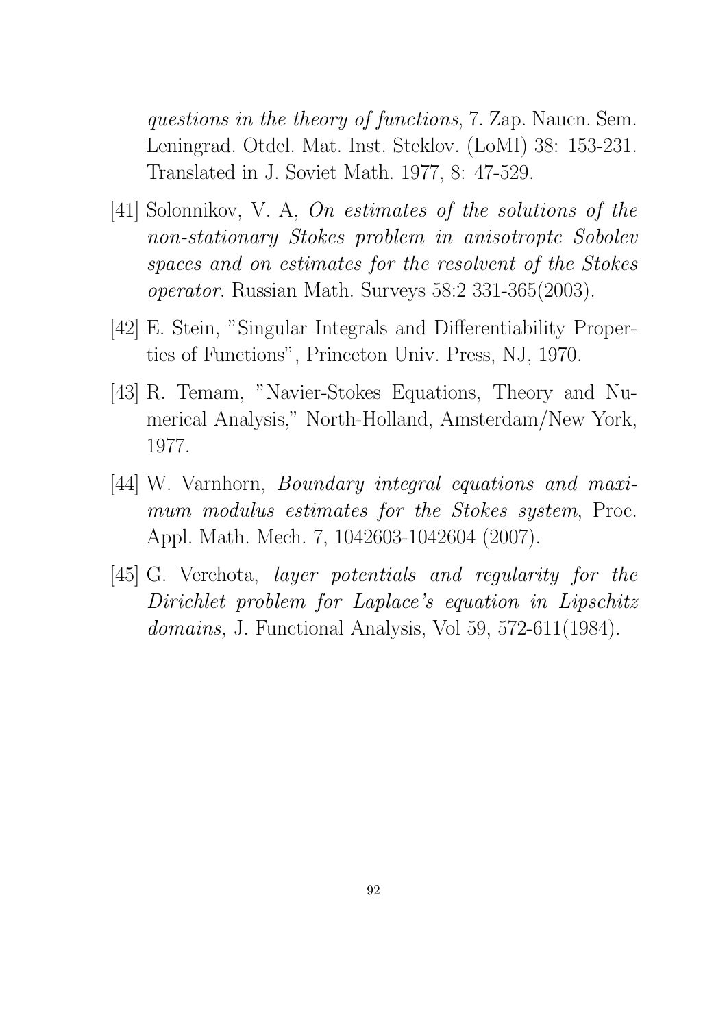*questions in the theory of functions*, 7. Zap. Naucn. Sem. Leningrad. Otdel. Mat. Inst. Steklov. (LoMI) 38: 153-231. Translated in J. Soviet Math. 1977, 8: 47-529.

[41] Solonnikov, V. A, *On estimates of the solutions of the non-stationary Stokes problem in anisotroptc Sobolev spaces and on estimates for the resolvent of the Stokes operator*. Russian Math. Surveys 58:2 331-365(2003).

[42] E. Stein, "Singular Integrals and Differentiability Properties of Functions", Princeton Univ. Press, NJ, 1970.

[43] R. Temam, "Navier-Stokes Equations, Theory and Numerical Analysis," North-Holland, Amsterdam/New York, 1977.

[44] W. Varnhorn, *Boundary integral equations and maximum modulus estimates for the Stokes system*, Proc. Appl. Math. Mech. 7, 1042603-1042604 (2007).

[45] G. Verchota, *layer potentials and regularity for the Dirichlet problem for Laplace's equation in Lipschitz domains,* J. Functional Analysis, Vol 59, 572-611(1984).